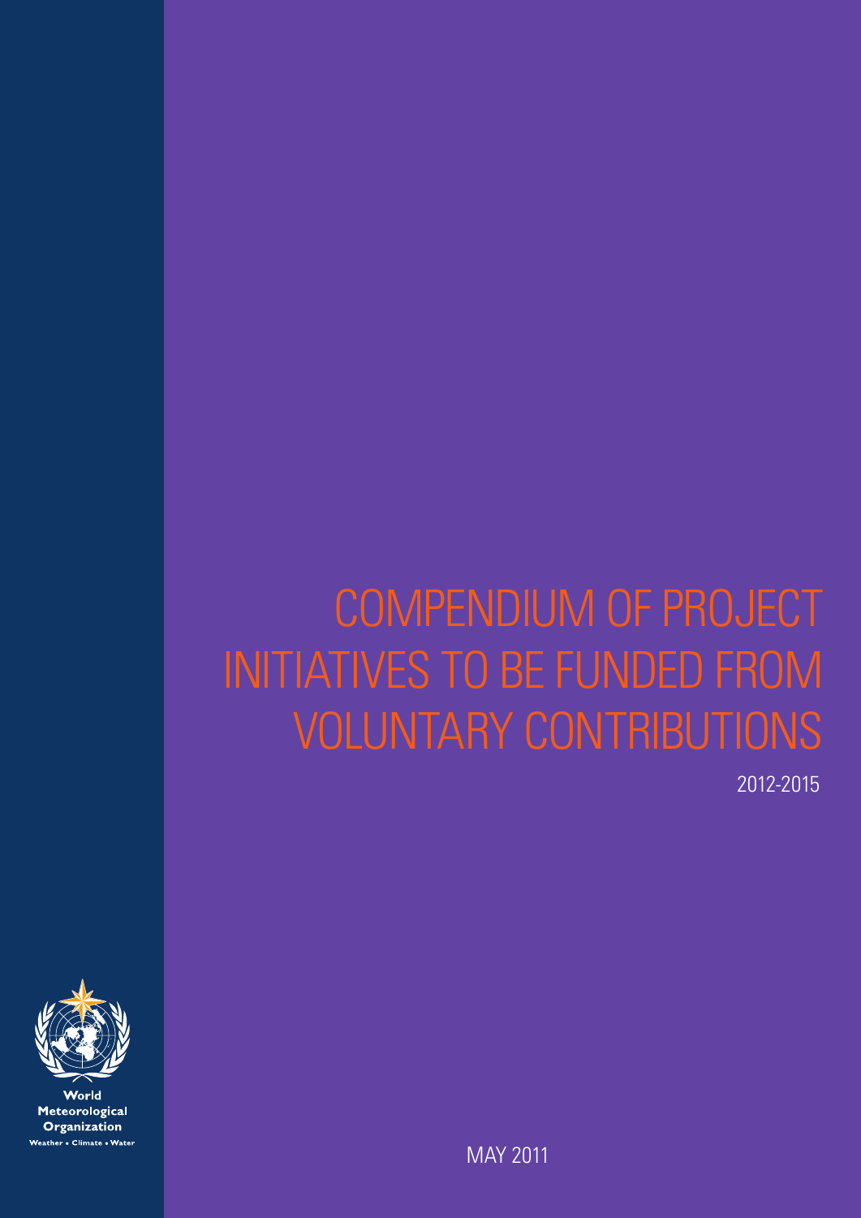# COMPENDIUM OF PROJECT INITIATIVES TO BE FUNDED FROM VOLUNTARY CONTRIBUTIONS

2012-2015

World Meteorological Organization

Weather • Climate • Water

MAY 2011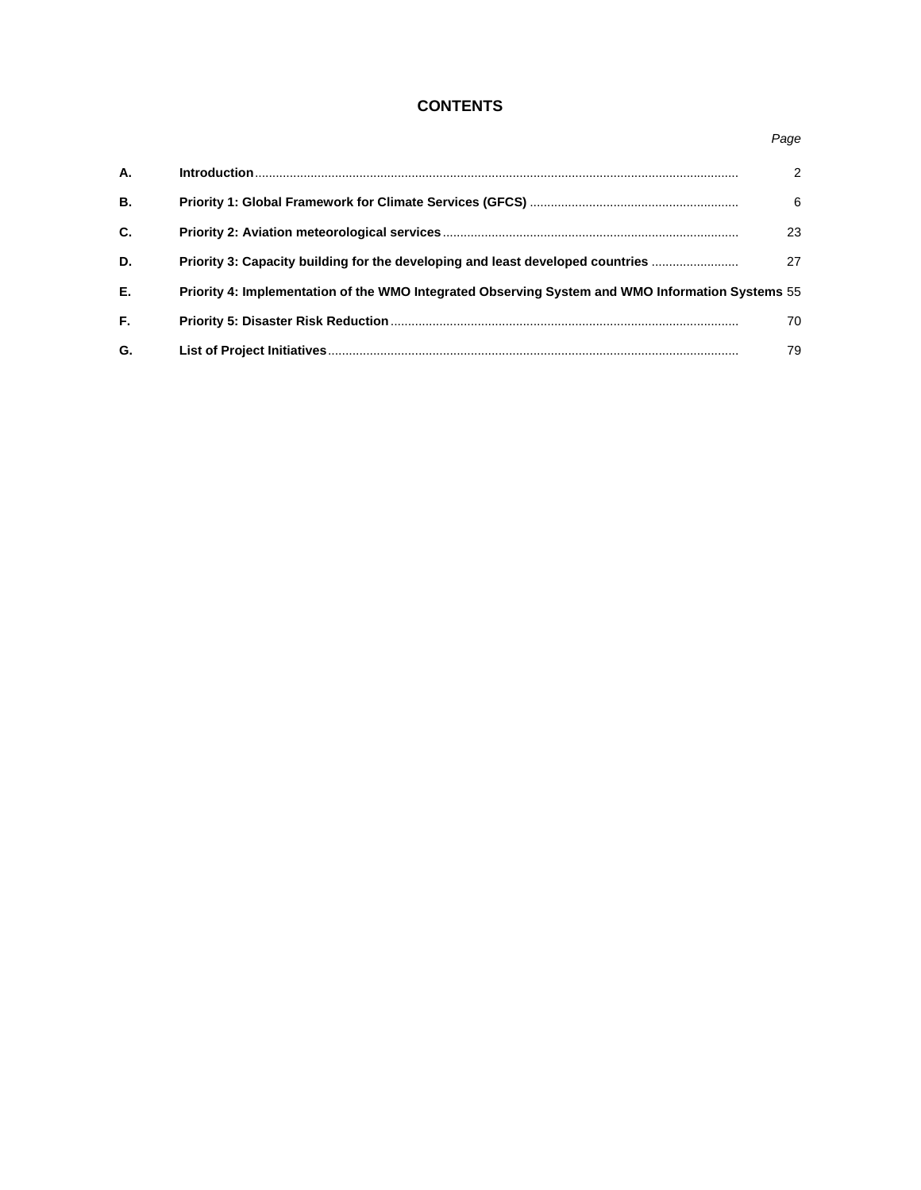## CONTENTS

| | | *Page* |
|---|---|---|
| **A.** | **Introduction** | 2 |
| **B.** | **Priority 1: Global Framework for Climate Services (GFCS)** | 6 |
| **C.** | **Priority 2: Aviation meteorological services** | 23 |
| **D.** | **Priority 3: Capacity building for the developing and least developed countries** | 27 |
| **E.** | **Priority 4: Implementation of the WMO Integrated Observing System and WMO Information Systems** | 55 |
| **F.** | **Priority 5: Disaster Risk Reduction** | 70 |
| **G.** | **List of Project Initiatives** | 79 |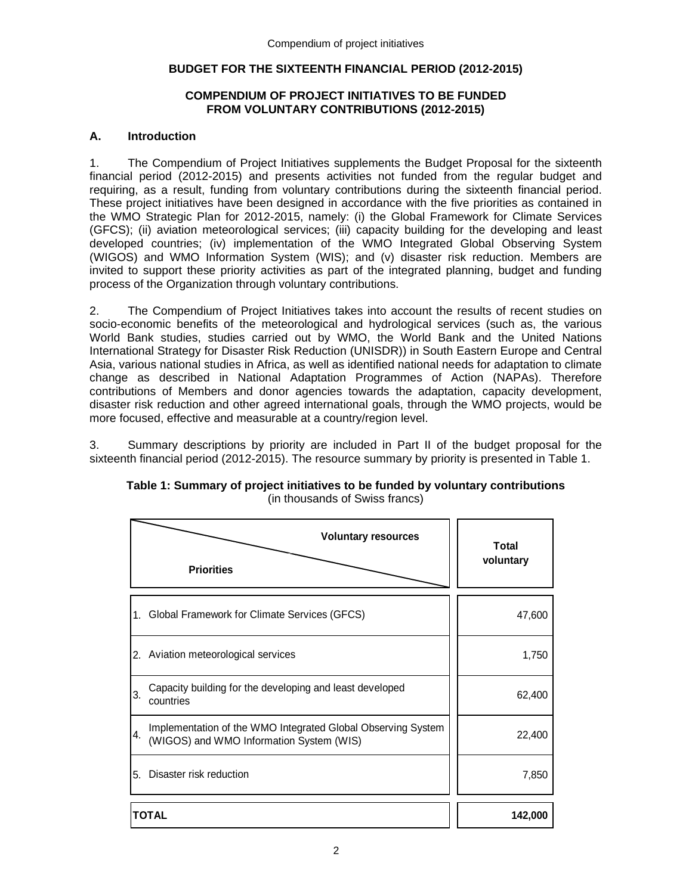**BUDGET FOR THE SIXTEENTH FINANCIAL PERIOD (2012-2015)**

**COMPENDIUM OF PROJECT INITIATIVES TO BE FUNDED FROM VOLUNTARY CONTRIBUTIONS (2012-2015)**

## A. Introduction

1. The Compendium of Project Initiatives supplements the Budget Proposal for the sixteenth financial period (2012-2015) and presents activities not funded from the regular budget and requiring, as a result, funding from voluntary contributions during the sixteenth financial period. These project initiatives have been designed in accordance with the five priorities as contained in the WMO Strategic Plan for 2012-2015, namely: (i) the Global Framework for Climate Services (GFCS); (ii) aviation meteorological services; (iii) capacity building for the developing and least developed countries; (iv) implementation of the WMO Integrated Global Observing System (WIGOS) and WMO Information System (WIS); and (v) disaster risk reduction. Members are invited to support these priority activities as part of the integrated planning, budget and funding process of the Organization through voluntary contributions.

2. The Compendium of Project Initiatives takes into account the results of recent studies on socio-economic benefits of the meteorological and hydrological services (such as, the various World Bank studies, studies carried out by WMO, the World Bank and the United Nations International Strategy for Disaster Risk Reduction (UNISDR)) in South Eastern Europe and Central Asia, various national studies in Africa, as well as identified national needs for adaptation to climate change as described in National Adaptation Programmes of Action (NAPAs). Therefore contributions of Members and donor agencies towards the adaptation, capacity development, disaster risk reduction and other agreed international goals, through the WMO projects, would be more focused, effective and measurable at a country/region level.

3. Summary descriptions by priority are included in Part II of the budget proposal for the sixteenth financial period (2012-2015). The resource summary by priority is presented in Table 1.

**Table 1: Summary of project initiatives to be funded by voluntary contributions**
(in thousands of Swiss francs)

| Priorities / Voluntary resources | Total voluntary |
|---|---|
| 1. Global Framework for Climate Services (GFCS) | 47,600 |
| 2. Aviation meteorological services | 1,750 |
| 3. Capacity building for the developing and least developed countries | 62,400 |
| 4. Implementation of the WMO Integrated Global Observing System (WIGOS) and WMO Information System (WIS) | 22,400 |
| 5. Disaster risk reduction | 7,850 |
| **TOTAL** | **142,000** |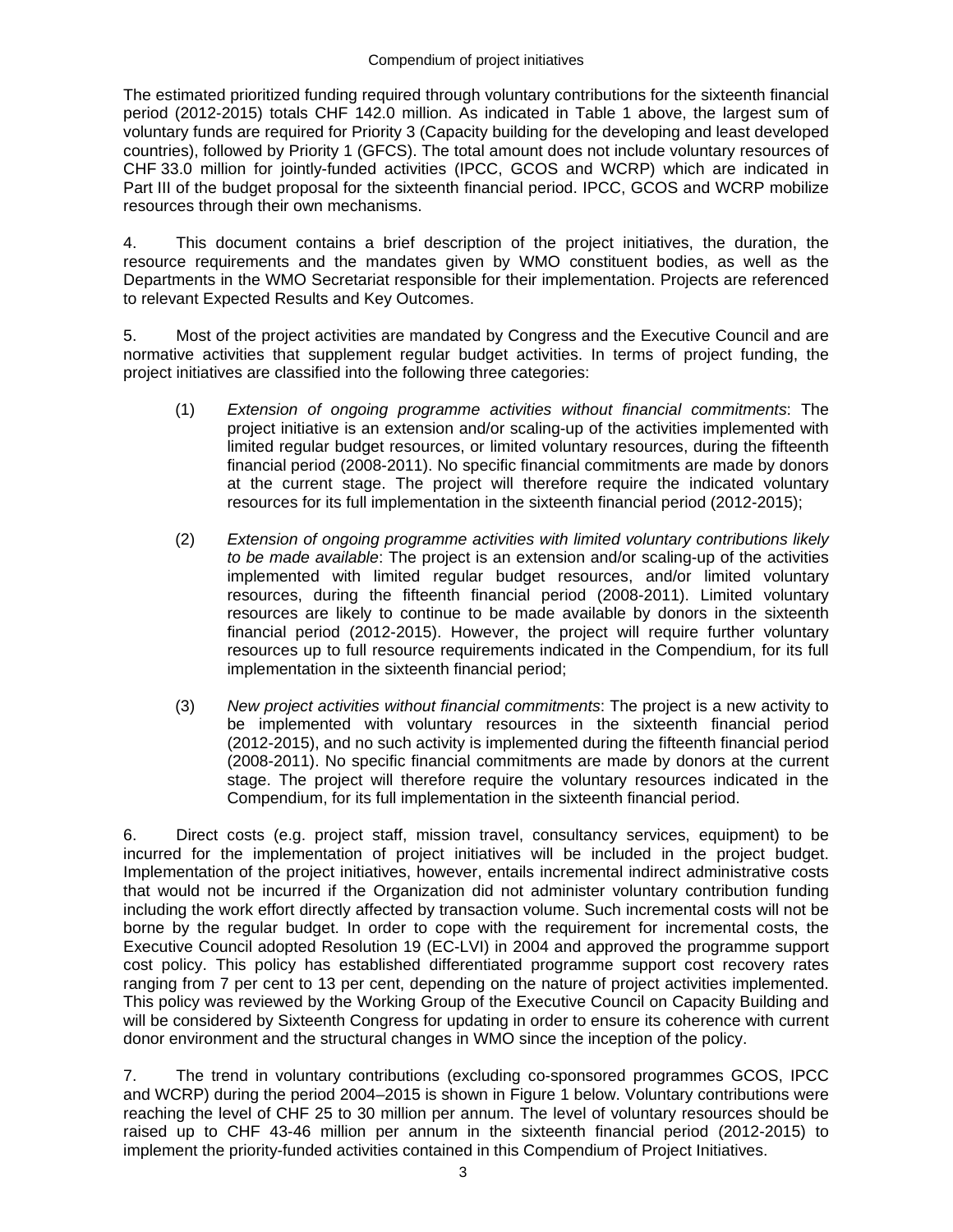The estimated prioritized funding required through voluntary contributions for the sixteenth financial period (2012-2015) totals CHF 142.0 million. As indicated in Table 1 above, the largest sum of voluntary funds are required for Priority 3 (Capacity building for the developing and least developed countries), followed by Priority 1 (GFCS). The total amount does not include voluntary resources of CHF 33.0 million for jointly-funded activities (IPCC, GCOS and WCRP) which are indicated in Part III of the budget proposal for the sixteenth financial period. IPCC, GCOS and WCRP mobilize resources through their own mechanisms.

4. This document contains a brief description of the project initiatives, the duration, the resource requirements and the mandates given by WMO constituent bodies, as well as the Departments in the WMO Secretariat responsible for their implementation. Projects are referenced to relevant Expected Results and Key Outcomes.

5. Most of the project activities are mandated by Congress and the Executive Council and are normative activities that supplement regular budget activities. In terms of project funding, the project initiatives are classified into the following three categories:

(1) *Extension of ongoing programme activities without financial commitments*: The project initiative is an extension and/or scaling-up of the activities implemented with limited regular budget resources, or limited voluntary resources, during the fifteenth financial period (2008-2011). No specific financial commitments are made by donors at the current stage. The project will therefore require the indicated voluntary resources for its full implementation in the sixteenth financial period (2012-2015);

(2) *Extension of ongoing programme activities with limited voluntary contributions likely to be made available*: The project is an extension and/or scaling-up of the activities implemented with limited regular budget resources, and/or limited voluntary resources, during the fifteenth financial period (2008-2011). Limited voluntary resources are likely to continue to be made available by donors in the sixteenth financial period (2012-2015). However, the project will require further voluntary resources up to full resource requirements indicated in the Compendium, for its full implementation in the sixteenth financial period;

(3) *New project activities without financial commitments*: The project is a new activity to be implemented with voluntary resources in the sixteenth financial period (2012-2015), and no such activity is implemented during the fifteenth financial period (2008-2011). No specific financial commitments are made by donors at the current stage. The project will therefore require the voluntary resources indicated in the Compendium, for its full implementation in the sixteenth financial period.

6. Direct costs (e.g. project staff, mission travel, consultancy services, equipment) to be incurred for the implementation of project initiatives will be included in the project budget. Implementation of the project initiatives, however, entails incremental indirect administrative costs that would not be incurred if the Organization did not administer voluntary contribution funding including the work effort directly affected by transaction volume. Such incremental costs will not be borne by the regular budget. In order to cope with the requirement for incremental costs, the Executive Council adopted Resolution 19 (EC-LVI) in 2004 and approved the programme support cost policy. This policy has established differentiated programme support cost recovery rates ranging from 7 per cent to 13 per cent, depending on the nature of project activities implemented. This policy was reviewed by the Working Group of the Executive Council on Capacity Building and will be considered by Sixteenth Congress for updating in order to ensure its coherence with current donor environment and the structural changes in WMO since the inception of the policy.

7. The trend in voluntary contributions (excluding co-sponsored programmes GCOS, IPCC and WCRP) during the period 2004–2015 is shown in Figure 1 below. Voluntary contributions were reaching the level of CHF 25 to 30 million per annum. The level of voluntary resources should be raised up to CHF 43-46 million per annum in the sixteenth financial period (2012-2015) to implement the priority-funded activities contained in this Compendium of Project Initiatives.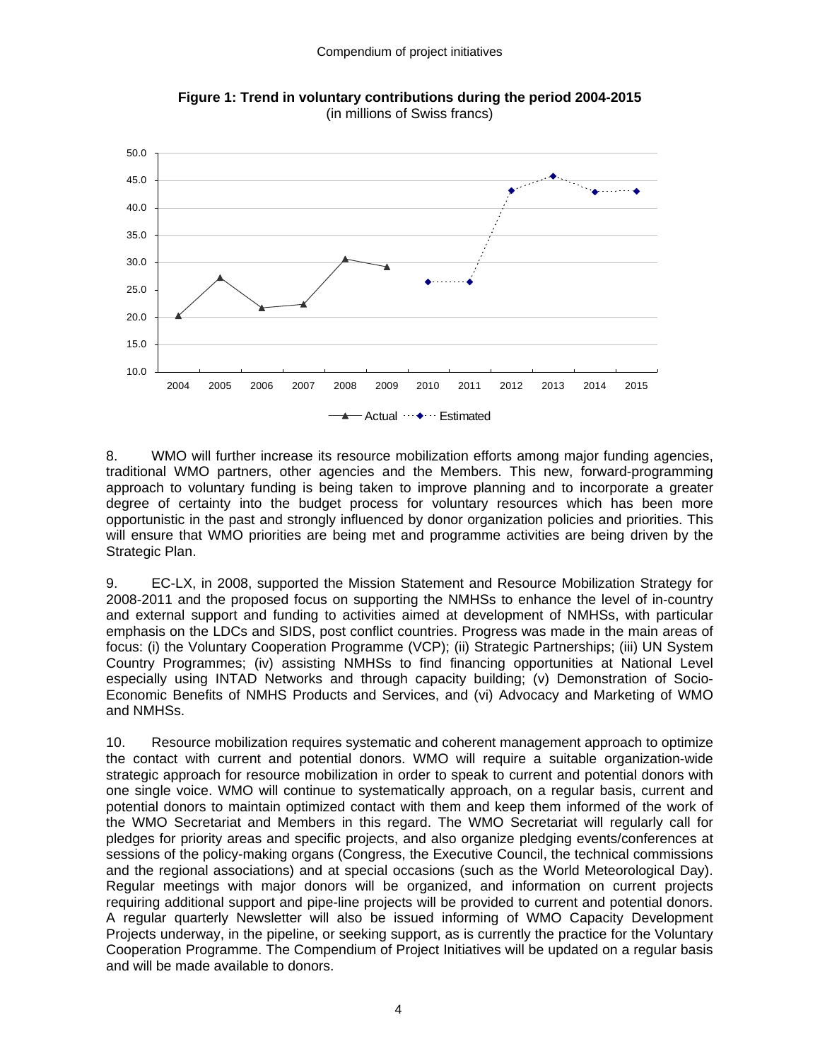**Figure 1: Trend in voluntary contributions during the period 2004-2015**
(in millions of Swiss francs)

8. WMO will further increase its resource mobilization efforts among major funding agencies, traditional WMO partners, other agencies and the Members. This new, forward-programming approach to voluntary funding is being taken to improve planning and to incorporate a greater degree of certainty into the budget process for voluntary resources which has been more opportunistic in the past and strongly influenced by donor organization policies and priorities. This will ensure that WMO priorities are being met and programme activities are being driven by the Strategic Plan.

9. EC-LX, in 2008, supported the Mission Statement and Resource Mobilization Strategy for 2008-2011 and the proposed focus on supporting the NMHSs to enhance the level of in-country and external support and funding to activities aimed at development of NMHSs, with particular emphasis on the LDCs and SIDS, post conflict countries. Progress was made in the main areas of focus: (i) the Voluntary Cooperation Programme (VCP); (ii) Strategic Partnerships; (iii) UN System Country Programmes; (iv) assisting NMHSs to find financing opportunities at National Level especially using INTAD Networks and through capacity building; (v) Demonstration of Socio-Economic Benefits of NMHS Products and Services, and (vi) Advocacy and Marketing of WMO and NMHSs.

10. Resource mobilization requires systematic and coherent management approach to optimize the contact with current and potential donors. WMO will require a suitable organization-wide strategic approach for resource mobilization in order to speak to current and potential donors with one single voice. WMO will continue to systematically approach, on a regular basis, current and potential donors to maintain optimized contact with them and keep them informed of the work of the WMO Secretariat and Members in this regard. The WMO Secretariat will regularly call for pledges for priority areas and specific projects, and also organize pledging events/conferences at sessions of the policy-making organs (Congress, the Executive Council, the technical commissions and the regional associations) and at special occasions (such as the World Meteorological Day). Regular meetings with major donors will be organized, and information on current projects requiring additional support and pipe-line projects will be provided to current and potential donors. A regular quarterly Newsletter will also be issued informing of WMO Capacity Development Projects underway, in the pipeline, or seeking support, as is currently the practice for the Voluntary Cooperation Programme. The Compendium of Project Initiatives will be updated on a regular basis and will be made available to donors.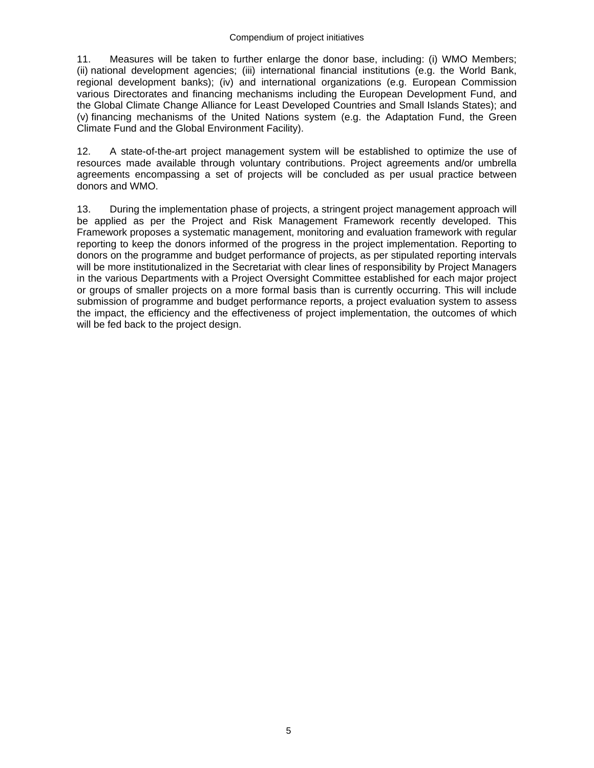11. Measures will be taken to further enlarge the donor base, including: (i) WMO Members; (ii) national development agencies; (iii) international financial institutions (e.g. the World Bank, regional development banks); (iv) and international organizations (e.g. European Commission various Directorates and financing mechanisms including the European Development Fund, and the Global Climate Change Alliance for Least Developed Countries and Small Islands States); and (v) financing mechanisms of the United Nations system (e.g. the Adaptation Fund, the Green Climate Fund and the Global Environment Facility).

12. A state-of-the-art project management system will be established to optimize the use of resources made available through voluntary contributions. Project agreements and/or umbrella agreements encompassing a set of projects will be concluded as per usual practice between donors and WMO.

13. During the implementation phase of projects, a stringent project management approach will be applied as per the Project and Risk Management Framework recently developed. This Framework proposes a systematic management, monitoring and evaluation framework with regular reporting to keep the donors informed of the progress in the project implementation. Reporting to donors on the programme and budget performance of projects, as per stipulated reporting intervals will be more institutionalized in the Secretariat with clear lines of responsibility by Project Managers in the various Departments with a Project Oversight Committee established for each major project or groups of smaller projects on a more formal basis than is currently occurring. This will include submission of programme and budget performance reports, a project evaluation system to assess the impact, the efficiency and the effectiveness of project implementation, the outcomes of which will be fed back to the project design.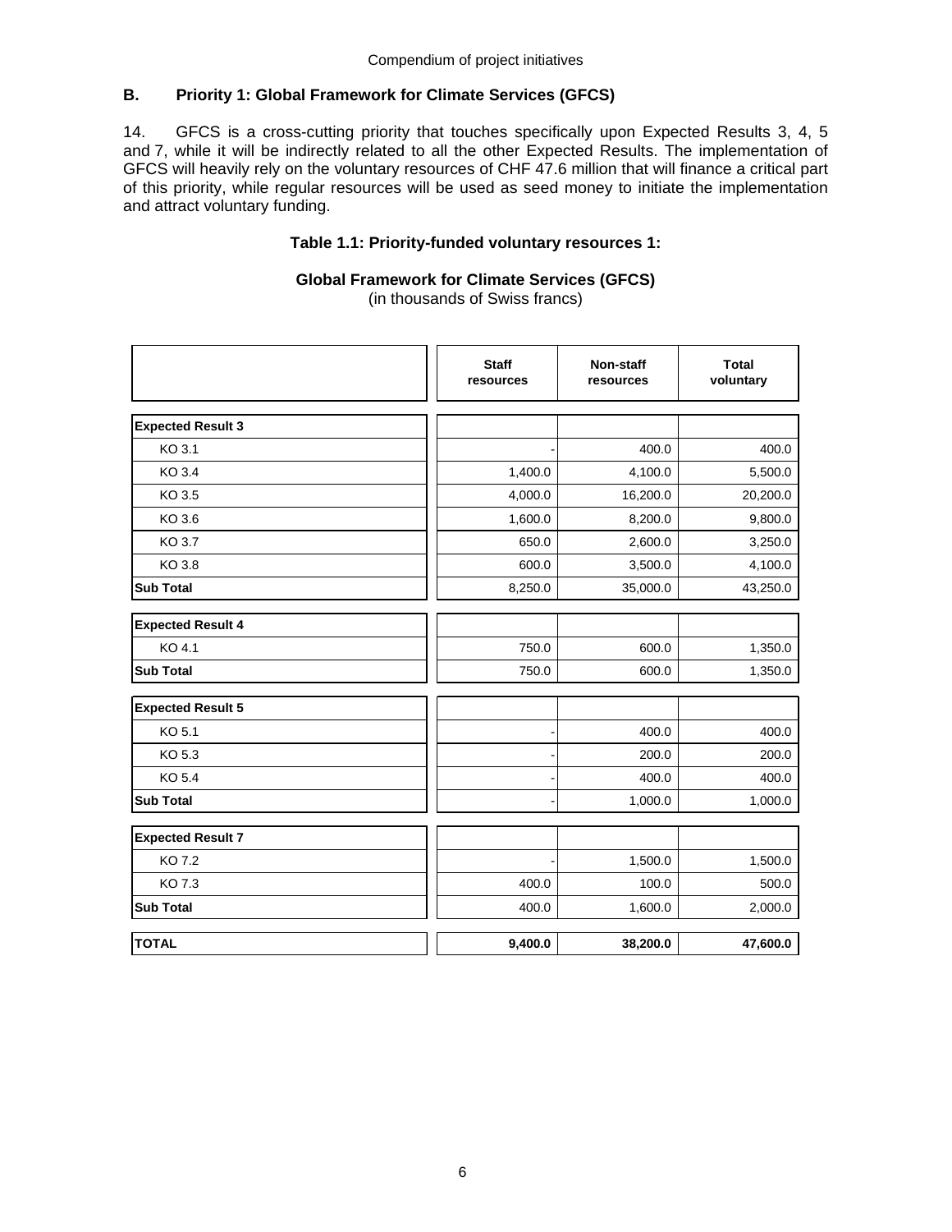## B. Priority 1: Global Framework for Climate Services (GFCS)

14. GFCS is a cross-cutting priority that touches specifically upon Expected Results 3, 4, 5 and 7, while it will be indirectly related to all the other Expected Results. The implementation of GFCS will heavily rely on the voluntary resources of CHF 47.6 million that will finance a critical part of this priority, while regular resources will be used as seed money to initiate the implementation and attract voluntary funding.

**Table 1.1: Priority-funded voluntary resources 1:**

**Global Framework for Climate Services (GFCS)**
(in thousands of Swiss francs)

| | Staff resources | Non-staff resources | Total voluntary |
|---|---|---|---|
| **Expected Result 3** | | | |
| KO 3.1 | - | 400.0 | 400.0 |
| KO 3.4 | 1,400.0 | 4,100.0 | 5,500.0 |
| KO 3.5 | 4,000.0 | 16,200.0 | 20,200.0 |
| KO 3.6 | 1,600.0 | 8,200.0 | 9,800.0 |
| KO 3.7 | 650.0 | 2,600.0 | 3,250.0 |
| KO 3.8 | 600.0 | 3,500.0 | 4,100.0 |
| **Sub Total** | 8,250.0 | 35,000.0 | 43,250.0 |
| **Expected Result 4** | | | |
| KO 4.1 | 750.0 | 600.0 | 1,350.0 |
| **Sub Total** | 750.0 | 600.0 | 1,350.0 |
| **Expected Result 5** | | | |
| KO 5.1 | - | 400.0 | 400.0 |
| KO 5.3 | - | 200.0 | 200.0 |
| KO 5.4 | - | 400.0 | 400.0 |
| **Sub Total** | - | 1,000.0 | 1,000.0 |
| **Expected Result 7** | | | |
| KO 7.2 | - | 1,500.0 | 1,500.0 |
| KO 7.3 | 400.0 | 100.0 | 500.0 |
| **Sub Total** | 400.0 | 1,600.0 | 2,000.0 |
| **TOTAL** | **9,400.0** | **38,200.0** | **47,600.0** |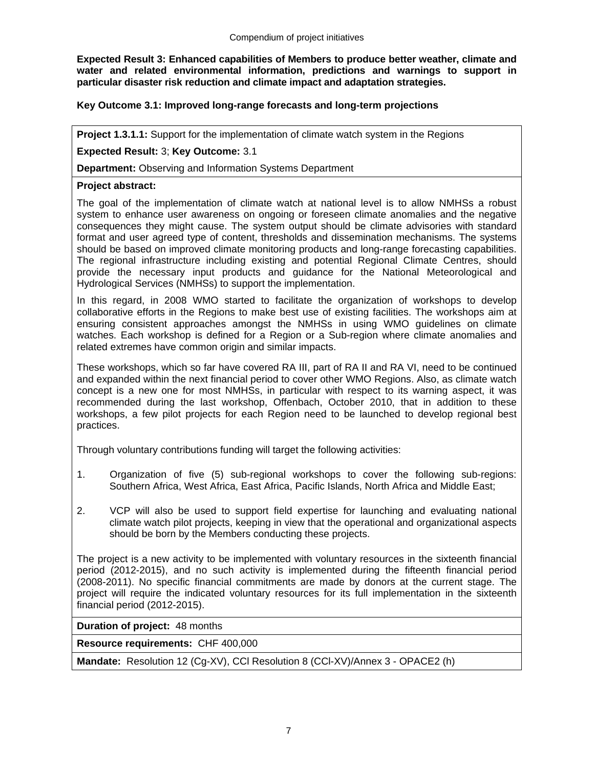**Expected Result 3: Enhanced capabilities of Members to produce better weather, climate and water and related environmental information, predictions and warnings to support in particular disaster risk reduction and climate impact and adaptation strategies.**

**Key Outcome 3.1: Improved long-range forecasts and long-term projections**

**Project 1.3.1.1:** Support for the implementation of climate watch system in the Regions

**Expected Result:** 3; **Key Outcome:** 3.1

**Department:** Observing and Information Systems Department

**Project abstract:**

The goal of the implementation of climate watch at national level is to allow NMHSs a robust system to enhance user awareness on ongoing or foreseen climate anomalies and the negative consequences they might cause. The system output should be climate advisories with standard format and user agreed type of content, thresholds and dissemination mechanisms. The systems should be based on improved climate monitoring products and long-range forecasting capabilities. The regional infrastructure including existing and potential Regional Climate Centres, should provide the necessary input products and guidance for the National Meteorological and Hydrological Services (NMHSs) to support the implementation.

In this regard, in 2008 WMO started to facilitate the organization of workshops to develop collaborative efforts in the Regions to make best use of existing facilities. The workshops aim at ensuring consistent approaches amongst the NMHSs in using WMO guidelines on climate watches. Each workshop is defined for a Region or a Sub-region where climate anomalies and related extremes have common origin and similar impacts.

These workshops, which so far have covered RA III, part of RA II and RA VI, need to be continued and expanded within the next financial period to cover other WMO Regions. Also, as climate watch concept is a new one for most NMHSs, in particular with respect to its warning aspect, it was recommended during the last workshop, Offenbach, October 2010, that in addition to these workshops, a few pilot projects for each Region need to be launched to develop regional best practices.

Through voluntary contributions funding will target the following activities:

1. Organization of five (5) sub-regional workshops to cover the following sub-regions: Southern Africa, West Africa, East Africa, Pacific Islands, North Africa and Middle East;

2. VCP will also be used to support field expertise for launching and evaluating national climate watch pilot projects, keeping in view that the operational and organizational aspects should be born by the Members conducting these projects.

The project is a new activity to be implemented with voluntary resources in the sixteenth financial period (2012-2015), and no such activity is implemented during the fifteenth financial period (2008-2011). No specific financial commitments are made by donors at the current stage. The project will require the indicated voluntary resources for its full implementation in the sixteenth financial period (2012-2015).

**Duration of project:** 48 months

**Resource requirements:** CHF 400,000

**Mandate:** Resolution 12 (Cg-XV), CCl Resolution 8 (CCl-XV)/Annex 3 - OPACE2 (h)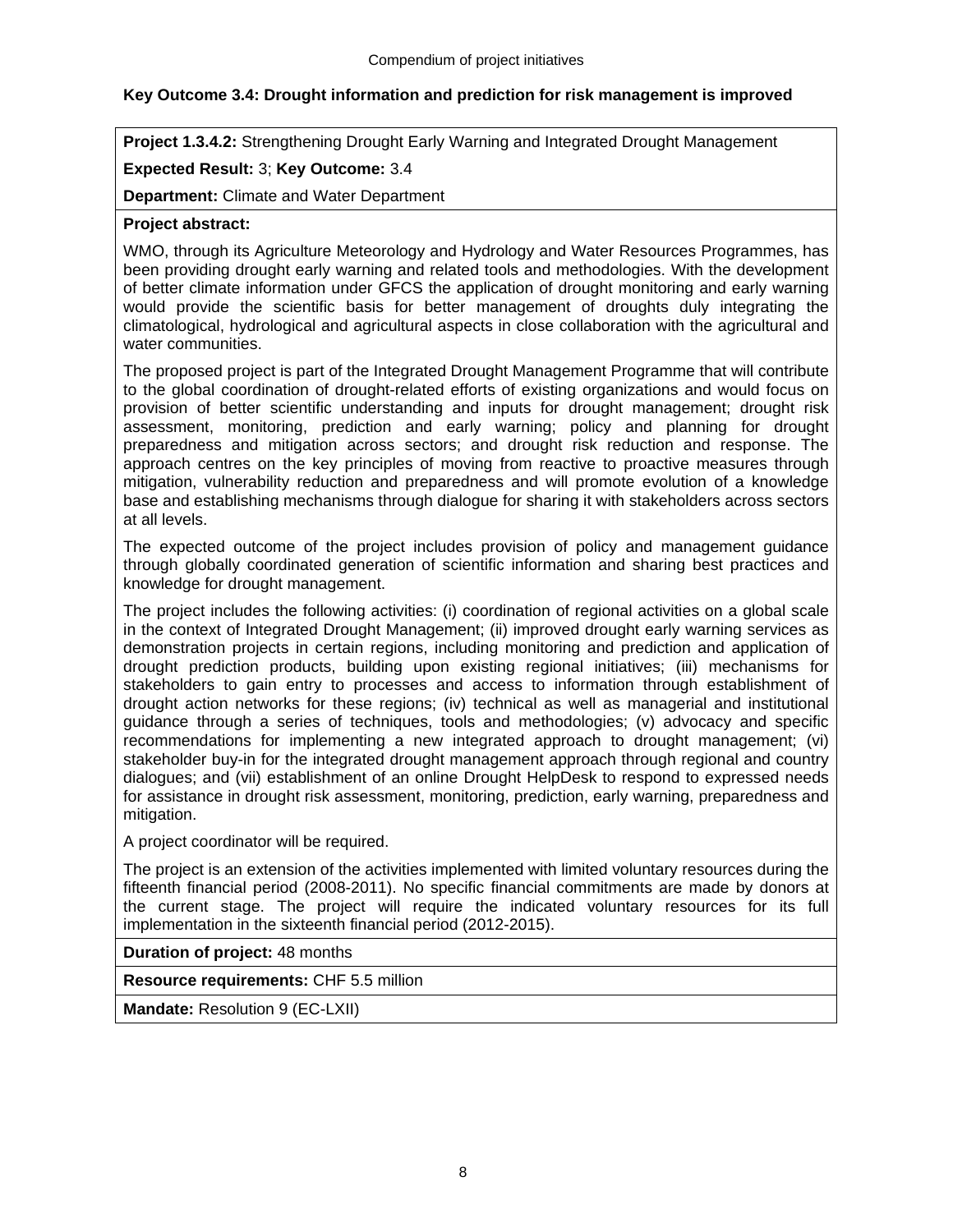**Key Outcome 3.4: Drought information and prediction for risk management is improved**

**Project 1.3.4.2:** Strengthening Drought Early Warning and Integrated Drought Management

**Expected Result:** 3; **Key Outcome:** 3.4

**Department:** Climate and Water Department

**Project abstract:**

WMO, through its Agriculture Meteorology and Hydrology and Water Resources Programmes, has been providing drought early warning and related tools and methodologies. With the development of better climate information under GFCS the application of drought monitoring and early warning would provide the scientific basis for better management of droughts duly integrating the climatological, hydrological and agricultural aspects in close collaboration with the agricultural and water communities.

The proposed project is part of the Integrated Drought Management Programme that will contribute to the global coordination of drought-related efforts of existing organizations and would focus on provision of better scientific understanding and inputs for drought management; drought risk assessment, monitoring, prediction and early warning; policy and planning for drought preparedness and mitigation across sectors; and drought risk reduction and response. The approach centres on the key principles of moving from reactive to proactive measures through mitigation, vulnerability reduction and preparedness and will promote evolution of a knowledge base and establishing mechanisms through dialogue for sharing it with stakeholders across sectors at all levels.

The expected outcome of the project includes provision of policy and management guidance through globally coordinated generation of scientific information and sharing best practices and knowledge for drought management.

The project includes the following activities: (i) coordination of regional activities on a global scale in the context of Integrated Drought Management; (ii) improved drought early warning services as demonstration projects in certain regions, including monitoring and prediction and application of drought prediction products, building upon existing regional initiatives; (iii) mechanisms for stakeholders to gain entry to processes and access to information through establishment of drought action networks for these regions; (iv) technical as well as managerial and institutional guidance through a series of techniques, tools and methodologies; (v) advocacy and specific recommendations for implementing a new integrated approach to drought management; (vi) stakeholder buy-in for the integrated drought management approach through regional and country dialogues; and (vii) establishment of an online Drought HelpDesk to respond to expressed needs for assistance in drought risk assessment, monitoring, prediction, early warning, preparedness and mitigation.

A project coordinator will be required.

The project is an extension of the activities implemented with limited voluntary resources during the fifteenth financial period (2008-2011). No specific financial commitments are made by donors at the current stage. The project will require the indicated voluntary resources for its full implementation in the sixteenth financial period (2012-2015).

**Duration of project:** 48 months

**Resource requirements:** CHF 5.5 million

**Mandate:** Resolution 9 (EC-LXII)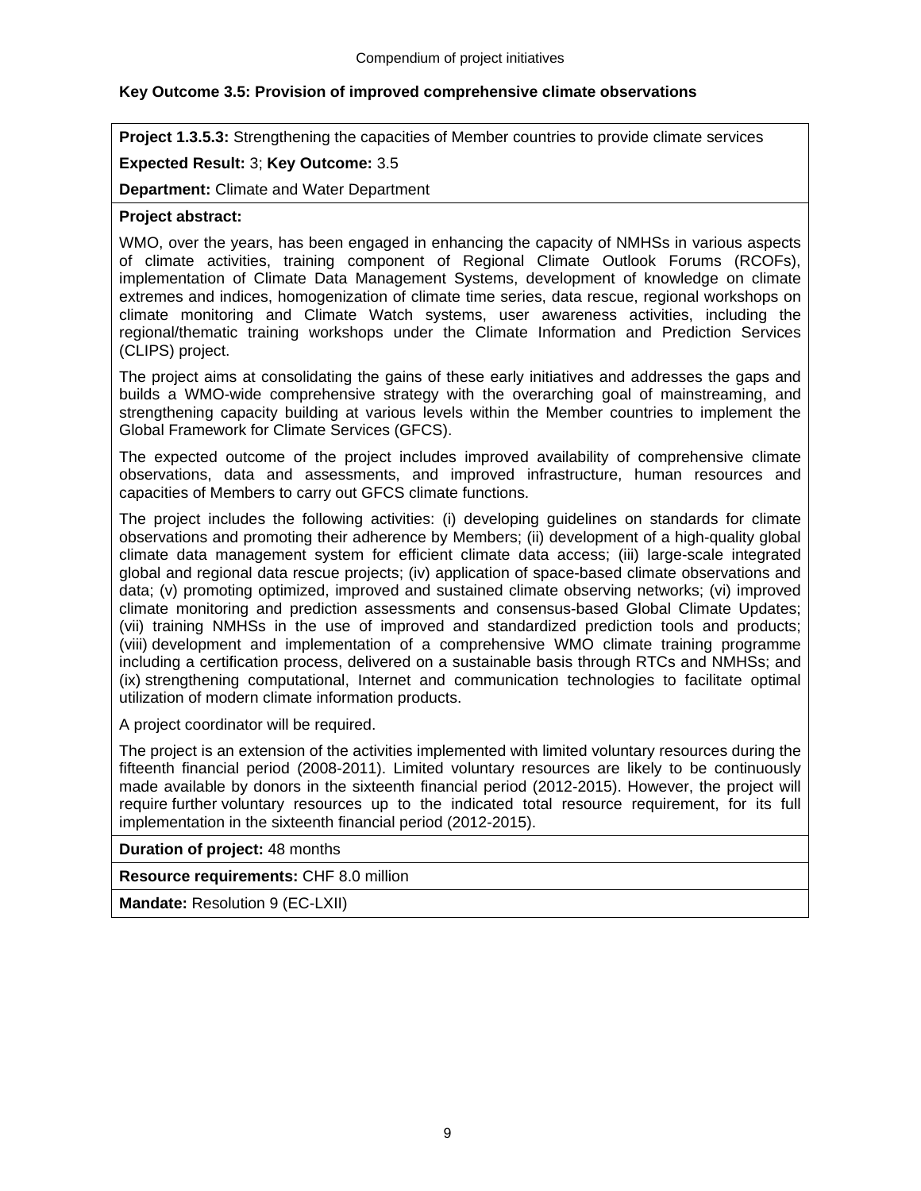**Key Outcome 3.5: Provision of improved comprehensive climate observations**

**Project 1.3.5.3:** Strengthening the capacities of Member countries to provide climate services

**Expected Result:** 3; **Key Outcome:** 3.5

**Department:** Climate and Water Department

**Project abstract:**

WMO, over the years, has been engaged in enhancing the capacity of NMHSs in various aspects of climate activities, training component of Regional Climate Outlook Forums (RCOFs), implementation of Climate Data Management Systems, development of knowledge on climate extremes and indices, homogenization of climate time series, data rescue, regional workshops on climate monitoring and Climate Watch systems, user awareness activities, including the regional/thematic training workshops under the Climate Information and Prediction Services (CLIPS) project.

The project aims at consolidating the gains of these early initiatives and addresses the gaps and builds a WMO-wide comprehensive strategy with the overarching goal of mainstreaming, and strengthening capacity building at various levels within the Member countries to implement the Global Framework for Climate Services (GFCS).

The expected outcome of the project includes improved availability of comprehensive climate observations, data and assessments, and improved infrastructure, human resources and capacities of Members to carry out GFCS climate functions.

The project includes the following activities: (i) developing guidelines on standards for climate observations and promoting their adherence by Members; (ii) development of a high-quality global climate data management system for efficient climate data access; (iii) large-scale integrated global and regional data rescue projects; (iv) application of space-based climate observations and data; (v) promoting optimized, improved and sustained climate observing networks; (vi) improved climate monitoring and prediction assessments and consensus-based Global Climate Updates; (vii) training NMHSs in the use of improved and standardized prediction tools and products; (viii) development and implementation of a comprehensive WMO climate training programme including a certification process, delivered on a sustainable basis through RTCs and NMHSs; and (ix) strengthening computational, Internet and communication technologies to facilitate optimal utilization of modern climate information products.

A project coordinator will be required.

The project is an extension of the activities implemented with limited voluntary resources during the fifteenth financial period (2008-2011). Limited voluntary resources are likely to be continuously made available by donors in the sixteenth financial period (2012-2015). However, the project will require further voluntary resources up to the indicated total resource requirement, for its full implementation in the sixteenth financial period (2012-2015).

**Duration of project:** 48 months

**Resource requirements:** CHF 8.0 million

**Mandate:** Resolution 9 (EC-LXII)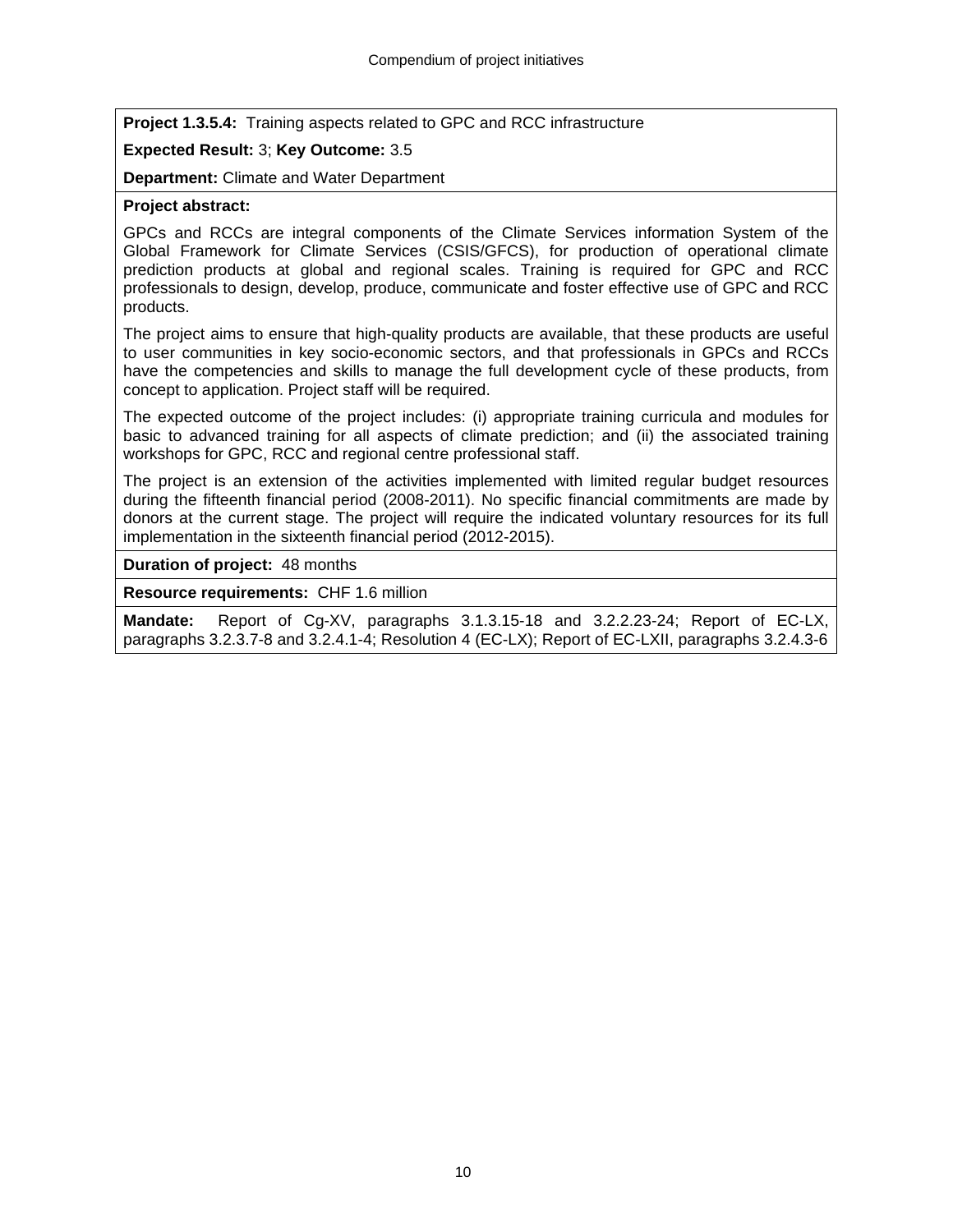**Project 1.3.5.4:** Training aspects related to GPC and RCC infrastructure

**Expected Result:** 3; **Key Outcome:** 3.5

**Department:** Climate and Water Department

**Project abstract:**

GPCs and RCCs are integral components of the Climate Services information System of the Global Framework for Climate Services (CSIS/GFCS), for production of operational climate prediction products at global and regional scales. Training is required for GPC and RCC professionals to design, develop, produce, communicate and foster effective use of GPC and RCC products.

The project aims to ensure that high-quality products are available, that these products are useful to user communities in key socio-economic sectors, and that professionals in GPCs and RCCs have the competencies and skills to manage the full development cycle of these products, from concept to application. Project staff will be required.

The expected outcome of the project includes: (i) appropriate training curricula and modules for basic to advanced training for all aspects of climate prediction; and (ii) the associated training workshops for GPC, RCC and regional centre professional staff.

The project is an extension of the activities implemented with limited regular budget resources during the fifteenth financial period (2008-2011). No specific financial commitments are made by donors at the current stage. The project will require the indicated voluntary resources for its full implementation in the sixteenth financial period (2012-2015).

**Duration of project:** 48 months

**Resource requirements:** CHF 1.6 million

**Mandate:** Report of Cg-XV, paragraphs 3.1.3.15-18 and 3.2.2.23-24; Report of EC-LX, paragraphs 3.2.3.7-8 and 3.2.4.1-4; Resolution 4 (EC-LX); Report of EC-LXII, paragraphs 3.2.4.3-6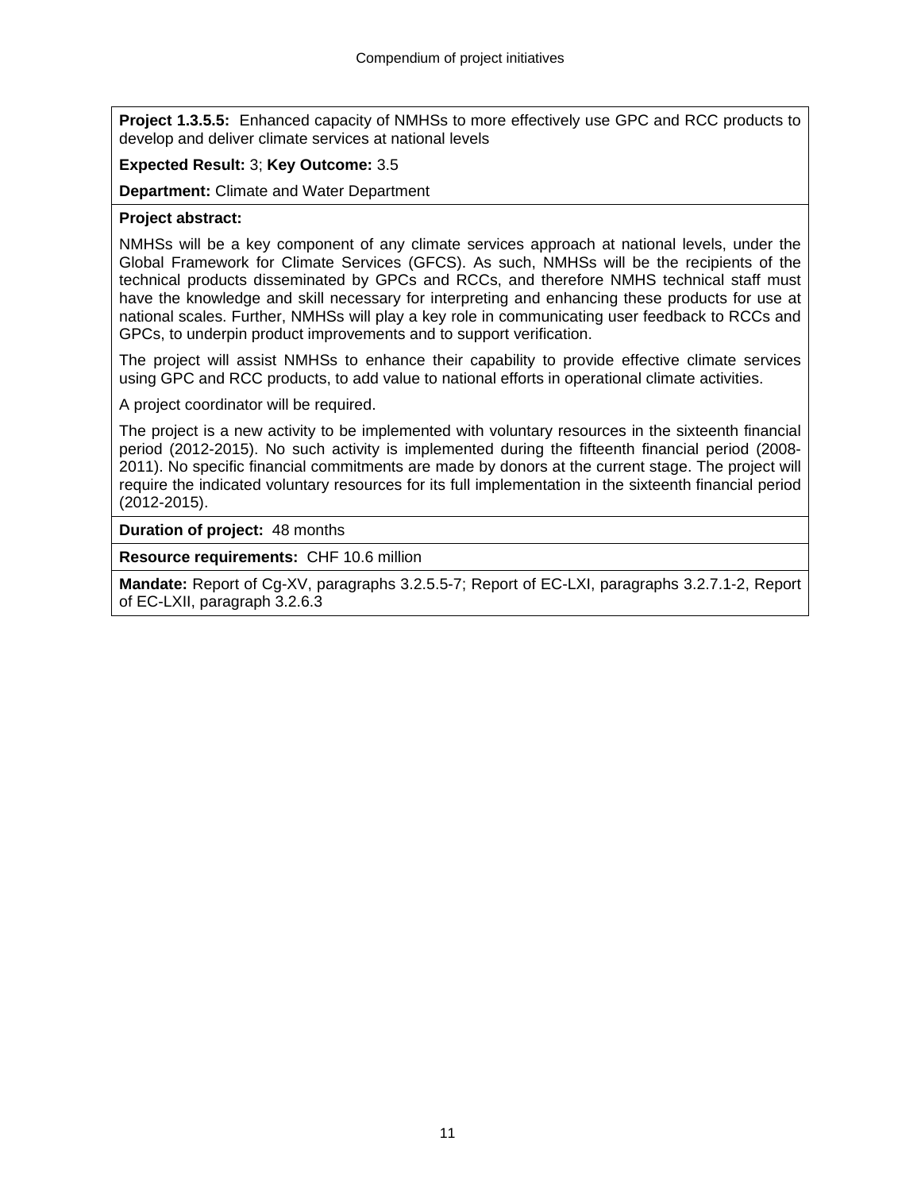**Project 1.3.5.5:** Enhanced capacity of NMHSs to more effectively use GPC and RCC products to develop and deliver climate services at national levels

**Expected Result:** 3; **Key Outcome:** 3.5

**Department:** Climate and Water Department

**Project abstract:**

NMHSs will be a key component of any climate services approach at national levels, under the Global Framework for Climate Services (GFCS). As such, NMHSs will be the recipients of the technical products disseminated by GPCs and RCCs, and therefore NMHS technical staff must have the knowledge and skill necessary for interpreting and enhancing these products for use at national scales. Further, NMHSs will play a key role in communicating user feedback to RCCs and GPCs, to underpin product improvements and to support verification.

The project will assist NMHSs to enhance their capability to provide effective climate services using GPC and RCC products, to add value to national efforts in operational climate activities.

A project coordinator will be required.

The project is a new activity to be implemented with voluntary resources in the sixteenth financial period (2012-2015). No such activity is implemented during the fifteenth financial period (2008-2011). No specific financial commitments are made by donors at the current stage. The project will require the indicated voluntary resources for its full implementation in the sixteenth financial period (2012-2015).

**Duration of project:** 48 months

**Resource requirements:** CHF 10.6 million

**Mandate:** Report of Cg-XV, paragraphs 3.2.5.5-7; Report of EC-LXI, paragraphs 3.2.7.1-2, Report of EC-LXII, paragraph 3.2.6.3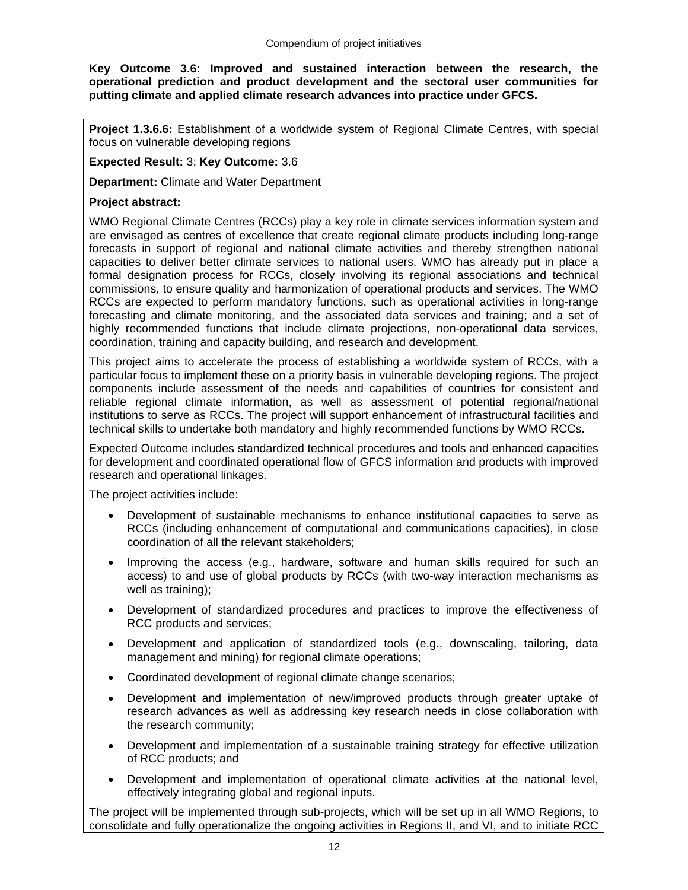**Key Outcome 3.6: Improved and sustained interaction between the research, the operational prediction and product development and the sectoral user communities for putting climate and applied climate research advances into practice under GFCS.**

**Project 1.3.6.6:** Establishment of a worldwide system of Regional Climate Centres, with special focus on vulnerable developing regions

**Expected Result:** 3; **Key Outcome:** 3.6

**Department:** Climate and Water Department

**Project abstract:**

WMO Regional Climate Centres (RCCs) play a key role in climate services information system and are envisaged as centres of excellence that create regional climate products including long-range forecasts in support of regional and national climate activities and thereby strengthen national capacities to deliver better climate services to national users. WMO has already put in place a formal designation process for RCCs, closely involving its regional associations and technical commissions, to ensure quality and harmonization of operational products and services. The WMO RCCs are expected to perform mandatory functions, such as operational activities in long-range forecasting and climate monitoring, and the associated data services and training; and a set of highly recommended functions that include climate projections, non-operational data services, coordination, training and capacity building, and research and development.

This project aims to accelerate the process of establishing a worldwide system of RCCs, with a particular focus to implement these on a priority basis in vulnerable developing regions. The project components include assessment of the needs and capabilities of countries for consistent and reliable regional climate information, as well as assessment of potential regional/national institutions to serve as RCCs. The project will support enhancement of infrastructural facilities and technical skills to undertake both mandatory and highly recommended functions by WMO RCCs.

Expected Outcome includes standardized technical procedures and tools and enhanced capacities for development and coordinated operational flow of GFCS information and products with improved research and operational linkages.

The project activities include:

- Development of sustainable mechanisms to enhance institutional capacities to serve as RCCs (including enhancement of computational and communications capacities), in close coordination of all the relevant stakeholders;
- Improving the access (e.g., hardware, software and human skills required for such an access) to and use of global products by RCCs (with two-way interaction mechanisms as well as training);
- Development of standardized procedures and practices to improve the effectiveness of RCC products and services;
- Development and application of standardized tools (e.g., downscaling, tailoring, data management and mining) for regional climate operations;
- Coordinated development of regional climate change scenarios;
- Development and implementation of new/improved products through greater uptake of research advances as well as addressing key research needs in close collaboration with the research community;
- Development and implementation of a sustainable training strategy for effective utilization of RCC products; and
- Development and implementation of operational climate activities at the national level, effectively integrating global and regional inputs.

The project will be implemented through sub-projects, which will be set up in all WMO Regions, to consolidate and fully operationalize the ongoing activities in Regions II, and VI, and to initiate RCC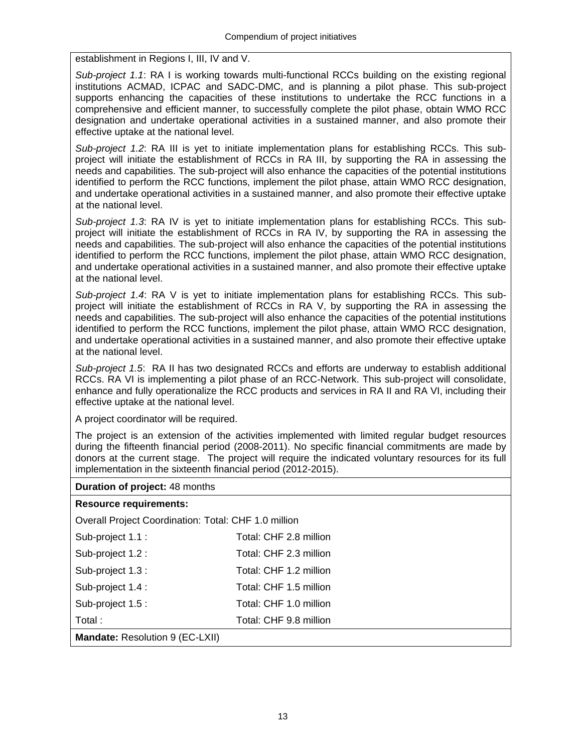establishment in Regions I, III, IV and V.

*Sub-project 1.1*: RA I is working towards multi-functional RCCs building on the existing regional institutions ACMAD, ICPAC and SADC-DMC, and is planning a pilot phase. This sub-project supports enhancing the capacities of these institutions to undertake the RCC functions in a comprehensive and efficient manner, to successfully complete the pilot phase, obtain WMO RCC designation and undertake operational activities in a sustained manner, and also promote their effective uptake at the national level.

*Sub-project 1.2*: RA III is yet to initiate implementation plans for establishing RCCs. This sub-project will initiate the establishment of RCCs in RA III, by supporting the RA in assessing the needs and capabilities. The sub-project will also enhance the capacities of the potential institutions identified to perform the RCC functions, implement the pilot phase, attain WMO RCC designation, and undertake operational activities in a sustained manner, and also promote their effective uptake at the national level.

*Sub-project 1.3*: RA IV is yet to initiate implementation plans for establishing RCCs. This sub-project will initiate the establishment of RCCs in RA IV, by supporting the RA in assessing the needs and capabilities. The sub-project will also enhance the capacities of the potential institutions identified to perform the RCC functions, implement the pilot phase, attain WMO RCC designation, and undertake operational activities in a sustained manner, and also promote their effective uptake at the national level.

*Sub-project 1.4*: RA V is yet to initiate implementation plans for establishing RCCs. This sub-project will initiate the establishment of RCCs in RA V, by supporting the RA in assessing the needs and capabilities. The sub-project will also enhance the capacities of the potential institutions identified to perform the RCC functions, implement the pilot phase, attain WMO RCC designation, and undertake operational activities in a sustained manner, and also promote their effective uptake at the national level.

*Sub-project 1.5*: RA II has two designated RCCs and efforts are underway to establish additional RCCs. RA VI is implementing a pilot phase of an RCC-Network. This sub-project will consolidate, enhance and fully operationalize the RCC products and services in RA II and RA VI, including their effective uptake at the national level.

A project coordinator will be required.

The project is an extension of the activities implemented with limited regular budget resources during the fifteenth financial period (2008-2011). No specific financial commitments are made by donors at the current stage. The project will require the indicated voluntary resources for its full implementation in the sixteenth financial period (2012-2015).

**Duration of project:** 48 months

**Resource requirements:**

Overall Project Coordination: Total: CHF 1.0 million

| | |
|---|---|
| Sub-project 1.1 : | Total: CHF 2.8 million |
| Sub-project 1.2 : | Total: CHF 2.3 million |
| Sub-project 1.3 : | Total: CHF 1.2 million |
| Sub-project 1.4 : | Total: CHF 1.5 million |
| Sub-project 1.5 : | Total: CHF 1.0 million |
| Total : | Total: CHF 9.8 million |

**Mandate:** Resolution 9 (EC-LXII)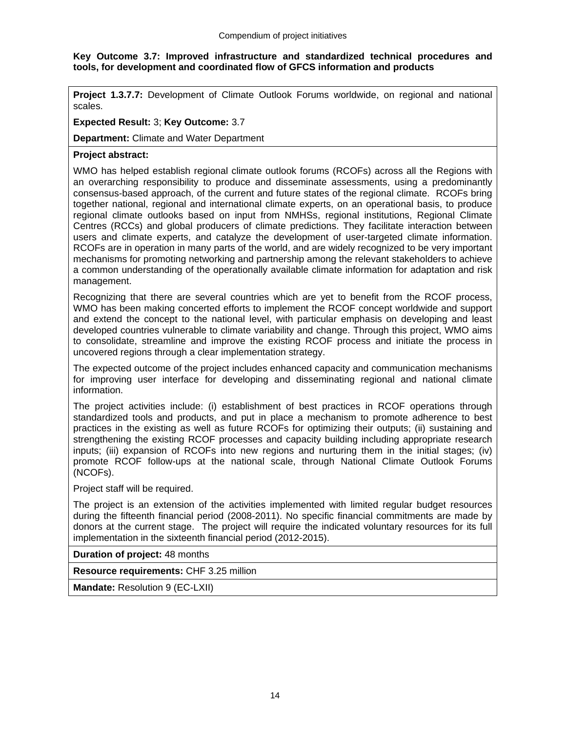**Key Outcome 3.7: Improved infrastructure and standardized technical procedures and tools, for development and coordinated flow of GFCS information and products**

**Project 1.3.7.7:** Development of Climate Outlook Forums worldwide, on regional and national scales.

**Expected Result:** 3; **Key Outcome:** 3.7

**Department:** Climate and Water Department

**Project abstract:**

WMO has helped establish regional climate outlook forums (RCOFs) across all the Regions with an overarching responsibility to produce and disseminate assessments, using a predominantly consensus-based approach, of the current and future states of the regional climate. RCOFs bring together national, regional and international climate experts, on an operational basis, to produce regional climate outlooks based on input from NMHSs, regional institutions, Regional Climate Centres (RCCs) and global producers of climate predictions. They facilitate interaction between users and climate experts, and catalyze the development of user-targeted climate information. RCOFs are in operation in many parts of the world, and are widely recognized to be very important mechanisms for promoting networking and partnership among the relevant stakeholders to achieve a common understanding of the operationally available climate information for adaptation and risk management.

Recognizing that there are several countries which are yet to benefit from the RCOF process, WMO has been making concerted efforts to implement the RCOF concept worldwide and support and extend the concept to the national level, with particular emphasis on developing and least developed countries vulnerable to climate variability and change. Through this project, WMO aims to consolidate, streamline and improve the existing RCOF process and initiate the process in uncovered regions through a clear implementation strategy.

The expected outcome of the project includes enhanced capacity and communication mechanisms for improving user interface for developing and disseminating regional and national climate information.

The project activities include: (i) establishment of best practices in RCOF operations through standardized tools and products, and put in place a mechanism to promote adherence to best practices in the existing as well as future RCOFs for optimizing their outputs; (ii) sustaining and strengthening the existing RCOF processes and capacity building including appropriate research inputs; (iii) expansion of RCOFs into new regions and nurturing them in the initial stages; (iv) promote RCOF follow-ups at the national scale, through National Climate Outlook Forums (NCOFs).

Project staff will be required.

The project is an extension of the activities implemented with limited regular budget resources during the fifteenth financial period (2008-2011). No specific financial commitments are made by donors at the current stage. The project will require the indicated voluntary resources for its full implementation in the sixteenth financial period (2012-2015).

**Duration of project:** 48 months

**Resource requirements:** CHF 3.25 million

**Mandate:** Resolution 9 (EC-LXII)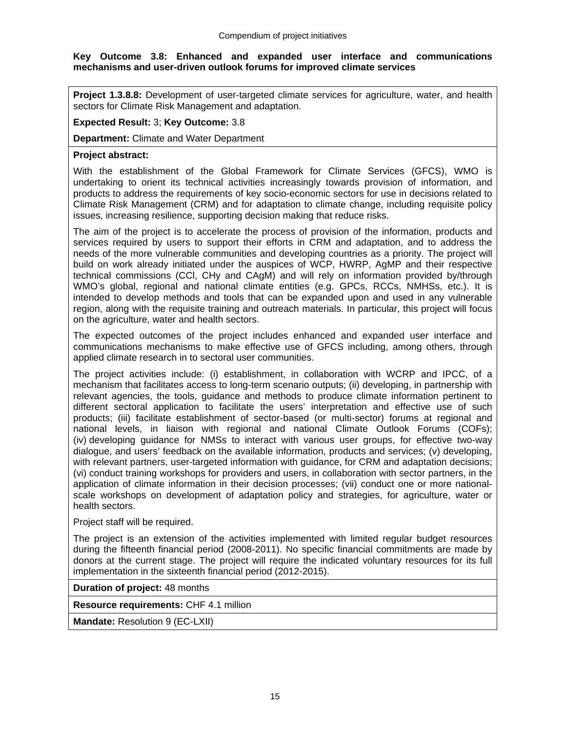**Key Outcome 3.8: Enhanced and expanded user interface and communications mechanisms and user-driven outlook forums for improved climate services**

**Project 1.3.8.8:** Development of user-targeted climate services for agriculture, water, and health sectors for Climate Risk Management and adaptation.

**Expected Result:** 3; **Key Outcome:** 3.8

**Department:** Climate and Water Department

**Project abstract:**

With the establishment of the Global Framework for Climate Services (GFCS), WMO is undertaking to orient its technical activities increasingly towards provision of information, and products to address the requirements of key socio-economic sectors for use in decisions related to Climate Risk Management (CRM) and for adaptation to climate change, including requisite policy issues, increasing resilience, supporting decision making that reduce risks.

The aim of the project is to accelerate the process of provision of the information, products and services required by users to support their efforts in CRM and adaptation, and to address the needs of the more vulnerable communities and developing countries as a priority. The project will build on work already initiated under the auspices of WCP, HWRP, AgMP and their respective technical commissions (CCl, CHy and CAgM) and will rely on information provided by/through WMO's global, regional and national climate entities (e.g. GPCs, RCCs, NMHSs, etc.). It is intended to develop methods and tools that can be expanded upon and used in any vulnerable region, along with the requisite training and outreach materials. In particular, this project will focus on the agriculture, water and health sectors.

The expected outcomes of the project includes enhanced and expanded user interface and communications mechanisms to make effective use of GFCS including, among others, through applied climate research in to sectoral user communities.

The project activities include: (i) establishment, in collaboration with WCRP and IPCC, of a mechanism that facilitates access to long-term scenario outputs; (ii) developing, in partnership with relevant agencies, the tools, guidance and methods to produce climate information pertinent to different sectoral application to facilitate the users' interpretation and effective use of such products; (iii) facilitate establishment of sector-based (or multi-sector) forums at regional and national levels, in liaison with regional and national Climate Outlook Forums (COFs); (iv) developing guidance for NMSs to interact with various user groups, for effective two-way dialogue, and users' feedback on the available information, products and services; (v) developing, with relevant partners, user-targeted information with guidance, for CRM and adaptation decisions; (vi) conduct training workshops for providers and users, in collaboration with sector partners, in the application of climate information in their decision processes; (vii) conduct one or more national-scale workshops on development of adaptation policy and strategies, for agriculture, water or health sectors.

Project staff will be required.

The project is an extension of the activities implemented with limited regular budget resources during the fifteenth financial period (2008-2011). No specific financial commitments are made by donors at the current stage. The project will require the indicated voluntary resources for its full implementation in the sixteenth financial period (2012-2015).

**Duration of project:** 48 months

**Resource requirements:** CHF 4.1 million

**Mandate:** Resolution 9 (EC-LXII)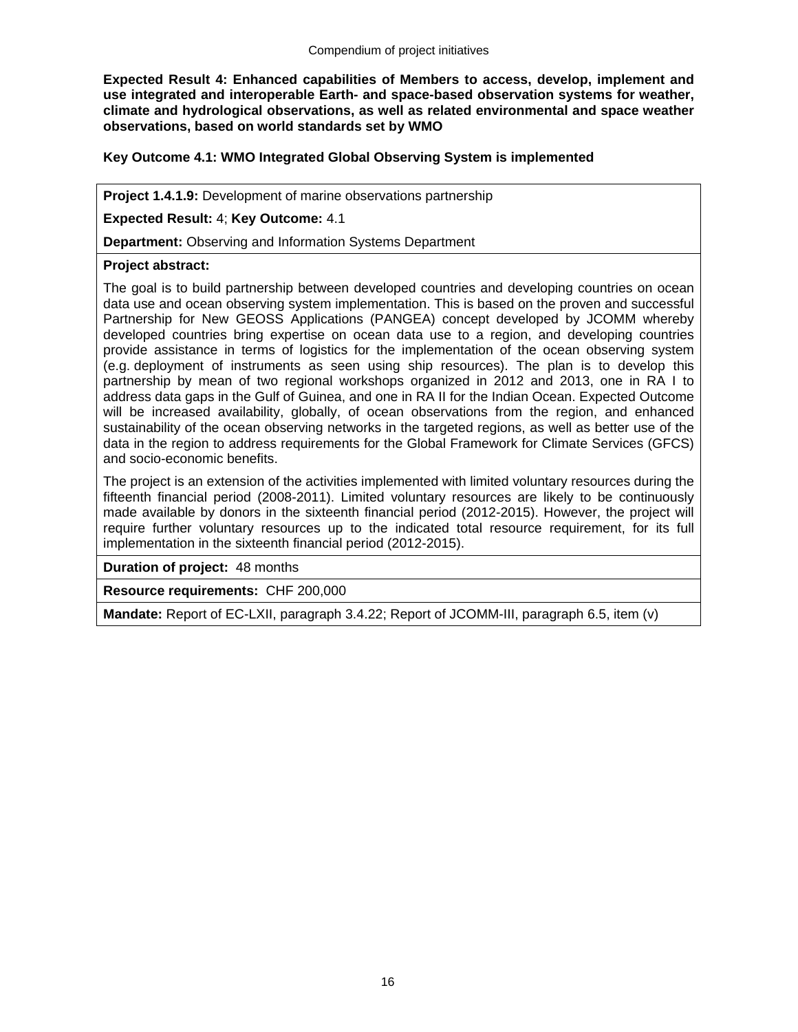**Expected Result 4: Enhanced capabilities of Members to access, develop, implement and use integrated and interoperable Earth- and space-based observation systems for weather, climate and hydrological observations, as well as related environmental and space weather observations, based on world standards set by WMO**

**Key Outcome 4.1: WMO Integrated Global Observing System is implemented**

**Project 1.4.1.9:** Development of marine observations partnership

**Expected Result:** 4; **Key Outcome:** 4.1

**Department:** Observing and Information Systems Department

**Project abstract:**

The goal is to build partnership between developed countries and developing countries on ocean data use and ocean observing system implementation. This is based on the proven and successful Partnership for New GEOSS Applications (PANGEA) concept developed by JCOMM whereby developed countries bring expertise on ocean data use to a region, and developing countries provide assistance in terms of logistics for the implementation of the ocean observing system (e.g. deployment of instruments as seen using ship resources). The plan is to develop this partnership by mean of two regional workshops organized in 2012 and 2013, one in RA I to address data gaps in the Gulf of Guinea, and one in RA II for the Indian Ocean. Expected Outcome will be increased availability, globally, of ocean observations from the region, and enhanced sustainability of the ocean observing networks in the targeted regions, as well as better use of the data in the region to address requirements for the Global Framework for Climate Services (GFCS) and socio-economic benefits.

The project is an extension of the activities implemented with limited voluntary resources during the fifteenth financial period (2008-2011). Limited voluntary resources are likely to be continuously made available by donors in the sixteenth financial period (2012-2015). However, the project will require further voluntary resources up to the indicated total resource requirement, for its full implementation in the sixteenth financial period (2012-2015).

**Duration of project:** 48 months

**Resource requirements:** CHF 200,000

**Mandate:** Report of EC-LXII, paragraph 3.4.22; Report of JCOMM-III, paragraph 6.5, item (v)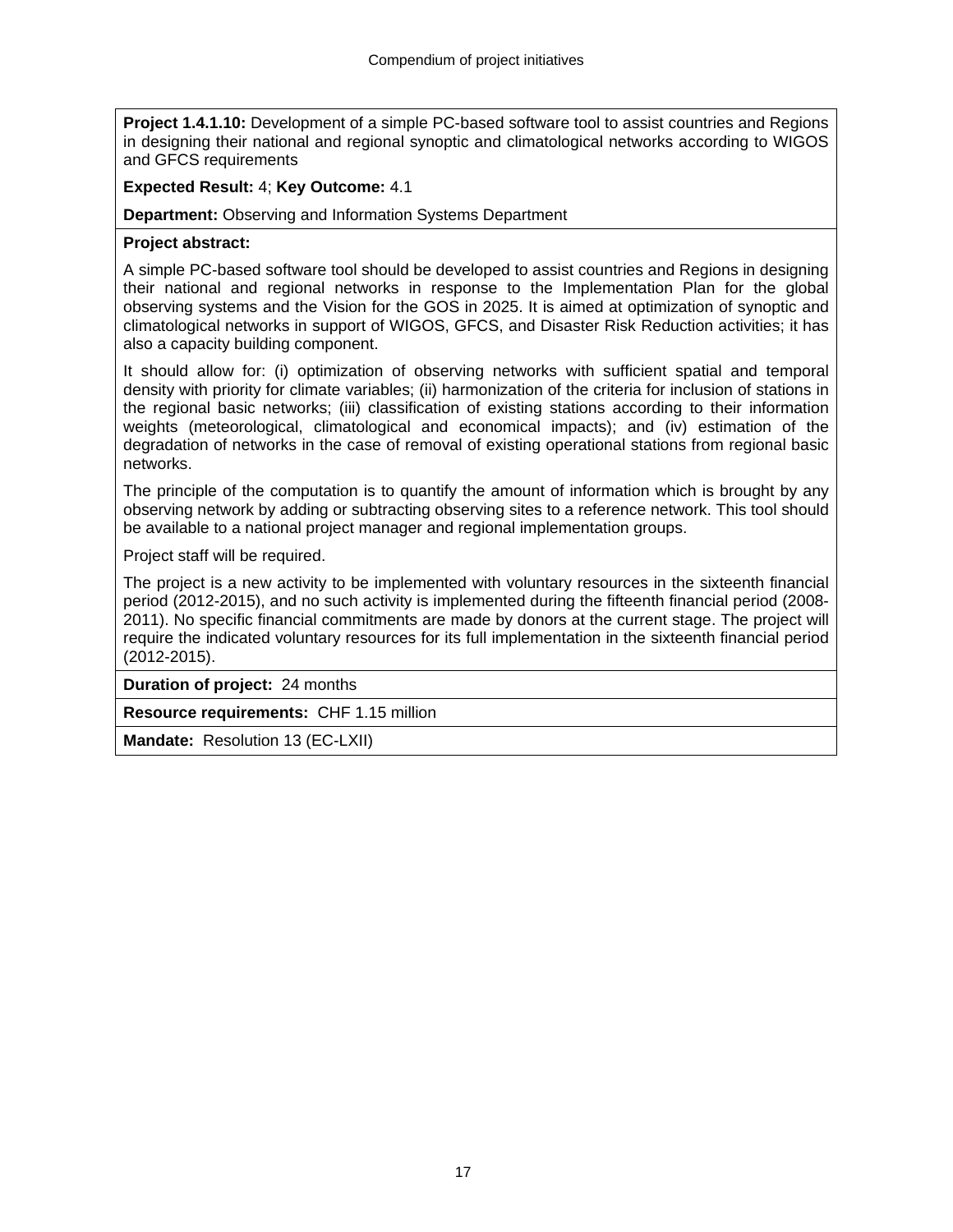**Project 1.4.1.10:** Development of a simple PC-based software tool to assist countries and Regions in designing their national and regional synoptic and climatological networks according to WIGOS and GFCS requirements

**Expected Result:** 4; **Key Outcome:** 4.1

**Department:** Observing and Information Systems Department

**Project abstract:**

A simple PC-based software tool should be developed to assist countries and Regions in designing their national and regional networks in response to the Implementation Plan for the global observing systems and the Vision for the GOS in 2025. It is aimed at optimization of synoptic and climatological networks in support of WIGOS, GFCS, and Disaster Risk Reduction activities; it has also a capacity building component.

It should allow for: (i) optimization of observing networks with sufficient spatial and temporal density with priority for climate variables; (ii) harmonization of the criteria for inclusion of stations in the regional basic networks; (iii) classification of existing stations according to their information weights (meteorological, climatological and economical impacts); and (iv) estimation of the degradation of networks in the case of removal of existing operational stations from regional basic networks.

The principle of the computation is to quantify the amount of information which is brought by any observing network by adding or subtracting observing sites to a reference network. This tool should be available to a national project manager and regional implementation groups.

Project staff will be required.

The project is a new activity to be implemented with voluntary resources in the sixteenth financial period (2012-2015), and no such activity is implemented during the fifteenth financial period (2008-2011). No specific financial commitments are made by donors at the current stage. The project will require the indicated voluntary resources for its full implementation in the sixteenth financial period (2012-2015).

**Duration of project:** 24 months

**Resource requirements:** CHF 1.15 million

**Mandate:** Resolution 13 (EC-LXII)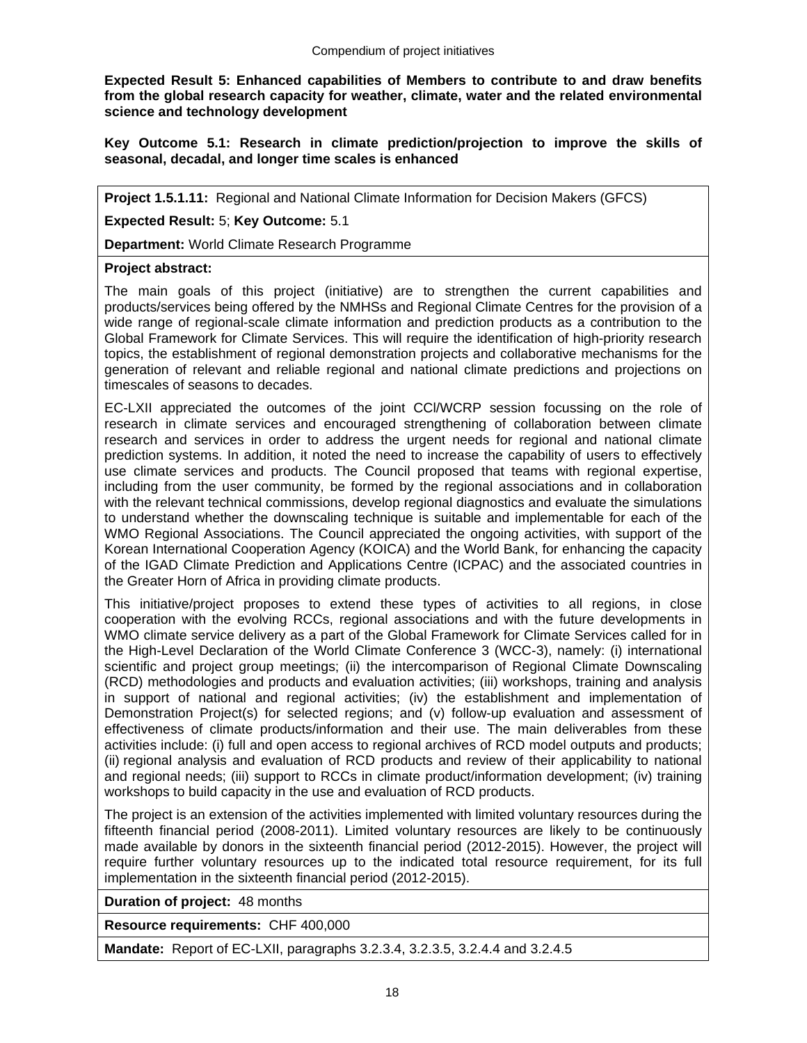**Expected Result 5: Enhanced capabilities of Members to contribute to and draw benefits from the global research capacity for weather, climate, water and the related environmental science and technology development**

**Key Outcome 5.1: Research in climate prediction/projection to improve the skills of seasonal, decadal, and longer time scales is enhanced**

**Project 1.5.1.11:** Regional and National Climate Information for Decision Makers (GFCS)

**Expected Result:** 5; **Key Outcome:** 5.1

**Department:** World Climate Research Programme

**Project abstract:**

The main goals of this project (initiative) are to strengthen the current capabilities and products/services being offered by the NMHSs and Regional Climate Centres for the provision of a wide range of regional-scale climate information and prediction products as a contribution to the Global Framework for Climate Services. This will require the identification of high-priority research topics, the establishment of regional demonstration projects and collaborative mechanisms for the generation of relevant and reliable regional and national climate predictions and projections on timescales of seasons to decades.

EC-LXII appreciated the outcomes of the joint CCl/WCRP session focussing on the role of research in climate services and encouraged strengthening of collaboration between climate research and services in order to address the urgent needs for regional and national climate prediction systems. In addition, it noted the need to increase the capability of users to effectively use climate services and products. The Council proposed that teams with regional expertise, including from the user community, be formed by the regional associations and in collaboration with the relevant technical commissions, develop regional diagnostics and evaluate the simulations to understand whether the downscaling technique is suitable and implementable for each of the WMO Regional Associations. The Council appreciated the ongoing activities, with support of the Korean International Cooperation Agency (KOICA) and the World Bank, for enhancing the capacity of the IGAD Climate Prediction and Applications Centre (ICPAC) and the associated countries in the Greater Horn of Africa in providing climate products.

This initiative/project proposes to extend these types of activities to all regions, in close cooperation with the evolving RCCs, regional associations and with the future developments in WMO climate service delivery as a part of the Global Framework for Climate Services called for in the High-Level Declaration of the World Climate Conference 3 (WCC-3), namely: (i) international scientific and project group meetings; (ii) the intercomparison of Regional Climate Downscaling (RCD) methodologies and products and evaluation activities; (iii) workshops, training and analysis in support of national and regional activities; (iv) the establishment and implementation of Demonstration Project(s) for selected regions; and (v) follow-up evaluation and assessment of effectiveness of climate products/information and their use. The main deliverables from these activities include: (i) full and open access to regional archives of RCD model outputs and products; (ii) regional analysis and evaluation of RCD products and review of their applicability to national and regional needs; (iii) support to RCCs in climate product/information development; (iv) training workshops to build capacity in the use and evaluation of RCD products.

The project is an extension of the activities implemented with limited voluntary resources during the fifteenth financial period (2008-2011). Limited voluntary resources are likely to be continuously made available by donors in the sixteenth financial period (2012-2015). However, the project will require further voluntary resources up to the indicated total resource requirement, for its full implementation in the sixteenth financial period (2012-2015).

**Duration of project:** 48 months

**Resource requirements:** CHF 400,000

**Mandate:** Report of EC-LXII, paragraphs 3.2.3.4, 3.2.3.5, 3.2.4.4 and 3.2.4.5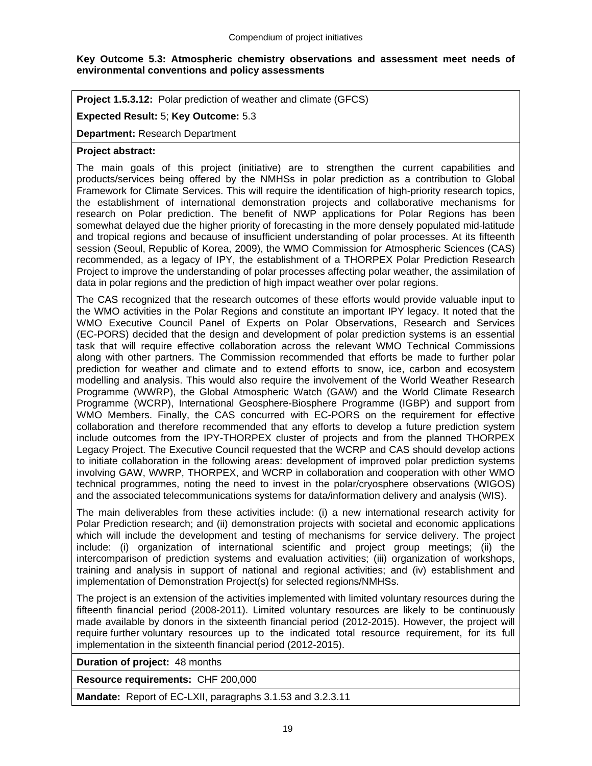**Key Outcome 5.3: Atmospheric chemistry observations and assessment meet needs of environmental conventions and policy assessments**

**Project 1.5.3.12:** Polar prediction of weather and climate (GFCS)

**Expected Result:** 5; **Key Outcome:** 5.3

**Department:** Research Department

**Project abstract:**

The main goals of this project (initiative) are to strengthen the current capabilities and products/services being offered by the NMHSs in polar prediction as a contribution to Global Framework for Climate Services. This will require the identification of high-priority research topics, the establishment of international demonstration projects and collaborative mechanisms for research on Polar prediction. The benefit of NWP applications for Polar Regions has been somewhat delayed due the higher priority of forecasting in the more densely populated mid-latitude and tropical regions and because of insufficient understanding of polar processes. At its fifteenth session (Seoul, Republic of Korea, 2009), the WMO Commission for Atmospheric Sciences (CAS) recommended, as a legacy of IPY, the establishment of a THORPEX Polar Prediction Research Project to improve the understanding of polar processes affecting polar weather, the assimilation of data in polar regions and the prediction of high impact weather over polar regions.

The CAS recognized that the research outcomes of these efforts would provide valuable input to the WMO activities in the Polar Regions and constitute an important IPY legacy. It noted that the WMO Executive Council Panel of Experts on Polar Observations, Research and Services (EC-PORS) decided that the design and development of polar prediction systems is an essential task that will require effective collaboration across the relevant WMO Technical Commissions along with other partners. The Commission recommended that efforts be made to further polar prediction for weather and climate and to extend efforts to snow, ice, carbon and ecosystem modelling and analysis. This would also require the involvement of the World Weather Research Programme (WWRP), the Global Atmospheric Watch (GAW) and the World Climate Research Programme (WCRP), International Geosphere-Biosphere Programme (IGBP) and support from WMO Members. Finally, the CAS concurred with EC-PORS on the requirement for effective collaboration and therefore recommended that any efforts to develop a future prediction system include outcomes from the IPY-THORPEX cluster of projects and from the planned THORPEX Legacy Project. The Executive Council requested that the WCRP and CAS should develop actions to initiate collaboration in the following areas: development of improved polar prediction systems involving GAW, WWRP, THORPEX, and WCRP in collaboration and cooperation with other WMO technical programmes, noting the need to invest in the polar/cryosphere observations (WIGOS) and the associated telecommunications systems for data/information delivery and analysis (WIS).

The main deliverables from these activities include: (i) a new international research activity for Polar Prediction research; and (ii) demonstration projects with societal and economic applications which will include the development and testing of mechanisms for service delivery. The project include: (i) organization of international scientific and project group meetings; (ii) the intercomparison of prediction systems and evaluation activities; (iii) organization of workshops, training and analysis in support of national and regional activities; and (iv) establishment and implementation of Demonstration Project(s) for selected regions/NMHSs.

The project is an extension of the activities implemented with limited voluntary resources during the fifteenth financial period (2008-2011). Limited voluntary resources are likely to be continuously made available by donors in the sixteenth financial period (2012-2015). However, the project will require further voluntary resources up to the indicated total resource requirement, for its full implementation in the sixteenth financial period (2012-2015).

**Duration of project:** 48 months

**Resource requirements:** CHF 200,000

**Mandate:** Report of EC-LXII, paragraphs 3.1.53 and 3.2.3.11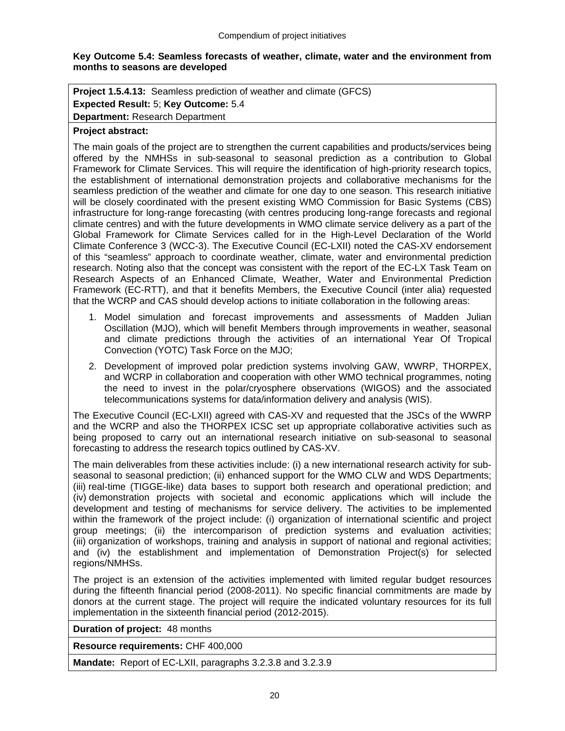**Key Outcome 5.4: Seamless forecasts of weather, climate, water and the environment from months to seasons are developed**

**Project 1.5.4.13:** Seamless prediction of weather and climate (GFCS)
**Expected Result:** 5; **Key Outcome:** 5.4
**Department:** Research Department

**Project abstract:**

The main goals of the project are to strengthen the current capabilities and products/services being offered by the NMHSs in sub-seasonal to seasonal prediction as a contribution to Global Framework for Climate Services. This will require the identification of high-priority research topics, the establishment of international demonstration projects and collaborative mechanisms for the seamless prediction of the weather and climate for one day to one season. This research initiative will be closely coordinated with the present existing WMO Commission for Basic Systems (CBS) infrastructure for long-range forecasting (with centres producing long-range forecasts and regional climate centres) and with the future developments in WMO climate service delivery as a part of the Global Framework for Climate Services called for in the High-Level Declaration of the World Climate Conference 3 (WCC-3). The Executive Council (EC-LXII) noted the CAS-XV endorsement of this "seamless" approach to coordinate weather, climate, water and environmental prediction research. Noting also that the concept was consistent with the report of the EC-LX Task Team on Research Aspects of an Enhanced Climate, Weather, Water and Environmental Prediction Framework (EC-RTT), and that it benefits Members, the Executive Council (inter alia) requested that the WCRP and CAS should develop actions to initiate collaboration in the following areas:

1. Model simulation and forecast improvements and assessments of Madden Julian Oscillation (MJO), which will benefit Members through improvements in weather, seasonal and climate predictions through the activities of an international Year Of Tropical Convection (YOTC) Task Force on the MJO;
2. Development of improved polar prediction systems involving GAW, WWRP, THORPEX, and WCRP in collaboration and cooperation with other WMO technical programmes, noting the need to invest in the polar/cryosphere observations (WIGOS) and the associated telecommunications systems for data/information delivery and analysis (WIS).

The Executive Council (EC-LXII) agreed with CAS-XV and requested that the JSCs of the WWRP and the WCRP and also the THORPEX ICSC set up appropriate collaborative activities such as being proposed to carry out an international research initiative on sub-seasonal to seasonal forecasting to address the research topics outlined by CAS-XV.

The main deliverables from these activities include: (i) a new international research activity for sub-seasonal to seasonal prediction; (ii) enhanced support for the WMO CLW and WDS Departments; (iii) real-time (TIGGE-like) data bases to support both research and operational prediction; and (iv) demonstration projects with societal and economic applications which will include the development and testing of mechanisms for service delivery. The activities to be implemented within the framework of the project include: (i) organization of international scientific and project group meetings; (ii) the intercomparison of prediction systems and evaluation activities; (iii) organization of workshops, training and analysis in support of national and regional activities; and (iv) the establishment and implementation of Demonstration Project(s) for selected regions/NMHSs.

The project is an extension of the activities implemented with limited regular budget resources during the fifteenth financial period (2008-2011). No specific financial commitments are made by donors at the current stage. The project will require the indicated voluntary resources for its full implementation in the sixteenth financial period (2012-2015).

**Duration of project:** 48 months

**Resource requirements:** CHF 400,000

**Mandate:** Report of EC-LXII, paragraphs 3.2.3.8 and 3.2.3.9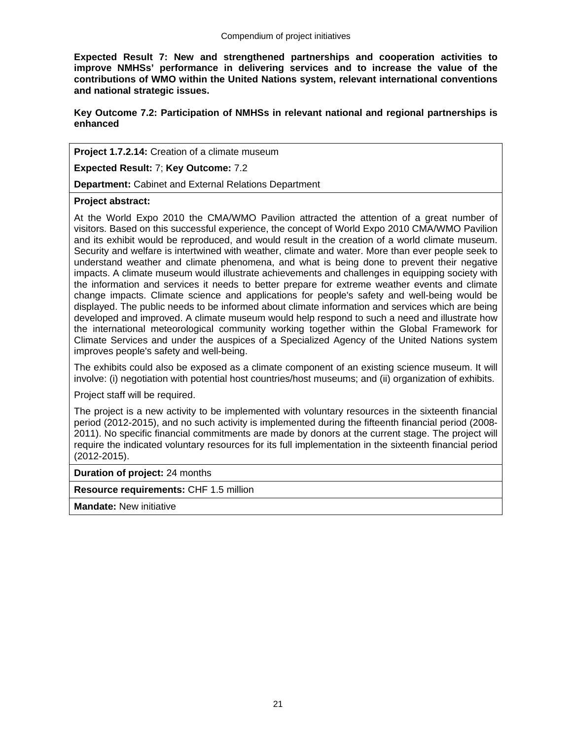**Expected Result 7: New and strengthened partnerships and cooperation activities to improve NMHSs' performance in delivering services and to increase the value of the contributions of WMO within the United Nations system, relevant international conventions and national strategic issues.**

**Key Outcome 7.2: Participation of NMHSs in relevant national and regional partnerships is enhanced**

**Project 1.7.2.14:** Creation of a climate museum

**Expected Result:** 7; **Key Outcome:** 7.2

**Department:** Cabinet and External Relations Department

**Project abstract:**

At the World Expo 2010 the CMA/WMO Pavilion attracted the attention of a great number of visitors. Based on this successful experience, the concept of World Expo 2010 CMA/WMO Pavilion and its exhibit would be reproduced, and would result in the creation of a world climate museum. Security and welfare is intertwined with weather, climate and water. More than ever people seek to understand weather and climate phenomena, and what is being done to prevent their negative impacts. A climate museum would illustrate achievements and challenges in equipping society with the information and services it needs to better prepare for extreme weather events and climate change impacts. Climate science and applications for people's safety and well-being would be displayed. The public needs to be informed about climate information and services which are being developed and improved. A climate museum would help respond to such a need and illustrate how the international meteorological community working together within the Global Framework for Climate Services and under the auspices of a Specialized Agency of the United Nations system improves people's safety and well-being.

The exhibits could also be exposed as a climate component of an existing science museum. It will involve: (i) negotiation with potential host countries/host museums; and (ii) organization of exhibits.

Project staff will be required.

The project is a new activity to be implemented with voluntary resources in the sixteenth financial period (2012-2015), and no such activity is implemented during the fifteenth financial period (2008-2011). No specific financial commitments are made by donors at the current stage. The project will require the indicated voluntary resources for its full implementation in the sixteenth financial period (2012-2015).

**Duration of project:** 24 months

**Resource requirements:** CHF 1.5 million

**Mandate:** New initiative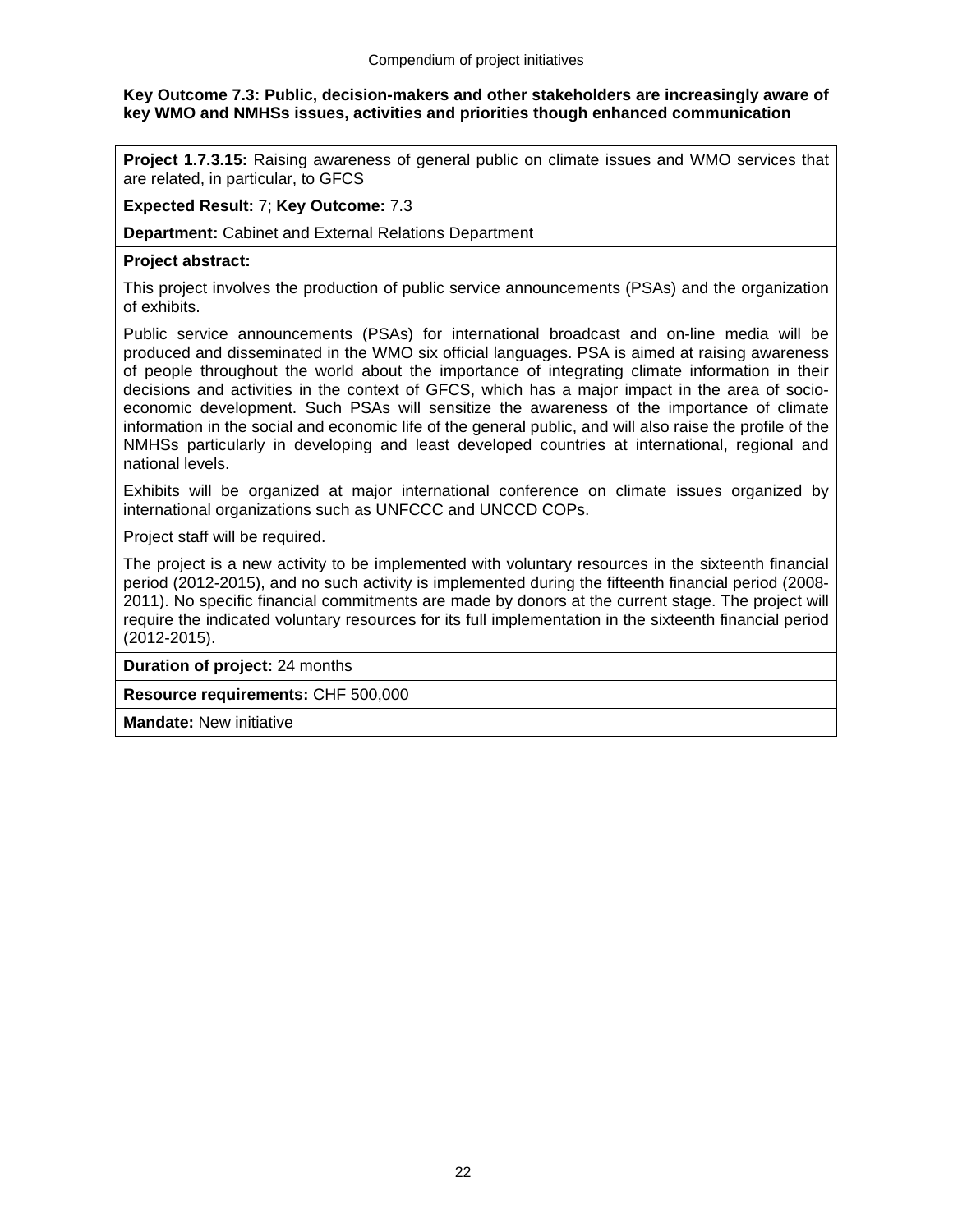**Key Outcome 7.3: Public, decision-makers and other stakeholders are increasingly aware of key WMO and NMHSs issues, activities and priorities though enhanced communication**

**Project 1.7.3.15:** Raising awareness of general public on climate issues and WMO services that are related, in particular, to GFCS

**Expected Result:** 7; **Key Outcome:** 7.3

**Department:** Cabinet and External Relations Department

**Project abstract:**

This project involves the production of public service announcements (PSAs) and the organization of exhibits.

Public service announcements (PSAs) for international broadcast and on-line media will be produced and disseminated in the WMO six official languages. PSA is aimed at raising awareness of people throughout the world about the importance of integrating climate information in their decisions and activities in the context of GFCS, which has a major impact in the area of socio-economic development. Such PSAs will sensitize the awareness of the importance of climate information in the social and economic life of the general public, and will also raise the profile of the NMHSs particularly in developing and least developed countries at international, regional and national levels.

Exhibits will be organized at major international conference on climate issues organized by international organizations such as UNFCCC and UNCCD COPs.

Project staff will be required.

The project is a new activity to be implemented with voluntary resources in the sixteenth financial period (2012-2015), and no such activity is implemented during the fifteenth financial period (2008-2011). No specific financial commitments are made by donors at the current stage. The project will require the indicated voluntary resources for its full implementation in the sixteenth financial period (2012-2015).

**Duration of project:** 24 months

**Resource requirements:** CHF 500,000

**Mandate:** New initiative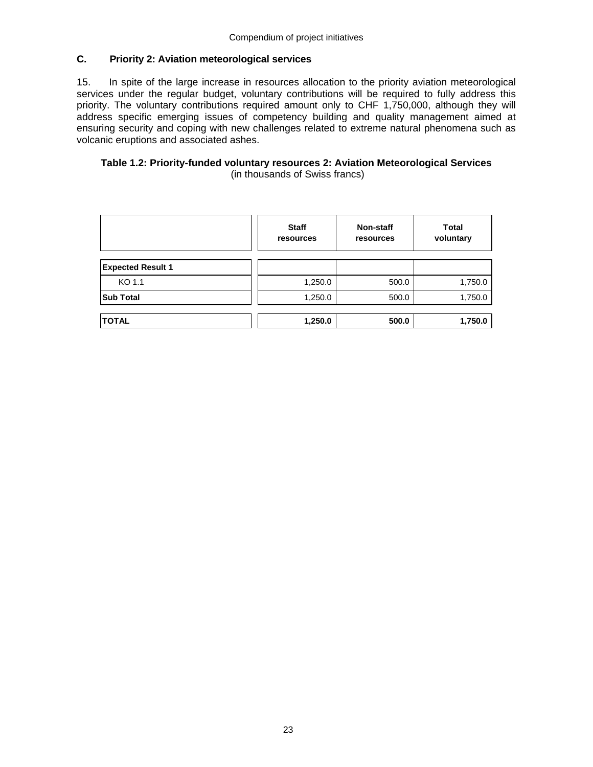## C. Priority 2: Aviation meteorological services

15. In spite of the large increase in resources allocation to the priority aviation meteorological services under the regular budget, voluntary contributions will be required to fully address this priority. The voluntary contributions required amount only to CHF 1,750,000, although they will address specific emerging issues of competency building and quality management aimed at ensuring security and coping with new challenges related to extreme natural phenomena such as volcanic eruptions and associated ashes.

**Table 1.2: Priority-funded voluntary resources 2: Aviation Meteorological Services**
(in thousands of Swiss francs)

| | Staff resources | Non-staff resources | Total voluntary |
|---|---|---|---|
| **Expected Result 1** | | | |
| KO 1.1 | 1,250.0 | 500.0 | 1,750.0 |
| **Sub Total** | 1,250.0 | 500.0 | 1,750.0 |
| **TOTAL** | **1,250.0** | **500.0** | **1,750.0** |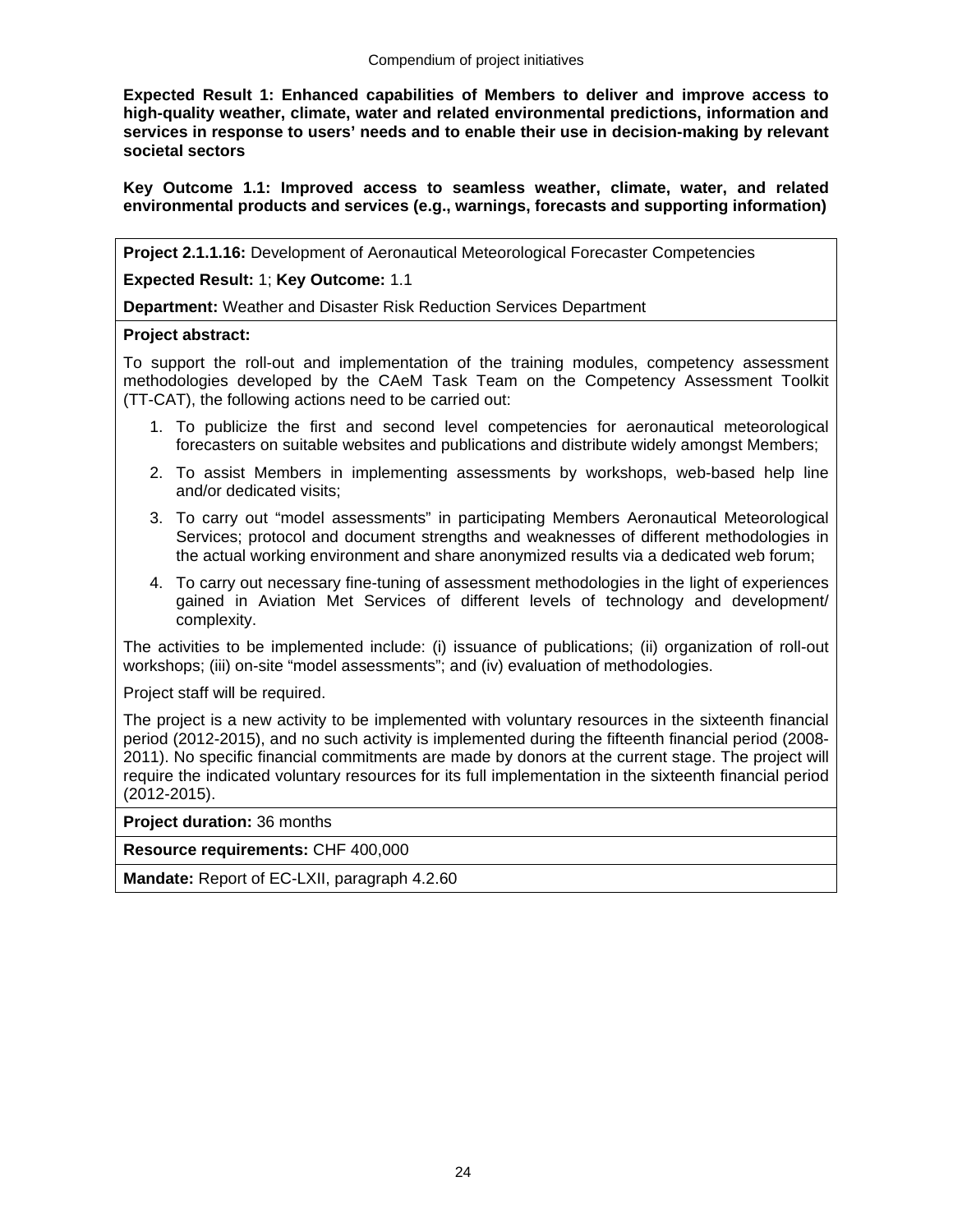**Expected Result 1: Enhanced capabilities of Members to deliver and improve access to high-quality weather, climate, water and related environmental predictions, information and services in response to users' needs and to enable their use in decision-making by relevant societal sectors**

**Key Outcome 1.1: Improved access to seamless weather, climate, water, and related environmental products and services (e.g., warnings, forecasts and supporting information)**

**Project 2.1.1.16:** Development of Aeronautical Meteorological Forecaster Competencies

**Expected Result:** 1; **Key Outcome:** 1.1

**Department:** Weather and Disaster Risk Reduction Services Department

**Project abstract:**

To support the roll-out and implementation of the training modules, competency assessment methodologies developed by the CAeM Task Team on the Competency Assessment Toolkit (TT-CAT), the following actions need to be carried out:

1. To publicize the first and second level competencies for aeronautical meteorological forecasters on suitable websites and publications and distribute widely amongst Members;
2. To assist Members in implementing assessments by workshops, web-based help line and/or dedicated visits;
3. To carry out "model assessments" in participating Members Aeronautical Meteorological Services; protocol and document strengths and weaknesses of different methodologies in the actual working environment and share anonymized results via a dedicated web forum;
4. To carry out necessary fine-tuning of assessment methodologies in the light of experiences gained in Aviation Met Services of different levels of technology and development/ complexity.

The activities to be implemented include: (i) issuance of publications; (ii) organization of roll-out workshops; (iii) on-site "model assessments"; and (iv) evaluation of methodologies.

Project staff will be required.

The project is a new activity to be implemented with voluntary resources in the sixteenth financial period (2012-2015), and no such activity is implemented during the fifteenth financial period (2008-2011). No specific financial commitments are made by donors at the current stage. The project will require the indicated voluntary resources for its full implementation in the sixteenth financial period (2012-2015).

**Project duration:** 36 months

**Resource requirements:** CHF 400,000

**Mandate:** Report of EC-LXII, paragraph 4.2.60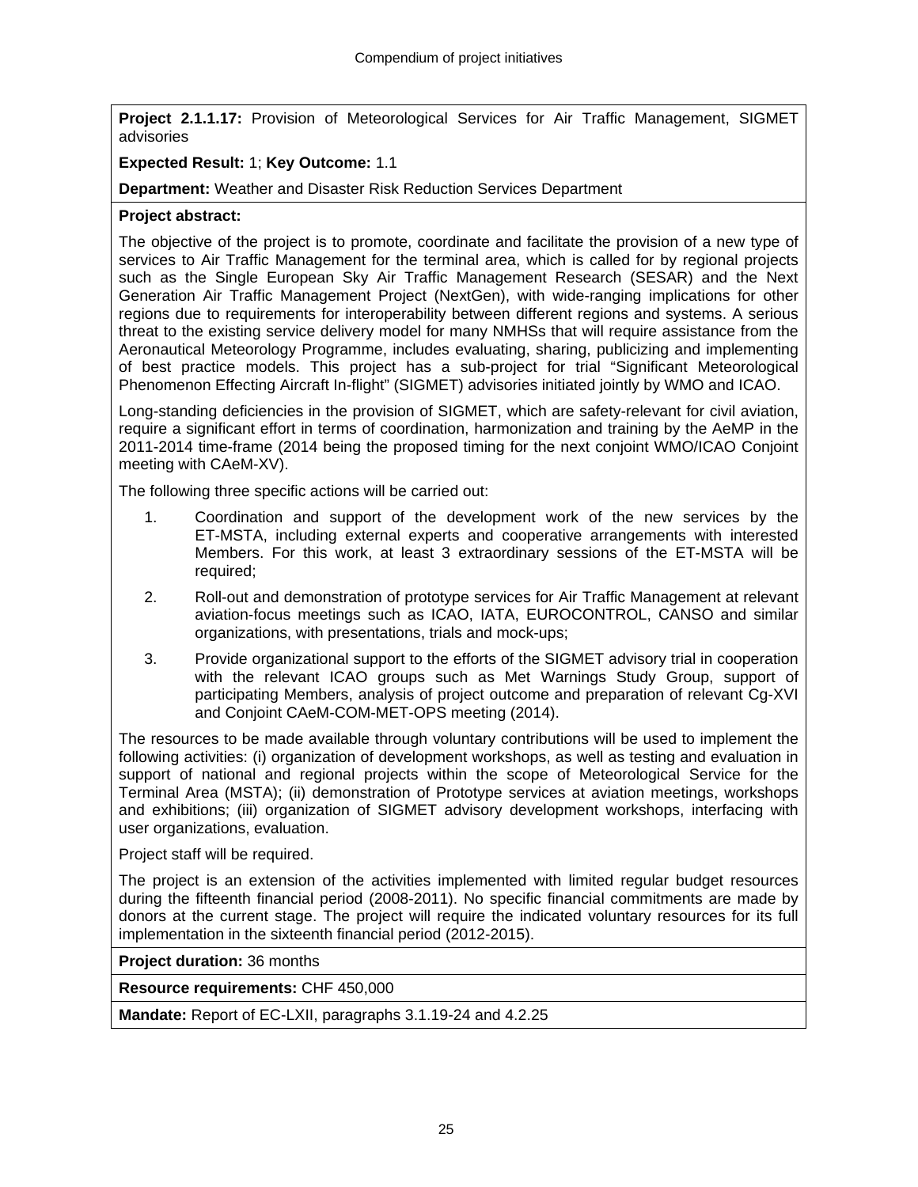**Project 2.1.1.17:** Provision of Meteorological Services for Air Traffic Management, SIGMET advisories

**Expected Result:** 1; **Key Outcome:** 1.1

**Department:** Weather and Disaster Risk Reduction Services Department

**Project abstract:**

The objective of the project is to promote, coordinate and facilitate the provision of a new type of services to Air Traffic Management for the terminal area, which is called for by regional projects such as the Single European Sky Air Traffic Management Research (SESAR) and the Next Generation Air Traffic Management Project (NextGen), with wide-ranging implications for other regions due to requirements for interoperability between different regions and systems. A serious threat to the existing service delivery model for many NMHSs that will require assistance from the Aeronautical Meteorology Programme, includes evaluating, sharing, publicizing and implementing of best practice models. This project has a sub-project for trial "Significant Meteorological Phenomenon Effecting Aircraft In-flight" (SIGMET) advisories initiated jointly by WMO and ICAO.

Long-standing deficiencies in the provision of SIGMET, which are safety-relevant for civil aviation, require a significant effort in terms of coordination, harmonization and training by the AeMP in the 2011-2014 time-frame (2014 being the proposed timing for the next conjoint WMO/ICAO Conjoint meeting with CAeM-XV).

The following three specific actions will be carried out:

1. Coordination and support of the development work of the new services by the ET-MSTA, including external experts and cooperative arrangements with interested Members. For this work, at least 3 extraordinary sessions of the ET-MSTA will be required;
2. Roll-out and demonstration of prototype services for Air Traffic Management at relevant aviation-focus meetings such as ICAO, IATA, EUROCONTROL, CANSO and similar organizations, with presentations, trials and mock-ups;
3. Provide organizational support to the efforts of the SIGMET advisory trial in cooperation with the relevant ICAO groups such as Met Warnings Study Group, support of participating Members, analysis of project outcome and preparation of relevant Cg-XVI and Conjoint CAeM-COM-MET-OPS meeting (2014).

The resources to be made available through voluntary contributions will be used to implement the following activities: (i) organization of development workshops, as well as testing and evaluation in support of national and regional projects within the scope of Meteorological Service for the Terminal Area (MSTA); (ii) demonstration of Prototype services at aviation meetings, workshops and exhibitions; (iii) organization of SIGMET advisory development workshops, interfacing with user organizations, evaluation.

Project staff will be required.

The project is an extension of the activities implemented with limited regular budget resources during the fifteenth financial period (2008-2011). No specific financial commitments are made by donors at the current stage. The project will require the indicated voluntary resources for its full implementation in the sixteenth financial period (2012-2015).

**Project duration:** 36 months

**Resource requirements:** CHF 450,000

**Mandate:** Report of EC-LXII, paragraphs 3.1.19-24 and 4.2.25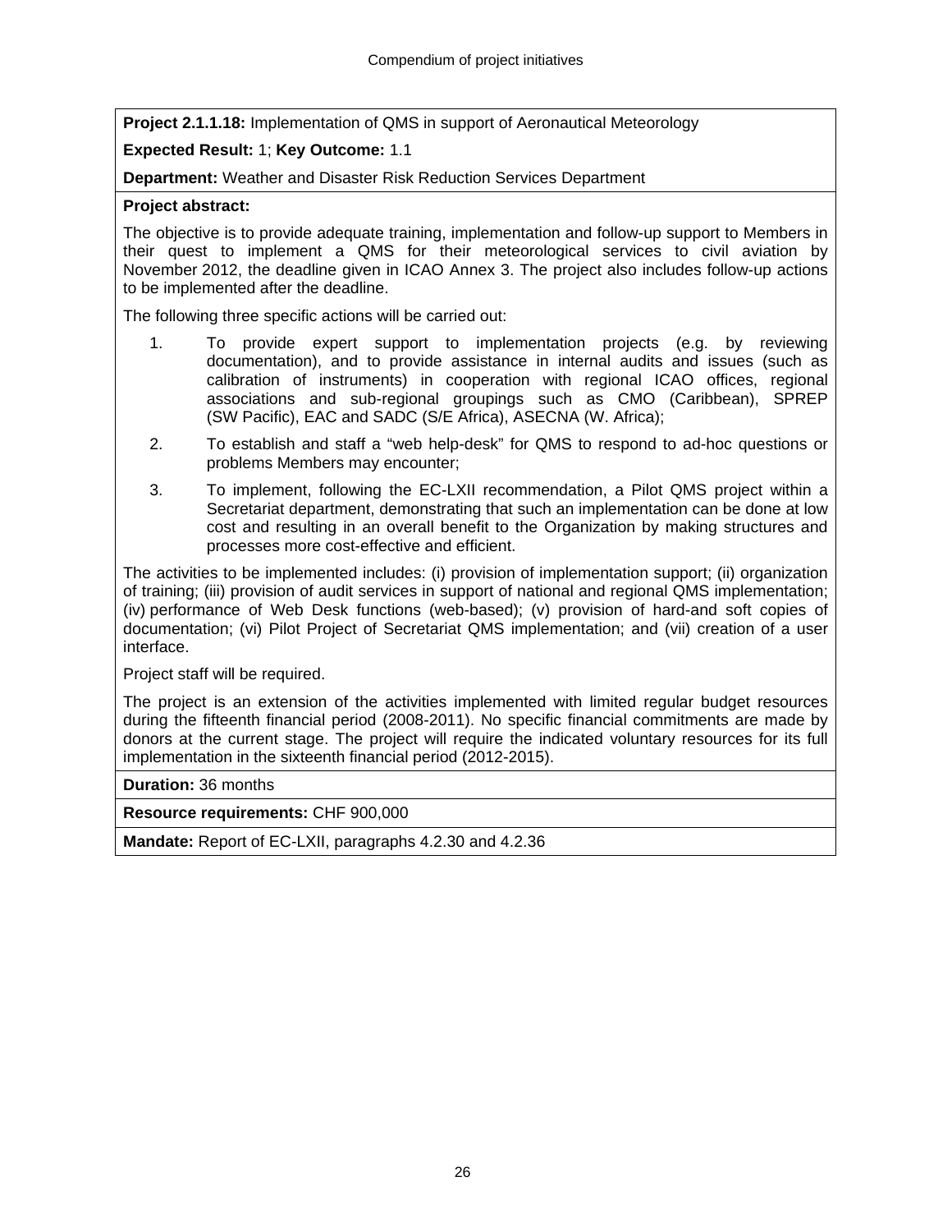**Project 2.1.1.18:** Implementation of QMS in support of Aeronautical Meteorology

**Expected Result:** 1; **Key Outcome:** 1.1

**Department:** Weather and Disaster Risk Reduction Services Department

**Project abstract:**

The objective is to provide adequate training, implementation and follow-up support to Members in their quest to implement a QMS for their meteorological services to civil aviation by November 2012, the deadline given in ICAO Annex 3. The project also includes follow-up actions to be implemented after the deadline.

The following three specific actions will be carried out:

1. To provide expert support to implementation projects (e.g. by reviewing documentation), and to provide assistance in internal audits and issues (such as calibration of instruments) in cooperation with regional ICAO offices, regional associations and sub-regional groupings such as CMO (Caribbean), SPREP (SW Pacific), EAC and SADC (S/E Africa), ASECNA (W. Africa);
2. To establish and staff a “web help-desk” for QMS to respond to ad-hoc questions or problems Members may encounter;
3. To implement, following the EC-LXII recommendation, a Pilot QMS project within a Secretariat department, demonstrating that such an implementation can be done at low cost and resulting in an overall benefit to the Organization by making structures and processes more cost-effective and efficient.

The activities to be implemented includes: (i) provision of implementation support; (ii) organization of training; (iii) provision of audit services in support of national and regional QMS implementation; (iv) performance of Web Desk functions (web-based); (v) provision of hard-and soft copies of documentation; (vi) Pilot Project of Secretariat QMS implementation; and (vii) creation of a user interface.

Project staff will be required.

The project is an extension of the activities implemented with limited regular budget resources during the fifteenth financial period (2008-2011). No specific financial commitments are made by donors at the current stage. The project will require the indicated voluntary resources for its full implementation in the sixteenth financial period (2012-2015).

**Duration:** 36 months

**Resource requirements:** CHF 900,000

**Mandate:** Report of EC-LXII, paragraphs 4.2.30 and 4.2.36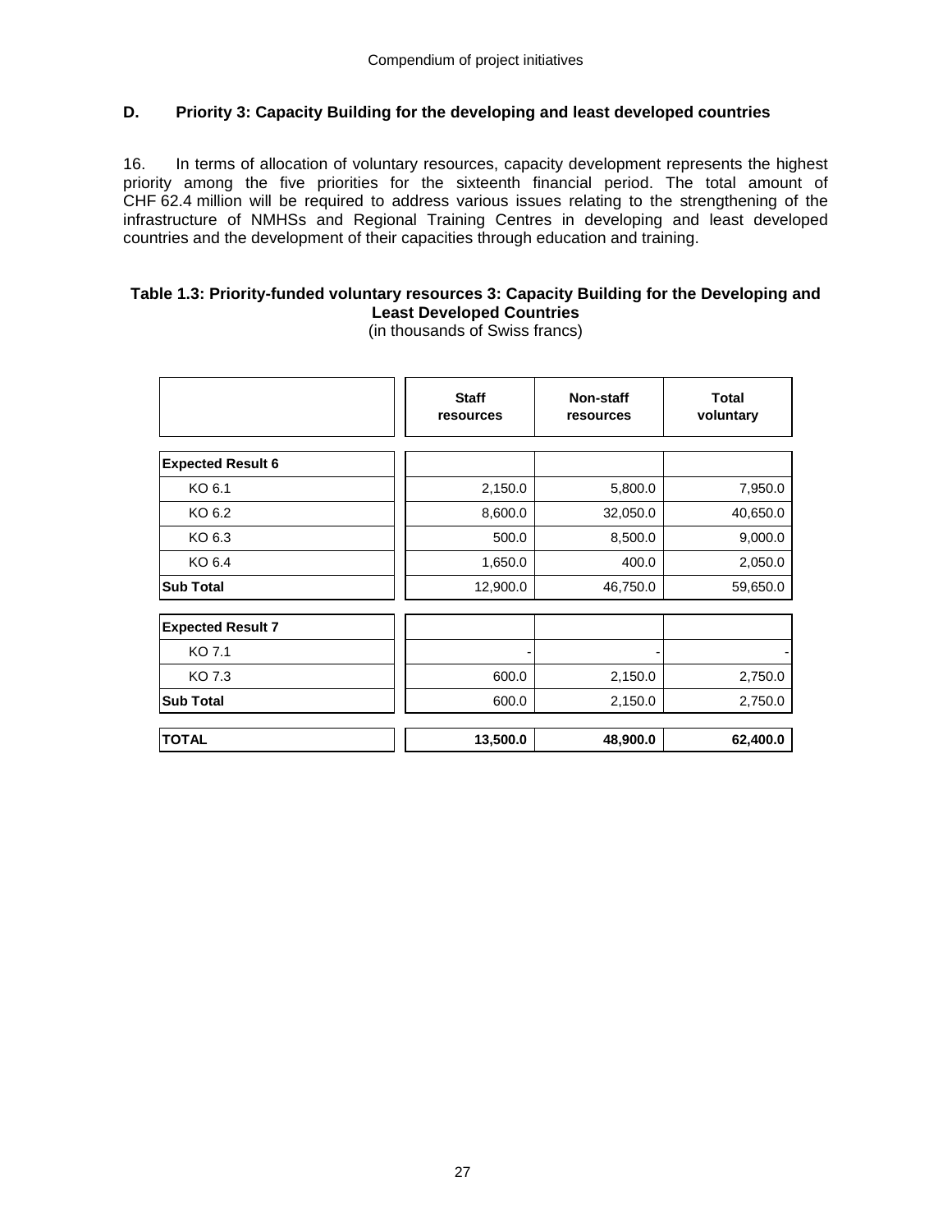## D. Priority 3: Capacity Building for the developing and least developed countries

16. In terms of allocation of voluntary resources, capacity development represents the highest priority among the five priorities for the sixteenth financial period. The total amount of CHF 62.4 million will be required to address various issues relating to the strengthening of the infrastructure of NMHSs and Regional Training Centres in developing and least developed countries and the development of their capacities through education and training.

**Table 1.3: Priority-funded voluntary resources 3: Capacity Building for the Developing and Least Developed Countries**

(in thousands of Swiss francs)

| | Staff resources | Non-staff resources | Total voluntary |
|---|---|---|---|
| **Expected Result 6** | | | |
| KO 6.1 | 2,150.0 | 5,800.0 | 7,950.0 |
| KO 6.2 | 8,600.0 | 32,050.0 | 40,650.0 |
| KO 6.3 | 500.0 | 8,500.0 | 9,000.0 |
| KO 6.4 | 1,650.0 | 400.0 | 2,050.0 |
| **Sub Total** | 12,900.0 | 46,750.0 | 59,650.0 |
| **Expected Result 7** | | | |
| KO 7.1 | - | - | - |
| KO 7.3 | 600.0 | 2,150.0 | 2,750.0 |
| **Sub Total** | 600.0 | 2,150.0 | 2,750.0 |
| **TOTAL** | **13,500.0** | **48,900.0** | **62,400.0** |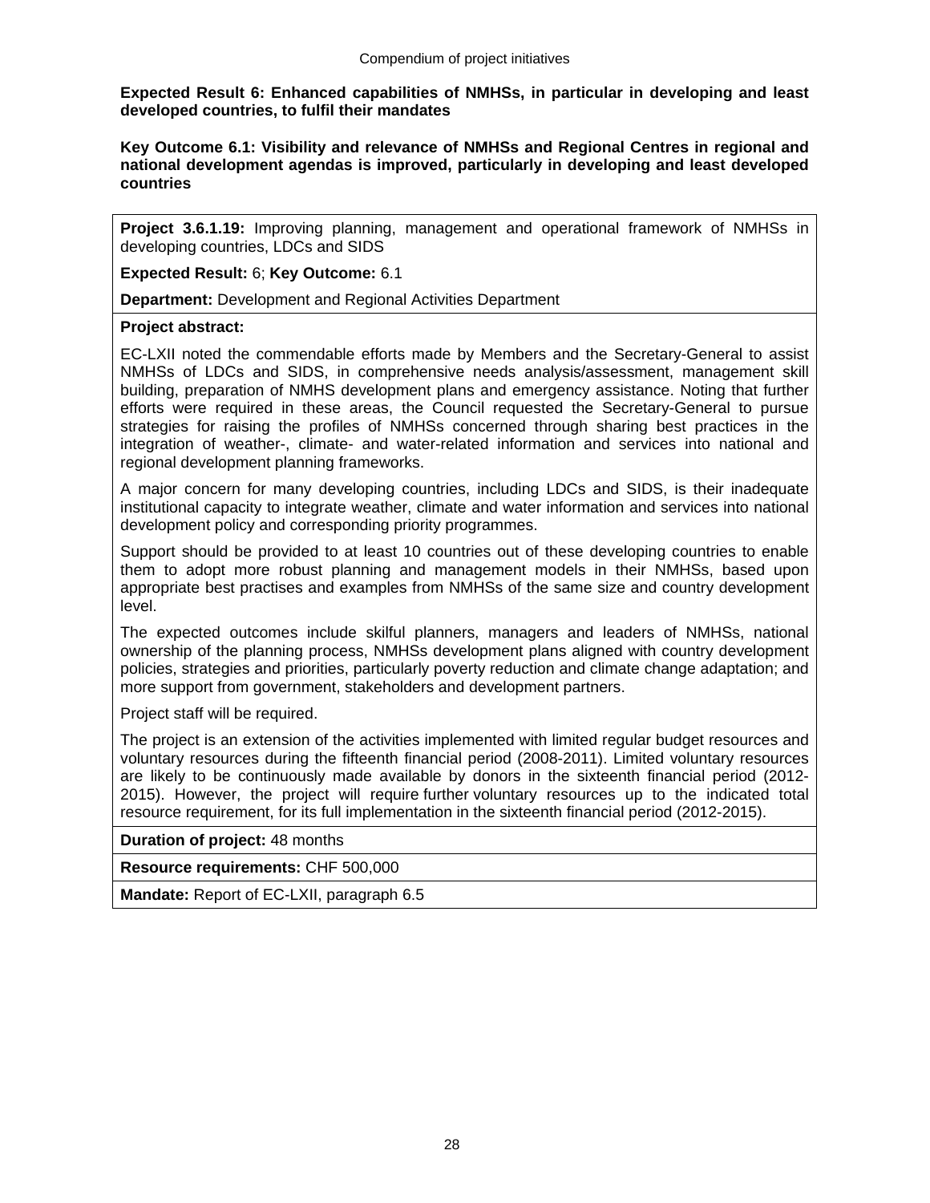**Expected Result 6: Enhanced capabilities of NMHSs, in particular in developing and least developed countries, to fulfil their mandates**

**Key Outcome 6.1: Visibility and relevance of NMHSs and Regional Centres in regional and national development agendas is improved, particularly in developing and least developed countries**

**Project 3.6.1.19:** Improving planning, management and operational framework of NMHSs in developing countries, LDCs and SIDS

**Expected Result:** 6; **Key Outcome:** 6.1

**Department:** Development and Regional Activities Department

**Project abstract:**

EC-LXII noted the commendable efforts made by Members and the Secretary-General to assist NMHSs of LDCs and SIDS, in comprehensive needs analysis/assessment, management skill building, preparation of NMHS development plans and emergency assistance. Noting that further efforts were required in these areas, the Council requested the Secretary-General to pursue strategies for raising the profiles of NMHSs concerned through sharing best practices in the integration of weather-, climate- and water-related information and services into national and regional development planning frameworks.

A major concern for many developing countries, including LDCs and SIDS, is their inadequate institutional capacity to integrate weather, climate and water information and services into national development policy and corresponding priority programmes.

Support should be provided to at least 10 countries out of these developing countries to enable them to adopt more robust planning and management models in their NMHSs, based upon appropriate best practises and examples from NMHSs of the same size and country development level.

The expected outcomes include skilful planners, managers and leaders of NMHSs, national ownership of the planning process, NMHSs development plans aligned with country development policies, strategies and priorities, particularly poverty reduction and climate change adaptation; and more support from government, stakeholders and development partners.

Project staff will be required.

The project is an extension of the activities implemented with limited regular budget resources and voluntary resources during the fifteenth financial period (2008-2011). Limited voluntary resources are likely to be continuously made available by donors in the sixteenth financial period (2012-2015). However, the project will require further voluntary resources up to the indicated total resource requirement, for its full implementation in the sixteenth financial period (2012-2015).

**Duration of project:** 48 months

**Resource requirements:** CHF 500,000

**Mandate:** Report of EC-LXII, paragraph 6.5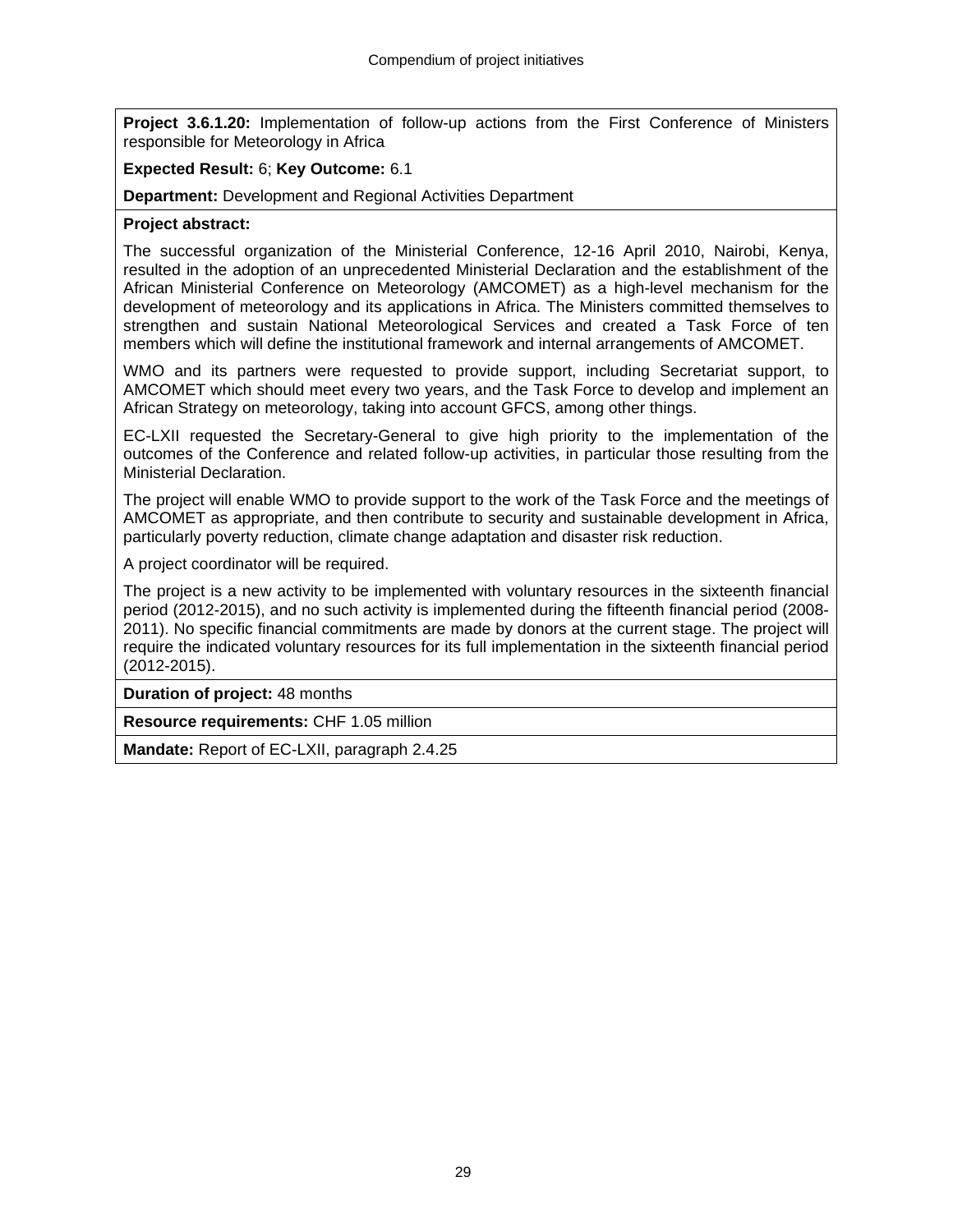**Project 3.6.1.20:** Implementation of follow-up actions from the First Conference of Ministers responsible for Meteorology in Africa

**Expected Result:** 6; **Key Outcome:** 6.1

**Department:** Development and Regional Activities Department

**Project abstract:**

The successful organization of the Ministerial Conference, 12-16 April 2010, Nairobi, Kenya, resulted in the adoption of an unprecedented Ministerial Declaration and the establishment of the African Ministerial Conference on Meteorology (AMCOMET) as a high-level mechanism for the development of meteorology and its applications in Africa. The Ministers committed themselves to strengthen and sustain National Meteorological Services and created a Task Force of ten members which will define the institutional framework and internal arrangements of AMCOMET.

WMO and its partners were requested to provide support, including Secretariat support, to AMCOMET which should meet every two years, and the Task Force to develop and implement an African Strategy on meteorology, taking into account GFCS, among other things.

EC-LXII requested the Secretary-General to give high priority to the implementation of the outcomes of the Conference and related follow-up activities, in particular those resulting from the Ministerial Declaration.

The project will enable WMO to provide support to the work of the Task Force and the meetings of AMCOMET as appropriate, and then contribute to security and sustainable development in Africa, particularly poverty reduction, climate change adaptation and disaster risk reduction.

A project coordinator will be required.

The project is a new activity to be implemented with voluntary resources in the sixteenth financial period (2012-2015), and no such activity is implemented during the fifteenth financial period (2008-2011). No specific financial commitments are made by donors at the current stage. The project will require the indicated voluntary resources for its full implementation in the sixteenth financial period (2012-2015).

**Duration of project:** 48 months

**Resource requirements:** CHF 1.05 million

**Mandate:** Report of EC-LXII, paragraph 2.4.25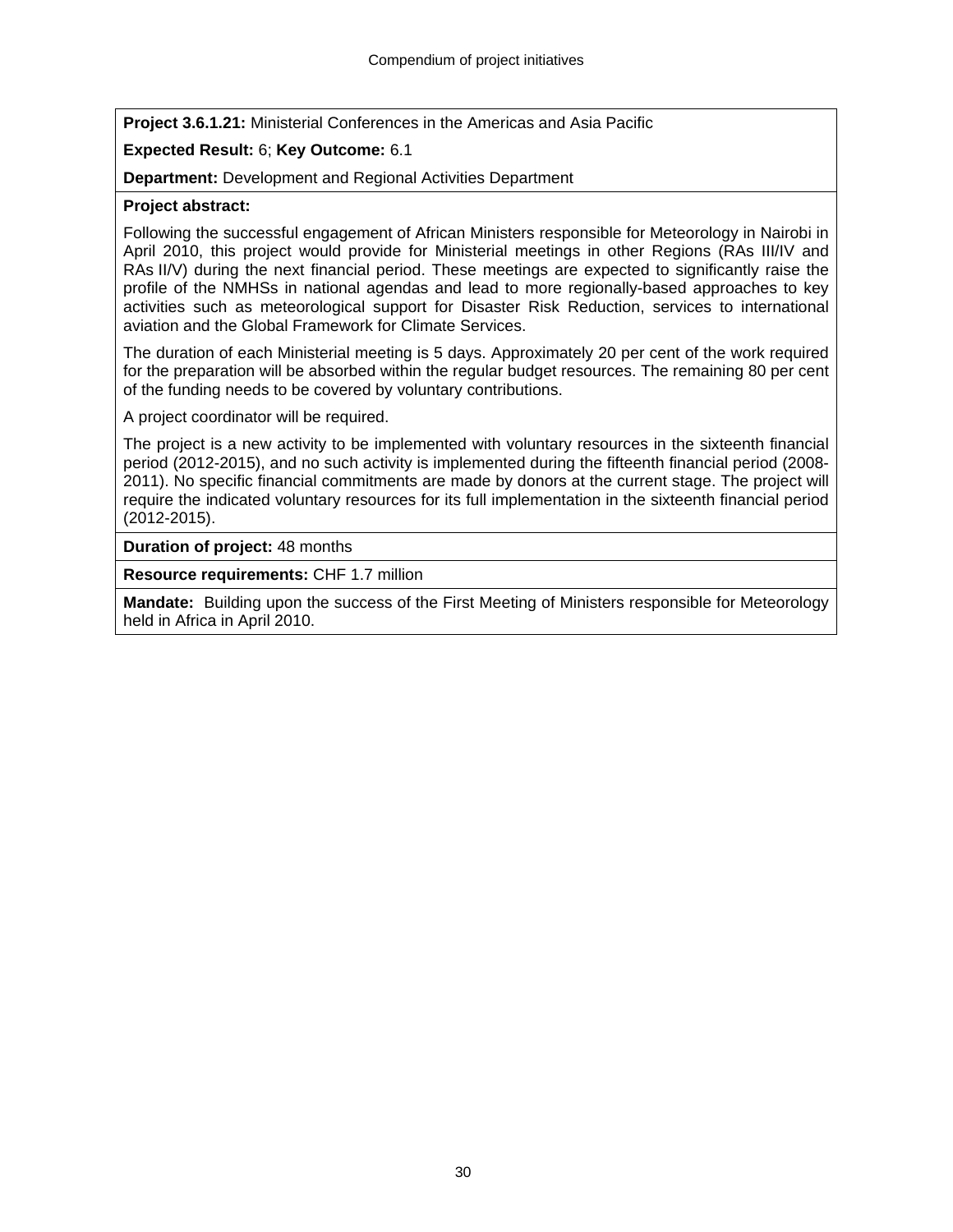**Project 3.6.1.21:** Ministerial Conferences in the Americas and Asia Pacific

**Expected Result:** 6; **Key Outcome:** 6.1

**Department:** Development and Regional Activities Department

**Project abstract:**

Following the successful engagement of African Ministers responsible for Meteorology in Nairobi in April 2010, this project would provide for Ministerial meetings in other Regions (RAs III/IV and RAs II/V) during the next financial period. These meetings are expected to significantly raise the profile of the NMHSs in national agendas and lead to more regionally-based approaches to key activities such as meteorological support for Disaster Risk Reduction, services to international aviation and the Global Framework for Climate Services.

The duration of each Ministerial meeting is 5 days. Approximately 20 per cent of the work required for the preparation will be absorbed within the regular budget resources. The remaining 80 per cent of the funding needs to be covered by voluntary contributions.

A project coordinator will be required.

The project is a new activity to be implemented with voluntary resources in the sixteenth financial period (2012-2015), and no such activity is implemented during the fifteenth financial period (2008-2011). No specific financial commitments are made by donors at the current stage. The project will require the indicated voluntary resources for its full implementation in the sixteenth financial period (2012-2015).

**Duration of project:** 48 months

**Resource requirements:** CHF 1.7 million

**Mandate:** Building upon the success of the First Meeting of Ministers responsible for Meteorology held in Africa in April 2010.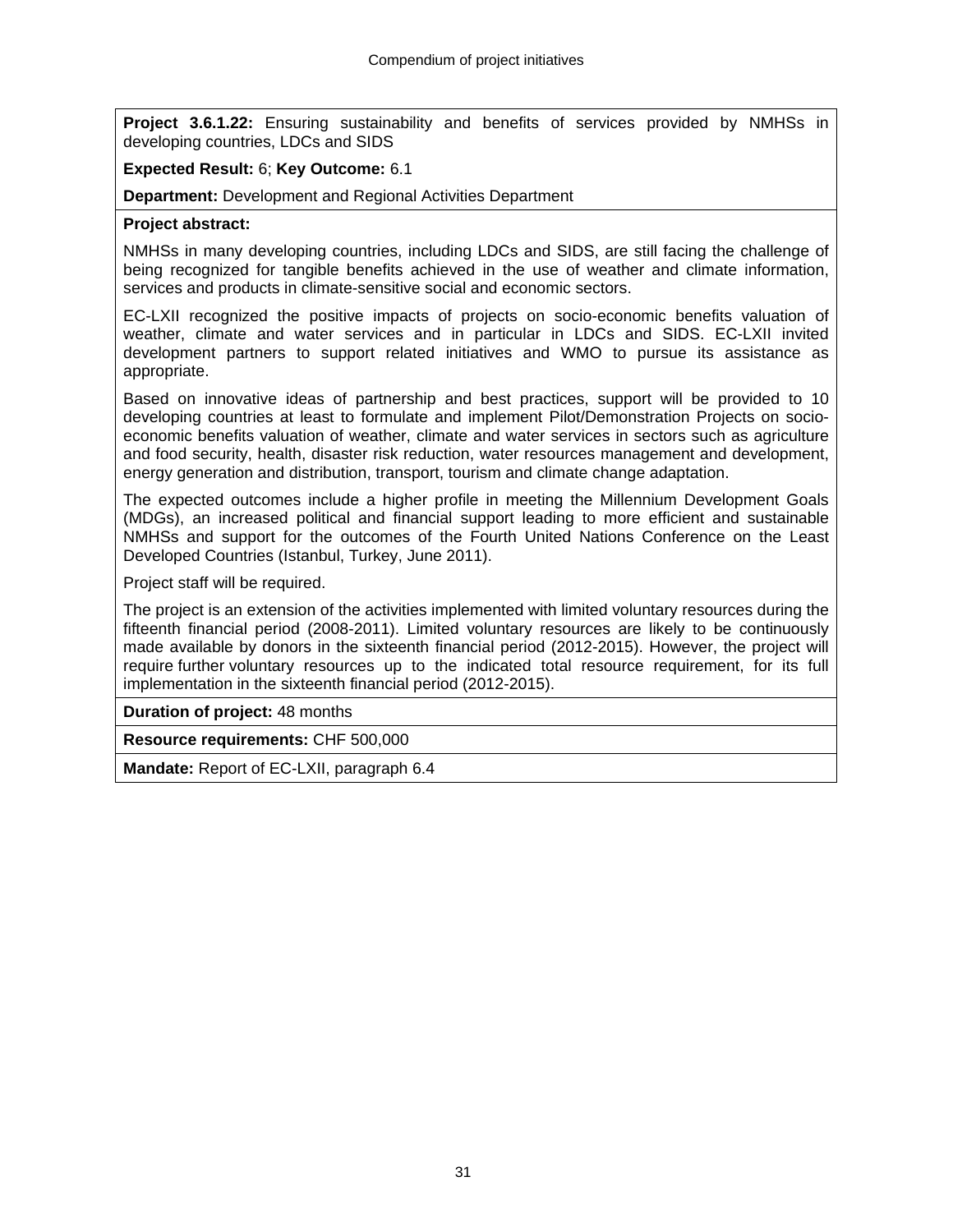**Project 3.6.1.22:** Ensuring sustainability and benefits of services provided by NMHSs in developing countries, LDCs and SIDS

**Expected Result:** 6; **Key Outcome:** 6.1

**Department:** Development and Regional Activities Department

**Project abstract:**

NMHSs in many developing countries, including LDCs and SIDS, are still facing the challenge of being recognized for tangible benefits achieved in the use of weather and climate information, services and products in climate-sensitive social and economic sectors.

EC-LXII recognized the positive impacts of projects on socio-economic benefits valuation of weather, climate and water services and in particular in LDCs and SIDS. EC-LXII invited development partners to support related initiatives and WMO to pursue its assistance as appropriate.

Based on innovative ideas of partnership and best practices, support will be provided to 10 developing countries at least to formulate and implement Pilot/Demonstration Projects on socio-economic benefits valuation of weather, climate and water services in sectors such as agriculture and food security, health, disaster risk reduction, water resources management and development, energy generation and distribution, transport, tourism and climate change adaptation.

The expected outcomes include a higher profile in meeting the Millennium Development Goals (MDGs), an increased political and financial support leading to more efficient and sustainable NMHSs and support for the outcomes of the Fourth United Nations Conference on the Least Developed Countries (Istanbul, Turkey, June 2011).

Project staff will be required.

The project is an extension of the activities implemented with limited voluntary resources during the fifteenth financial period (2008-2011). Limited voluntary resources are likely to be continuously made available by donors in the sixteenth financial period (2012-2015). However, the project will require further voluntary resources up to the indicated total resource requirement, for its full implementation in the sixteenth financial period (2012-2015).

**Duration of project:** 48 months

**Resource requirements:** CHF 500,000

**Mandate:** Report of EC-LXII, paragraph 6.4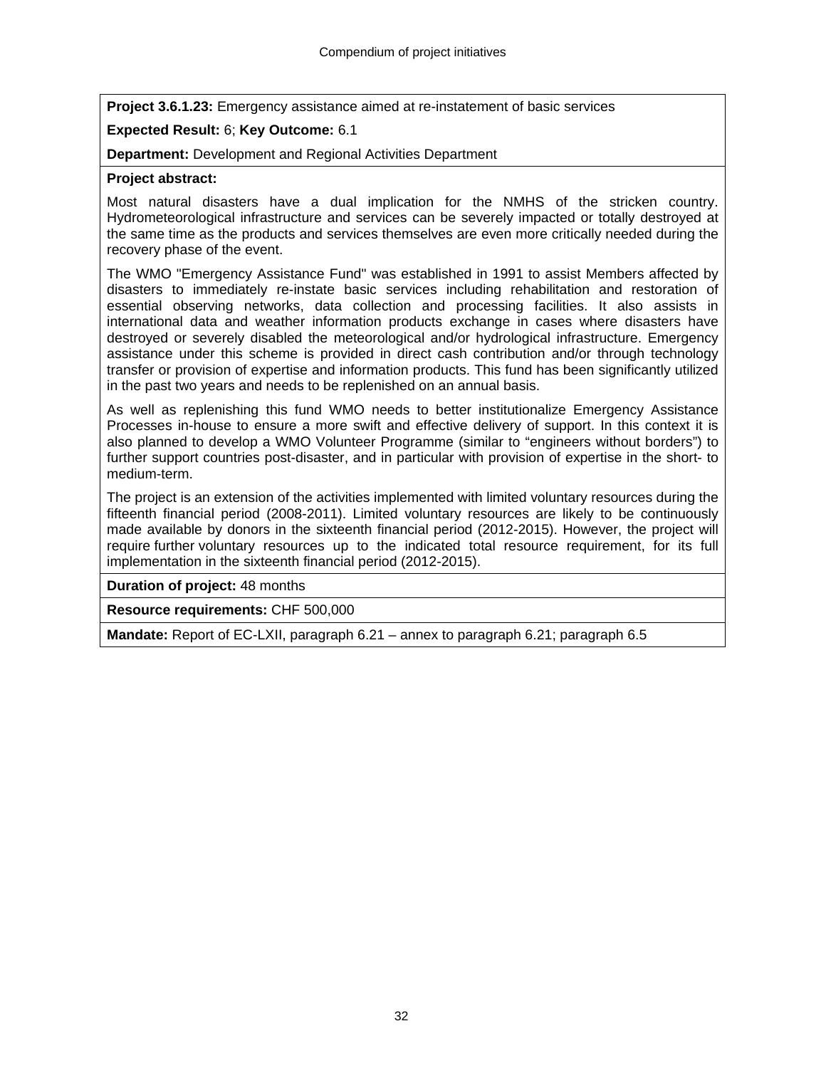**Project 3.6.1.23:** Emergency assistance aimed at re-instatement of basic services

**Expected Result:** 6; **Key Outcome:** 6.1

**Department:** Development and Regional Activities Department

**Project abstract:**

Most natural disasters have a dual implication for the NMHS of the stricken country. Hydrometeorological infrastructure and services can be severely impacted or totally destroyed at the same time as the products and services themselves are even more critically needed during the recovery phase of the event.

The WMO "Emergency Assistance Fund" was established in 1991 to assist Members affected by disasters to immediately re-instate basic services including rehabilitation and restoration of essential observing networks, data collection and processing facilities. It also assists in international data and weather information products exchange in cases where disasters have destroyed or severely disabled the meteorological and/or hydrological infrastructure. Emergency assistance under this scheme is provided in direct cash contribution and/or through technology transfer or provision of expertise and information products. This fund has been significantly utilized in the past two years and needs to be replenished on an annual basis.

As well as replenishing this fund WMO needs to better institutionalize Emergency Assistance Processes in-house to ensure a more swift and effective delivery of support. In this context it is also planned to develop a WMO Volunteer Programme (similar to "engineers without borders") to further support countries post-disaster, and in particular with provision of expertise in the short- to medium-term.

The project is an extension of the activities implemented with limited voluntary resources during the fifteenth financial period (2008-2011). Limited voluntary resources are likely to be continuously made available by donors in the sixteenth financial period (2012-2015). However, the project will require further voluntary resources up to the indicated total resource requirement, for its full implementation in the sixteenth financial period (2012-2015).

**Duration of project:** 48 months

**Resource requirements:** CHF 500,000

**Mandate:** Report of EC-LXII, paragraph 6.21 – annex to paragraph 6.21; paragraph 6.5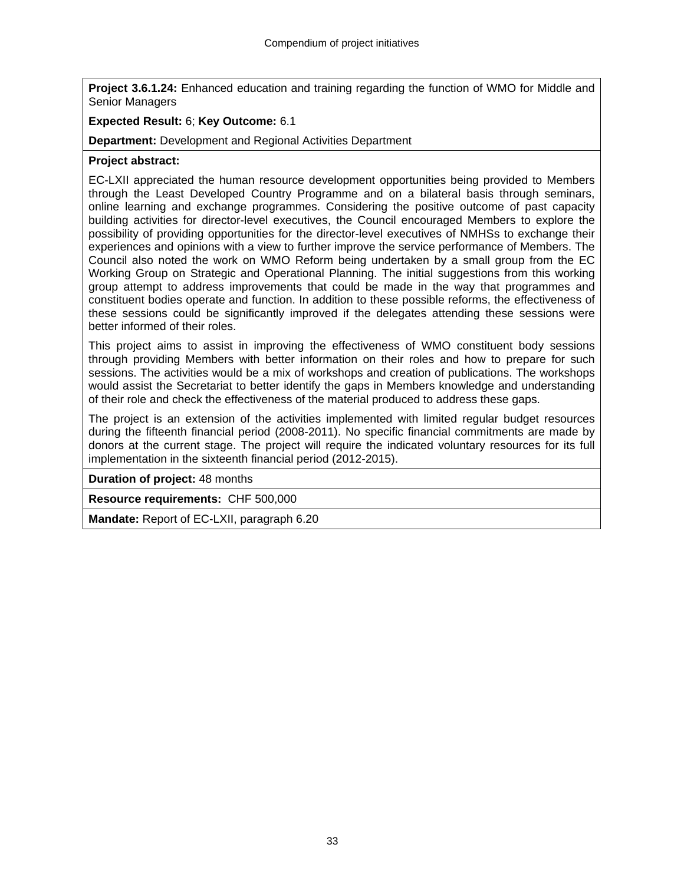**Project 3.6.1.24:** Enhanced education and training regarding the function of WMO for Middle and Senior Managers

**Expected Result:** 6; **Key Outcome:** 6.1

**Department:** Development and Regional Activities Department

**Project abstract:**

EC-LXII appreciated the human resource development opportunities being provided to Members through the Least Developed Country Programme and on a bilateral basis through seminars, online learning and exchange programmes. Considering the positive outcome of past capacity building activities for director-level executives, the Council encouraged Members to explore the possibility of providing opportunities for the director-level executives of NMHSs to exchange their experiences and opinions with a view to further improve the service performance of Members. The Council also noted the work on WMO Reform being undertaken by a small group from the EC Working Group on Strategic and Operational Planning. The initial suggestions from this working group attempt to address improvements that could be made in the way that programmes and constituent bodies operate and function. In addition to these possible reforms, the effectiveness of these sessions could be significantly improved if the delegates attending these sessions were better informed of their roles.

This project aims to assist in improving the effectiveness of WMO constituent body sessions through providing Members with better information on their roles and how to prepare for such sessions. The activities would be a mix of workshops and creation of publications. The workshops would assist the Secretariat to better identify the gaps in Members knowledge and understanding of their role and check the effectiveness of the material produced to address these gaps.

The project is an extension of the activities implemented with limited regular budget resources during the fifteenth financial period (2008-2011). No specific financial commitments are made by donors at the current stage. The project will require the indicated voluntary resources for its full implementation in the sixteenth financial period (2012-2015).

**Duration of project:** 48 months

**Resource requirements:** CHF 500,000

**Mandate:** Report of EC-LXII, paragraph 6.20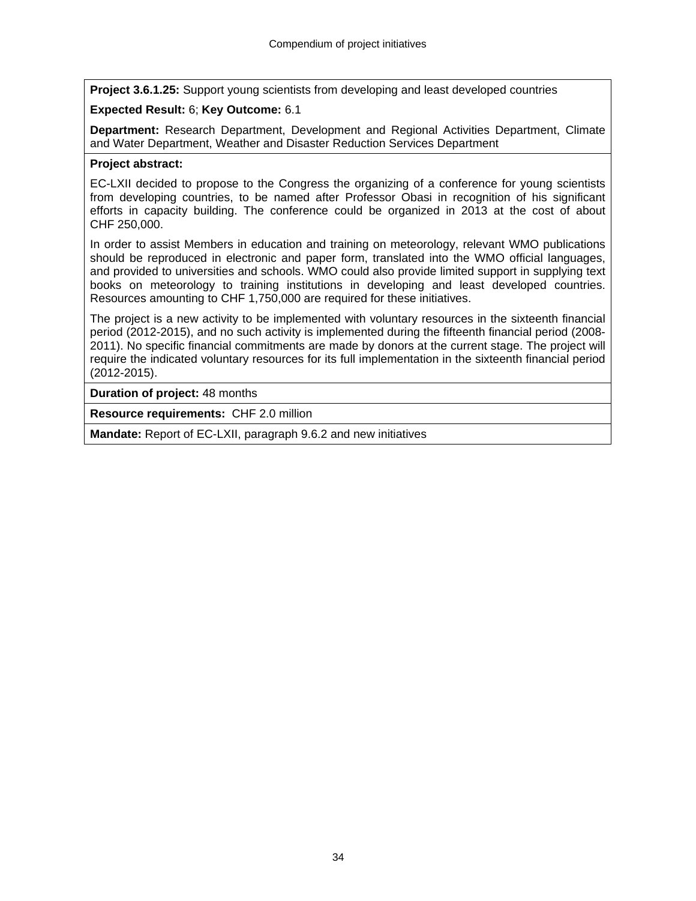**Project 3.6.1.25:** Support young scientists from developing and least developed countries

**Expected Result:** 6; **Key Outcome:** 6.1

**Department:** Research Department, Development and Regional Activities Department, Climate and Water Department, Weather and Disaster Reduction Services Department

**Project abstract:**

EC-LXII decided to propose to the Congress the organizing of a conference for young scientists from developing countries, to be named after Professor Obasi in recognition of his significant efforts in capacity building. The conference could be organized in 2013 at the cost of about CHF 250,000.

In order to assist Members in education and training on meteorology, relevant WMO publications should be reproduced in electronic and paper form, translated into the WMO official languages, and provided to universities and schools. WMO could also provide limited support in supplying text books on meteorology to training institutions in developing and least developed countries. Resources amounting to CHF 1,750,000 are required for these initiatives.

The project is a new activity to be implemented with voluntary resources in the sixteenth financial period (2012-2015), and no such activity is implemented during the fifteenth financial period (2008-2011). No specific financial commitments are made by donors at the current stage. The project will require the indicated voluntary resources for its full implementation in the sixteenth financial period (2012-2015).

**Duration of project:** 48 months

**Resource requirements:** CHF 2.0 million

**Mandate:** Report of EC-LXII, paragraph 9.6.2 and new initiatives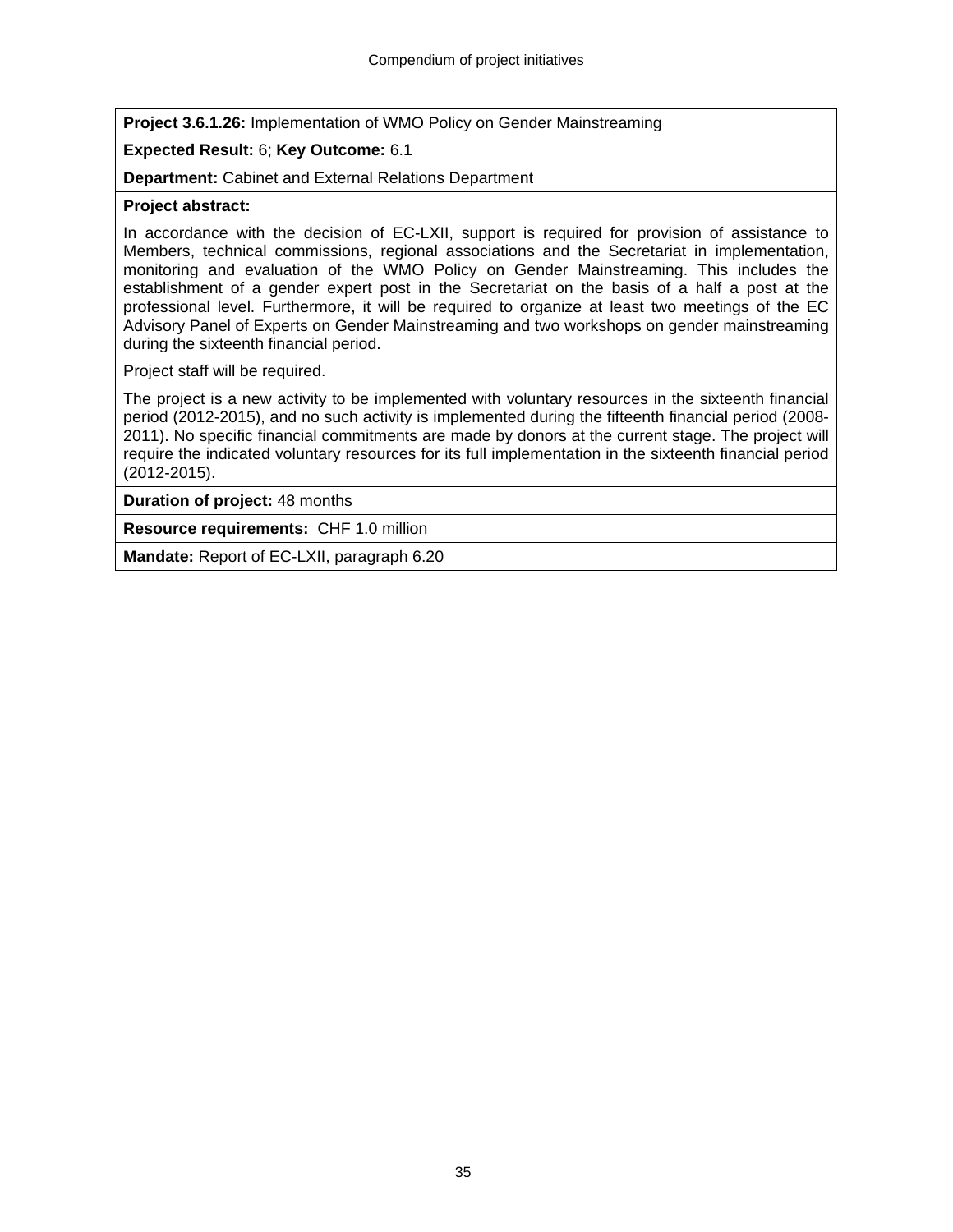**Project 3.6.1.26:** Implementation of WMO Policy on Gender Mainstreaming

**Expected Result:** 6; **Key Outcome:** 6.1

**Department:** Cabinet and External Relations Department

**Project abstract:**

In accordance with the decision of EC-LXII, support is required for provision of assistance to Members, technical commissions, regional associations and the Secretariat in implementation, monitoring and evaluation of the WMO Policy on Gender Mainstreaming. This includes the establishment of a gender expert post in the Secretariat on the basis of a half a post at the professional level. Furthermore, it will be required to organize at least two meetings of the EC Advisory Panel of Experts on Gender Mainstreaming and two workshops on gender mainstreaming during the sixteenth financial period.

Project staff will be required.

The project is a new activity to be implemented with voluntary resources in the sixteenth financial period (2012-2015), and no such activity is implemented during the fifteenth financial period (2008-2011). No specific financial commitments are made by donors at the current stage. The project will require the indicated voluntary resources for its full implementation in the sixteenth financial period (2012-2015).

**Duration of project:** 48 months

**Resource requirements:** CHF 1.0 million

**Mandate:** Report of EC-LXII, paragraph 6.20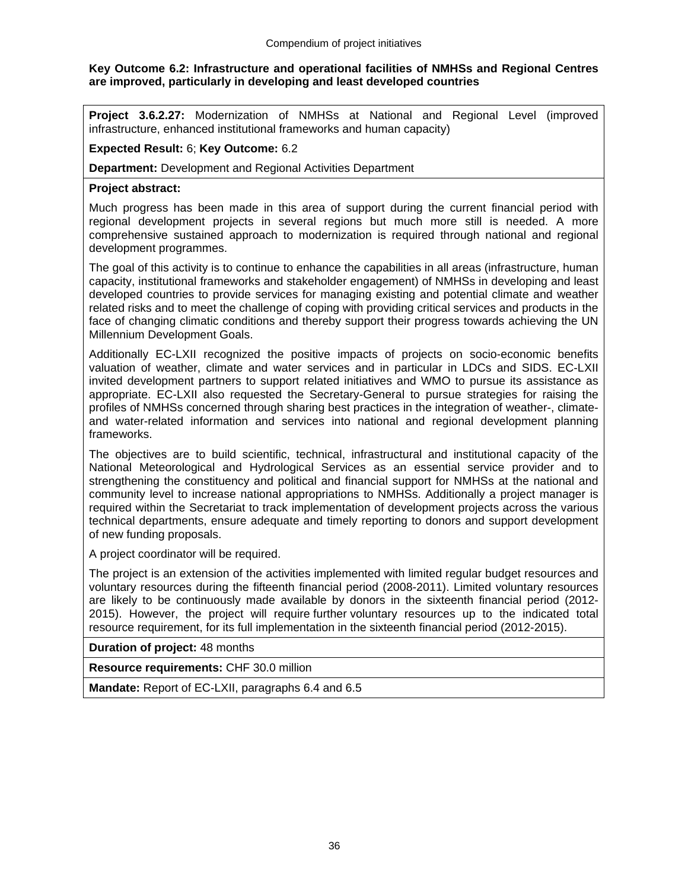**Key Outcome 6.2: Infrastructure and operational facilities of NMHSs and Regional Centres are improved, particularly in developing and least developed countries**

**Project 3.6.2.27:** Modernization of NMHSs at National and Regional Level (improved infrastructure, enhanced institutional frameworks and human capacity)

**Expected Result:** 6; **Key Outcome:** 6.2

**Department:** Development and Regional Activities Department

**Project abstract:**

Much progress has been made in this area of support during the current financial period with regional development projects in several regions but much more still is needed. A more comprehensive sustained approach to modernization is required through national and regional development programmes.

The goal of this activity is to continue to enhance the capabilities in all areas (infrastructure, human capacity, institutional frameworks and stakeholder engagement) of NMHSs in developing and least developed countries to provide services for managing existing and potential climate and weather related risks and to meet the challenge of coping with providing critical services and products in the face of changing climatic conditions and thereby support their progress towards achieving the UN Millennium Development Goals.

Additionally EC-LXII recognized the positive impacts of projects on socio-economic benefits valuation of weather, climate and water services and in particular in LDCs and SIDS. EC-LXII invited development partners to support related initiatives and WMO to pursue its assistance as appropriate. EC-LXII also requested the Secretary-General to pursue strategies for raising the profiles of NMHSs concerned through sharing best practices in the integration of weather-, climate- and water-related information and services into national and regional development planning frameworks.

The objectives are to build scientific, technical, infrastructural and institutional capacity of the National Meteorological and Hydrological Services as an essential service provider and to strengthening the constituency and political and financial support for NMHSs at the national and community level to increase national appropriations to NMHSs. Additionally a project manager is required within the Secretariat to track implementation of development projects across the various technical departments, ensure adequate and timely reporting to donors and support development of new funding proposals.

A project coordinator will be required.

The project is an extension of the activities implemented with limited regular budget resources and voluntary resources during the fifteenth financial period (2008-2011). Limited voluntary resources are likely to be continuously made available by donors in the sixteenth financial period (2012-2015). However, the project will require further voluntary resources up to the indicated total resource requirement, for its full implementation in the sixteenth financial period (2012-2015).

**Duration of project:** 48 months

**Resource requirements:** CHF 30.0 million

**Mandate:** Report of EC-LXII, paragraphs 6.4 and 6.5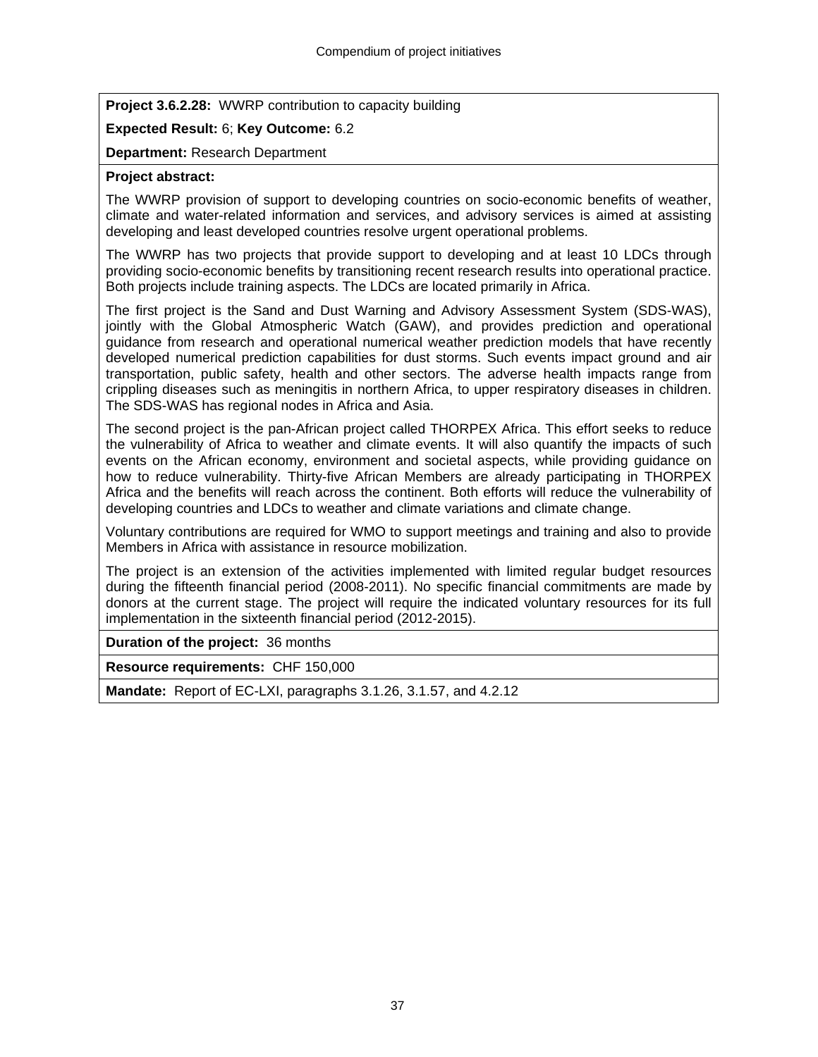**Project 3.6.2.28:** WWRP contribution to capacity building

**Expected Result:** 6; **Key Outcome:** 6.2

**Department:** Research Department

**Project abstract:**

The WWRP provision of support to developing countries on socio-economic benefits of weather, climate and water-related information and services, and advisory services is aimed at assisting developing and least developed countries resolve urgent operational problems.

The WWRP has two projects that provide support to developing and at least 10 LDCs through providing socio-economic benefits by transitioning recent research results into operational practice. Both projects include training aspects. The LDCs are located primarily in Africa.

The first project is the Sand and Dust Warning and Advisory Assessment System (SDS-WAS), jointly with the Global Atmospheric Watch (GAW), and provides prediction and operational guidance from research and operational numerical weather prediction models that have recently developed numerical prediction capabilities for dust storms. Such events impact ground and air transportation, public safety, health and other sectors. The adverse health impacts range from crippling diseases such as meningitis in northern Africa, to upper respiratory diseases in children. The SDS-WAS has regional nodes in Africa and Asia.

The second project is the pan-African project called THORPEX Africa. This effort seeks to reduce the vulnerability of Africa to weather and climate events. It will also quantify the impacts of such events on the African economy, environment and societal aspects, while providing guidance on how to reduce vulnerability. Thirty-five African Members are already participating in THORPEX Africa and the benefits will reach across the continent. Both efforts will reduce the vulnerability of developing countries and LDCs to weather and climate variations and climate change.

Voluntary contributions are required for WMO to support meetings and training and also to provide Members in Africa with assistance in resource mobilization.

The project is an extension of the activities implemented with limited regular budget resources during the fifteenth financial period (2008-2011). No specific financial commitments are made by donors at the current stage. The project will require the indicated voluntary resources for its full implementation in the sixteenth financial period (2012-2015).

**Duration of the project:** 36 months

**Resource requirements:** CHF 150,000

**Mandate:** Report of EC-LXI, paragraphs 3.1.26, 3.1.57, and 4.2.12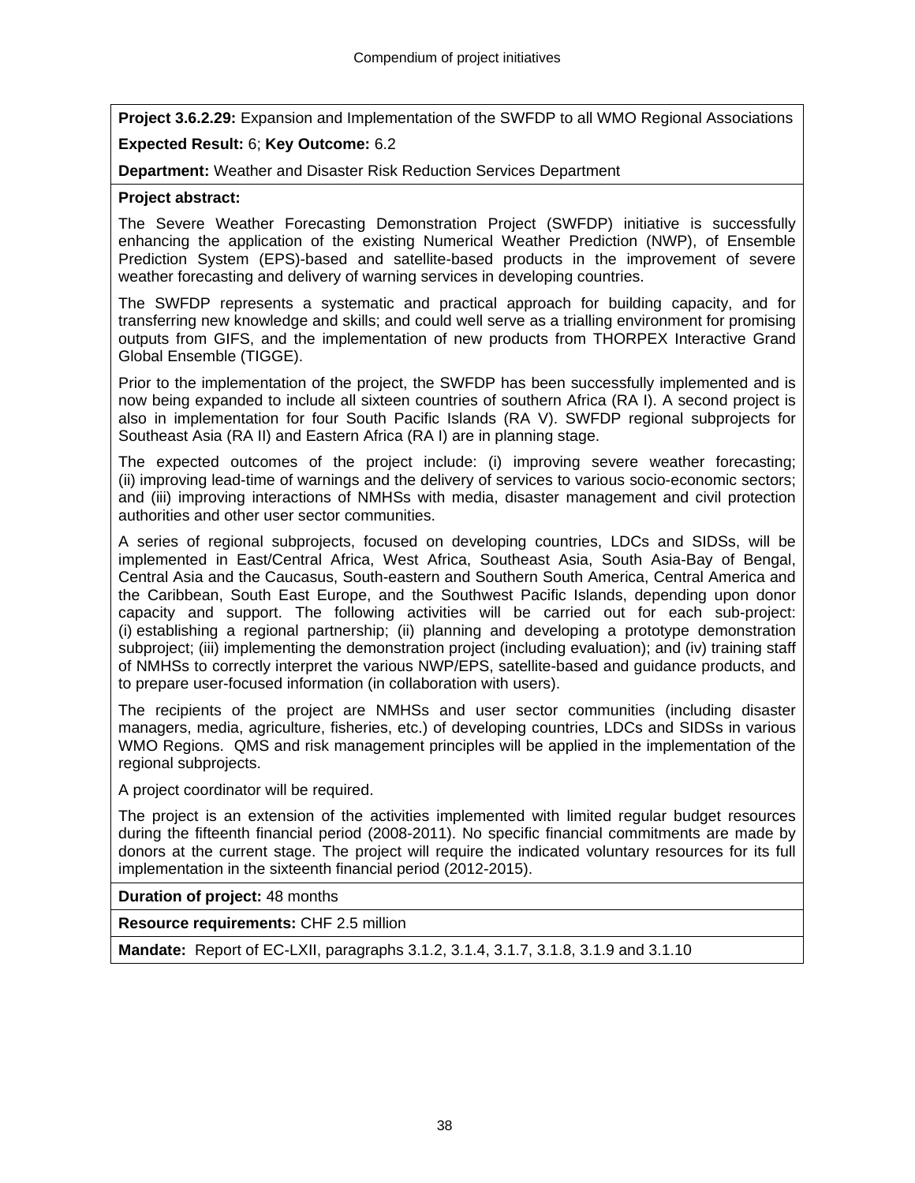**Project 3.6.2.29:** Expansion and Implementation of the SWFDP to all WMO Regional Associations

**Expected Result:** 6; **Key Outcome:** 6.2

**Department:** Weather and Disaster Risk Reduction Services Department

**Project abstract:**

The Severe Weather Forecasting Demonstration Project (SWFDP) initiative is successfully enhancing the application of the existing Numerical Weather Prediction (NWP), of Ensemble Prediction System (EPS)-based and satellite-based products in the improvement of severe weather forecasting and delivery of warning services in developing countries.

The SWFDP represents a systematic and practical approach for building capacity, and for transferring new knowledge and skills; and could well serve as a trialling environment for promising outputs from GIFS, and the implementation of new products from THORPEX Interactive Grand Global Ensemble (TIGGE).

Prior to the implementation of the project, the SWFDP has been successfully implemented and is now being expanded to include all sixteen countries of southern Africa (RA I). A second project is also in implementation for four South Pacific Islands (RA V). SWFDP regional subprojects for Southeast Asia (RA II) and Eastern Africa (RA I) are in planning stage.

The expected outcomes of the project include: (i) improving severe weather forecasting; (ii) improving lead-time of warnings and the delivery of services to various socio-economic sectors; and (iii) improving interactions of NMHSs with media, disaster management and civil protection authorities and other user sector communities.

A series of regional subprojects, focused on developing countries, LDCs and SIDSs, will be implemented in East/Central Africa, West Africa, Southeast Asia, South Asia-Bay of Bengal, Central Asia and the Caucasus, South-eastern and Southern South America, Central America and the Caribbean, South East Europe, and the Southwest Pacific Islands, depending upon donor capacity and support. The following activities will be carried out for each sub-project: (i) establishing a regional partnership; (ii) planning and developing a prototype demonstration subproject; (iii) implementing the demonstration project (including evaluation); and (iv) training staff of NMHSs to correctly interpret the various NWP/EPS, satellite-based and guidance products, and to prepare user-focused information (in collaboration with users).

The recipients of the project are NMHSs and user sector communities (including disaster managers, media, agriculture, fisheries, etc.) of developing countries, LDCs and SIDSs in various WMO Regions. QMS and risk management principles will be applied in the implementation of the regional subprojects.

A project coordinator will be required.

The project is an extension of the activities implemented with limited regular budget resources during the fifteenth financial period (2008-2011). No specific financial commitments are made by donors at the current stage. The project will require the indicated voluntary resources for its full implementation in the sixteenth financial period (2012-2015).

**Duration of project:** 48 months

**Resource requirements:** CHF 2.5 million

**Mandate:** Report of EC-LXII, paragraphs 3.1.2, 3.1.4, 3.1.7, 3.1.8, 3.1.9 and 3.1.10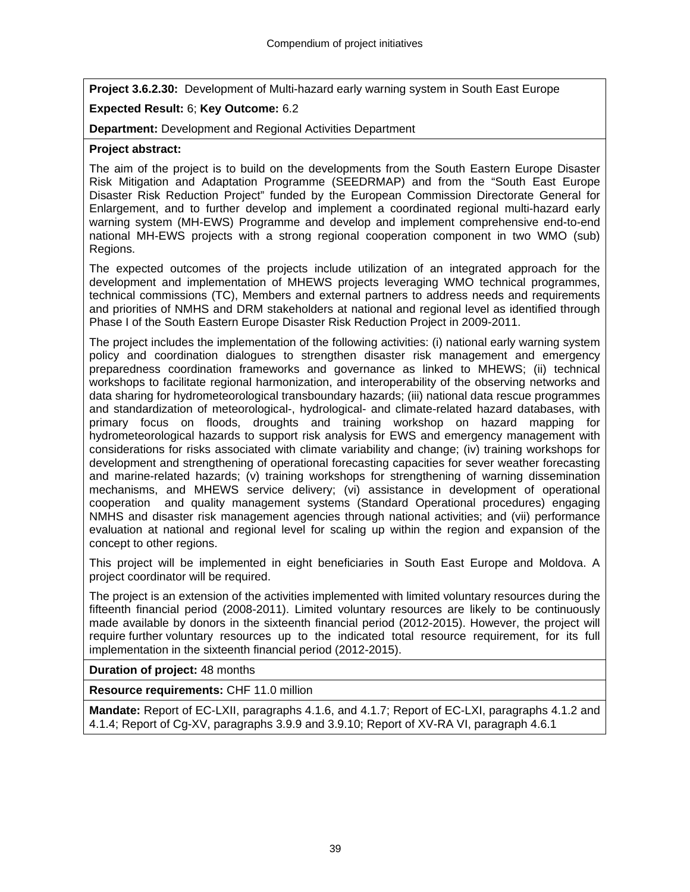**Project 3.6.2.30:** Development of Multi-hazard early warning system in South East Europe

**Expected Result:** 6; **Key Outcome:** 6.2

**Department:** Development and Regional Activities Department

**Project abstract:**

The aim of the project is to build on the developments from the South Eastern Europe Disaster Risk Mitigation and Adaptation Programme (SEEDRMAP) and from the "South East Europe Disaster Risk Reduction Project" funded by the European Commission Directorate General for Enlargement, and to further develop and implement a coordinated regional multi-hazard early warning system (MH-EWS) Programme and develop and implement comprehensive end-to-end national MH-EWS projects with a strong regional cooperation component in two WMO (sub) Regions.

The expected outcomes of the projects include utilization of an integrated approach for the development and implementation of MHEWS projects leveraging WMO technical programmes, technical commissions (TC), Members and external partners to address needs and requirements and priorities of NMHS and DRM stakeholders at national and regional level as identified through Phase I of the South Eastern Europe Disaster Risk Reduction Project in 2009-2011.

The project includes the implementation of the following activities: (i) national early warning system policy and coordination dialogues to strengthen disaster risk management and emergency preparedness coordination frameworks and governance as linked to MHEWS; (ii) technical workshops to facilitate regional harmonization, and interoperability of the observing networks and data sharing for hydrometeorological transboundary hazards; (iii) national data rescue programmes and standardization of meteorological-, hydrological- and climate-related hazard databases, with primary focus on floods, droughts and training workshop on hazard mapping for hydrometeorological hazards to support risk analysis for EWS and emergency management with considerations for risks associated with climate variability and change; (iv) training workshops for development and strengthening of operational forecasting capacities for sever weather forecasting and marine-related hazards; (v) training workshops for strengthening of warning dissemination mechanisms, and MHEWS service delivery; (vi) assistance in development of operational cooperation and quality management systems (Standard Operational procedures) engaging NMHS and disaster risk management agencies through national activities; and (vii) performance evaluation at national and regional level for scaling up within the region and expansion of the concept to other regions.

This project will be implemented in eight beneficiaries in South East Europe and Moldova. A project coordinator will be required.

The project is an extension of the activities implemented with limited voluntary resources during the fifteenth financial period (2008-2011). Limited voluntary resources are likely to be continuously made available by donors in the sixteenth financial period (2012-2015). However, the project will require further voluntary resources up to the indicated total resource requirement, for its full implementation in the sixteenth financial period (2012-2015).

**Duration of project:** 48 months

**Resource requirements:** CHF 11.0 million

**Mandate:** Report of EC-LXII, paragraphs 4.1.6, and 4.1.7; Report of EC-LXI, paragraphs 4.1.2 and 4.1.4; Report of Cg-XV, paragraphs 3.9.9 and 3.9.10; Report of XV-RA VI, paragraph 4.6.1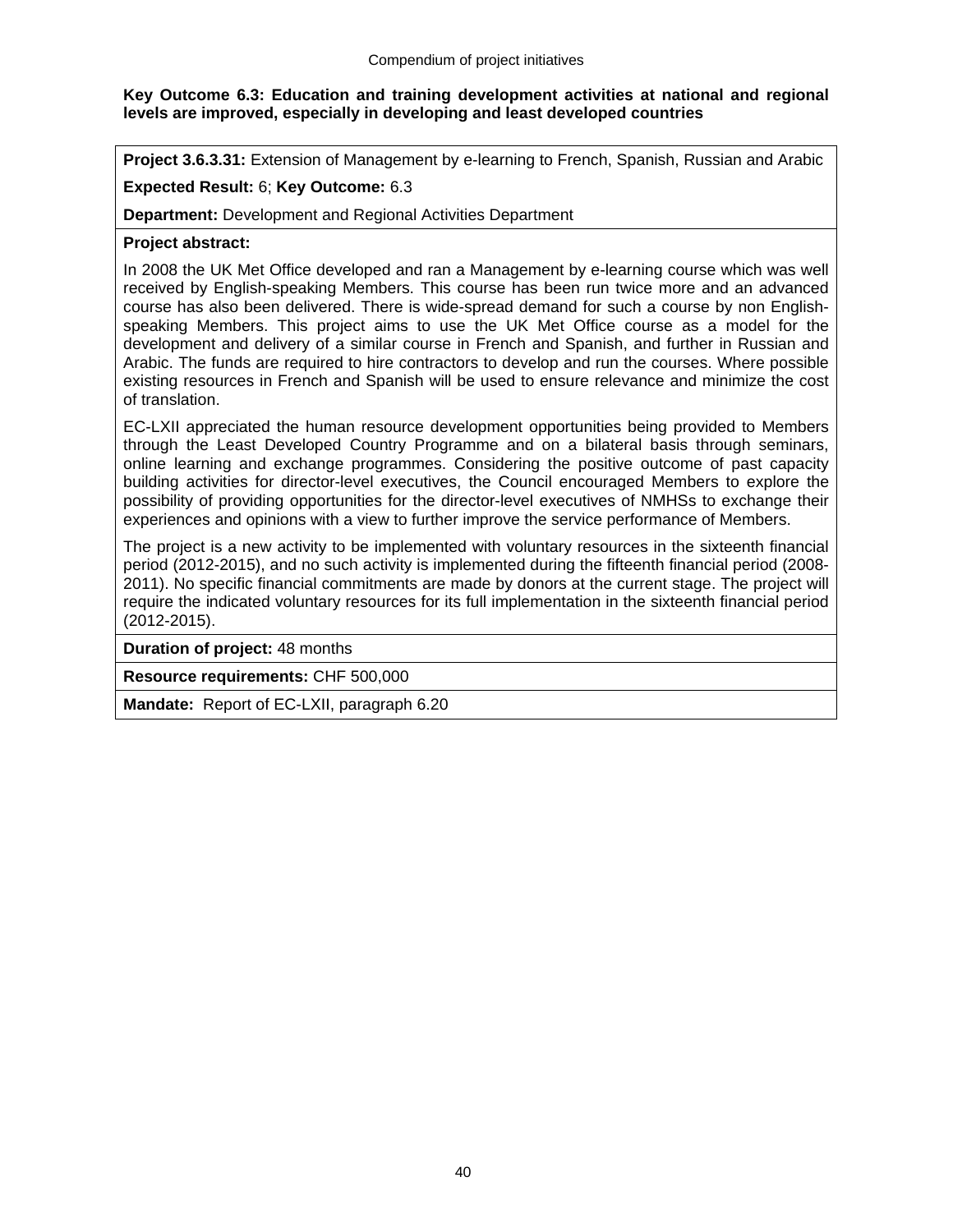**Key Outcome 6.3: Education and training development activities at national and regional levels are improved, especially in developing and least developed countries**

**Project 3.6.3.31:** Extension of Management by e-learning to French, Spanish, Russian and Arabic

**Expected Result:** 6; **Key Outcome:** 6.3

**Department:** Development and Regional Activities Department

**Project abstract:**

In 2008 the UK Met Office developed and ran a Management by e-learning course which was well received by English-speaking Members. This course has been run twice more and an advanced course has also been delivered. There is wide-spread demand for such a course by non English-speaking Members. This project aims to use the UK Met Office course as a model for the development and delivery of a similar course in French and Spanish, and further in Russian and Arabic. The funds are required to hire contractors to develop and run the courses. Where possible existing resources in French and Spanish will be used to ensure relevance and minimize the cost of translation.

EC-LXII appreciated the human resource development opportunities being provided to Members through the Least Developed Country Programme and on a bilateral basis through seminars, online learning and exchange programmes. Considering the positive outcome of past capacity building activities for director-level executives, the Council encouraged Members to explore the possibility of providing opportunities for the director-level executives of NMHSs to exchange their experiences and opinions with a view to further improve the service performance of Members.

The project is a new activity to be implemented with voluntary resources in the sixteenth financial period (2012-2015), and no such activity is implemented during the fifteenth financial period (2008-2011). No specific financial commitments are made by donors at the current stage. The project will require the indicated voluntary resources for its full implementation in the sixteenth financial period (2012-2015).

**Duration of project:** 48 months

**Resource requirements:** CHF 500,000

**Mandate:** Report of EC-LXII, paragraph 6.20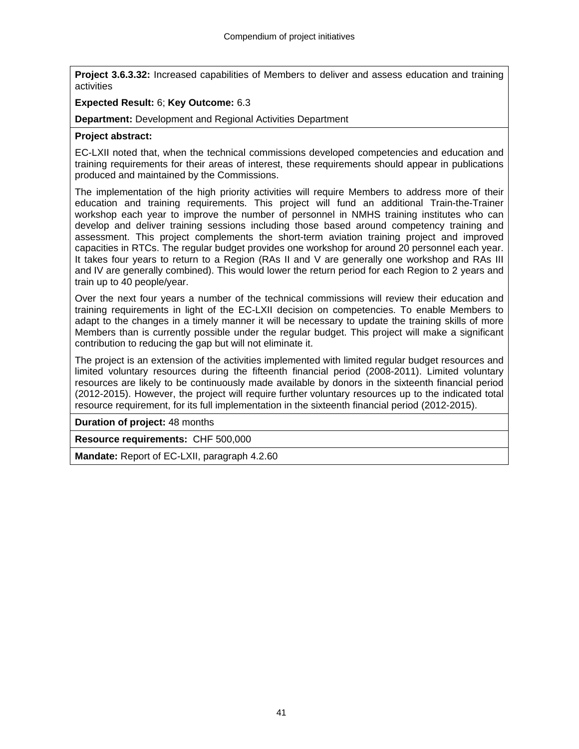**Project 3.6.3.32:** Increased capabilities of Members to deliver and assess education and training activities

**Expected Result:** 6; **Key Outcome:** 6.3

**Department:** Development and Regional Activities Department

**Project abstract:**

EC-LXII noted that, when the technical commissions developed competencies and education and training requirements for their areas of interest, these requirements should appear in publications produced and maintained by the Commissions.

The implementation of the high priority activities will require Members to address more of their education and training requirements. This project will fund an additional Train-the-Trainer workshop each year to improve the number of personnel in NMHS training institutes who can develop and deliver training sessions including those based around competency training and assessment. This project complements the short-term aviation training project and improved capacities in RTCs. The regular budget provides one workshop for around 20 personnel each year. It takes four years to return to a Region (RAs II and V are generally one workshop and RAs III and IV are generally combined). This would lower the return period for each Region to 2 years and train up to 40 people/year.

Over the next four years a number of the technical commissions will review their education and training requirements in light of the EC-LXII decision on competencies. To enable Members to adapt to the changes in a timely manner it will be necessary to update the training skills of more Members than is currently possible under the regular budget. This project will make a significant contribution to reducing the gap but will not eliminate it.

The project is an extension of the activities implemented with limited regular budget resources and limited voluntary resources during the fifteenth financial period (2008-2011). Limited voluntary resources are likely to be continuously made available by donors in the sixteenth financial period (2012-2015). However, the project will require further voluntary resources up to the indicated total resource requirement, for its full implementation in the sixteenth financial period (2012-2015).

**Duration of project:** 48 months

**Resource requirements:** CHF 500,000

**Mandate:** Report of EC-LXII, paragraph 4.2.60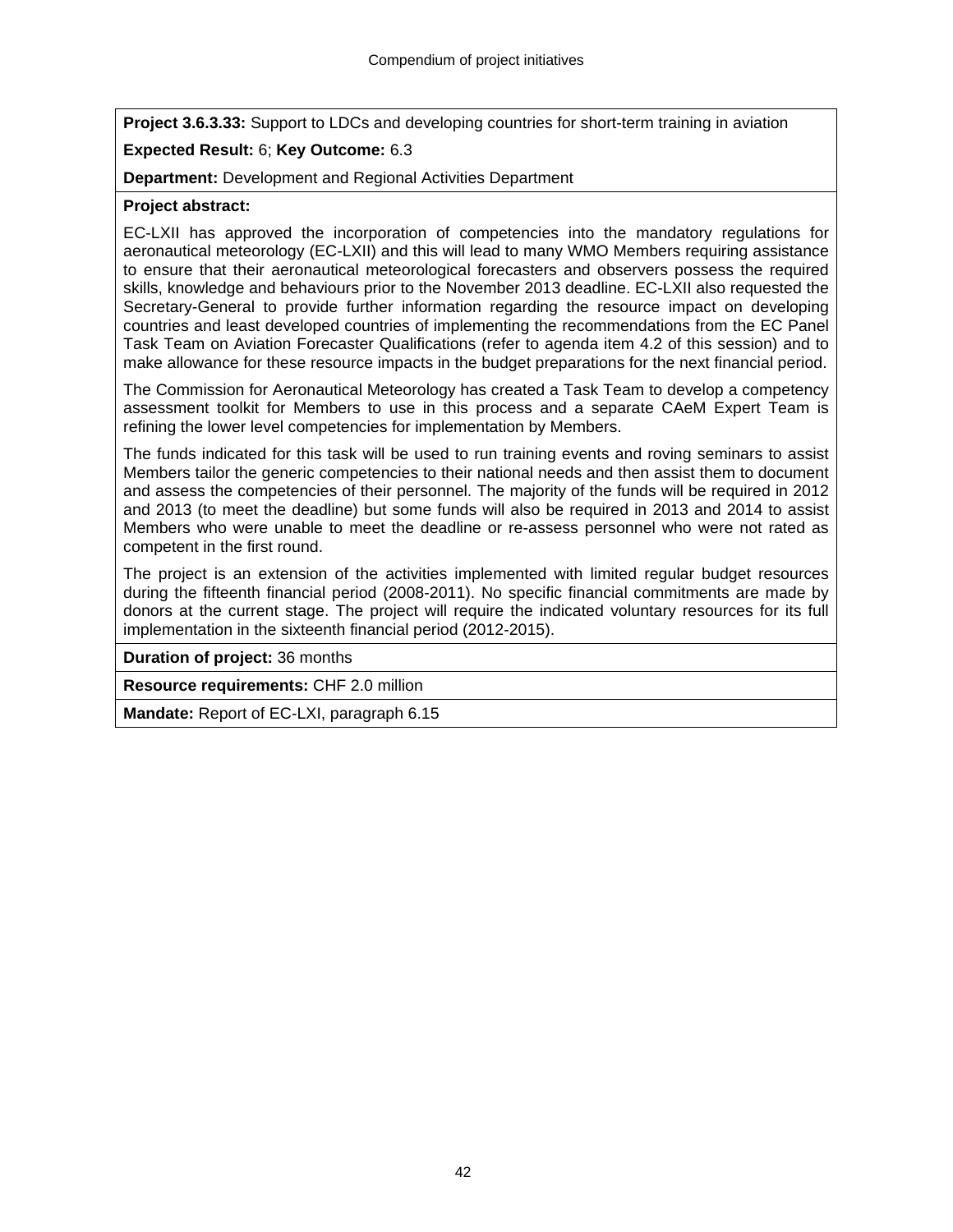**Project 3.6.3.33:** Support to LDCs and developing countries for short-term training in aviation

**Expected Result:** 6; **Key Outcome:** 6.3

**Department:** Development and Regional Activities Department

**Project abstract:**

EC-LXII has approved the incorporation of competencies into the mandatory regulations for aeronautical meteorology (EC-LXII) and this will lead to many WMO Members requiring assistance to ensure that their aeronautical meteorological forecasters and observers possess the required skills, knowledge and behaviours prior to the November 2013 deadline. EC-LXII also requested the Secretary-General to provide further information regarding the resource impact on developing countries and least developed countries of implementing the recommendations from the EC Panel Task Team on Aviation Forecaster Qualifications (refer to agenda item 4.2 of this session) and to make allowance for these resource impacts in the budget preparations for the next financial period.

The Commission for Aeronautical Meteorology has created a Task Team to develop a competency assessment toolkit for Members to use in this process and a separate CAeM Expert Team is refining the lower level competencies for implementation by Members.

The funds indicated for this task will be used to run training events and roving seminars to assist Members tailor the generic competencies to their national needs and then assist them to document and assess the competencies of their personnel. The majority of the funds will be required in 2012 and 2013 (to meet the deadline) but some funds will also be required in 2013 and 2014 to assist Members who were unable to meet the deadline or re-assess personnel who were not rated as competent in the first round.

The project is an extension of the activities implemented with limited regular budget resources during the fifteenth financial period (2008-2011). No specific financial commitments are made by donors at the current stage. The project will require the indicated voluntary resources for its full implementation in the sixteenth financial period (2012-2015).

**Duration of project:** 36 months

**Resource requirements:** CHF 2.0 million

**Mandate:** Report of EC-LXI, paragraph 6.15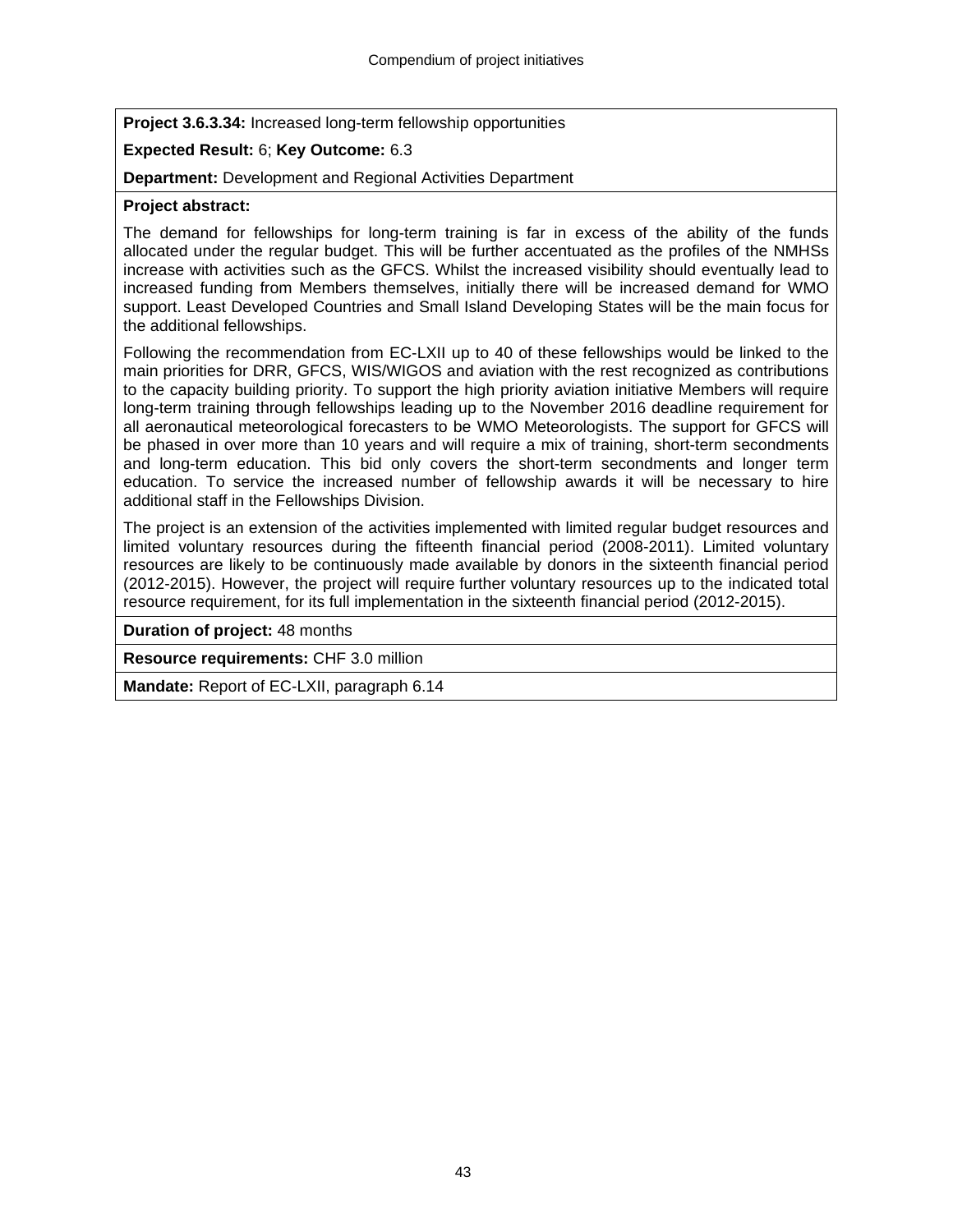**Project 3.6.3.34:** Increased long-term fellowship opportunities

**Expected Result:** 6; **Key Outcome:** 6.3

**Department:** Development and Regional Activities Department

**Project abstract:**

The demand for fellowships for long-term training is far in excess of the ability of the funds allocated under the regular budget. This will be further accentuated as the profiles of the NMHSs increase with activities such as the GFCS. Whilst the increased visibility should eventually lead to increased funding from Members themselves, initially there will be increased demand for WMO support. Least Developed Countries and Small Island Developing States will be the main focus for the additional fellowships.

Following the recommendation from EC-LXII up to 40 of these fellowships would be linked to the main priorities for DRR, GFCS, WIS/WIGOS and aviation with the rest recognized as contributions to the capacity building priority. To support the high priority aviation initiative Members will require long-term training through fellowships leading up to the November 2016 deadline requirement for all aeronautical meteorological forecasters to be WMO Meteorologists. The support for GFCS will be phased in over more than 10 years and will require a mix of training, short-term secondments and long-term education. This bid only covers the short-term secondments and longer term education. To service the increased number of fellowship awards it will be necessary to hire additional staff in the Fellowships Division.

The project is an extension of the activities implemented with limited regular budget resources and limited voluntary resources during the fifteenth financial period (2008-2011). Limited voluntary resources are likely to be continuously made available by donors in the sixteenth financial period (2012-2015). However, the project will require further voluntary resources up to the indicated total resource requirement, for its full implementation in the sixteenth financial period (2012-2015).

**Duration of project:** 48 months

**Resource requirements:** CHF 3.0 million

**Mandate:** Report of EC-LXII, paragraph 6.14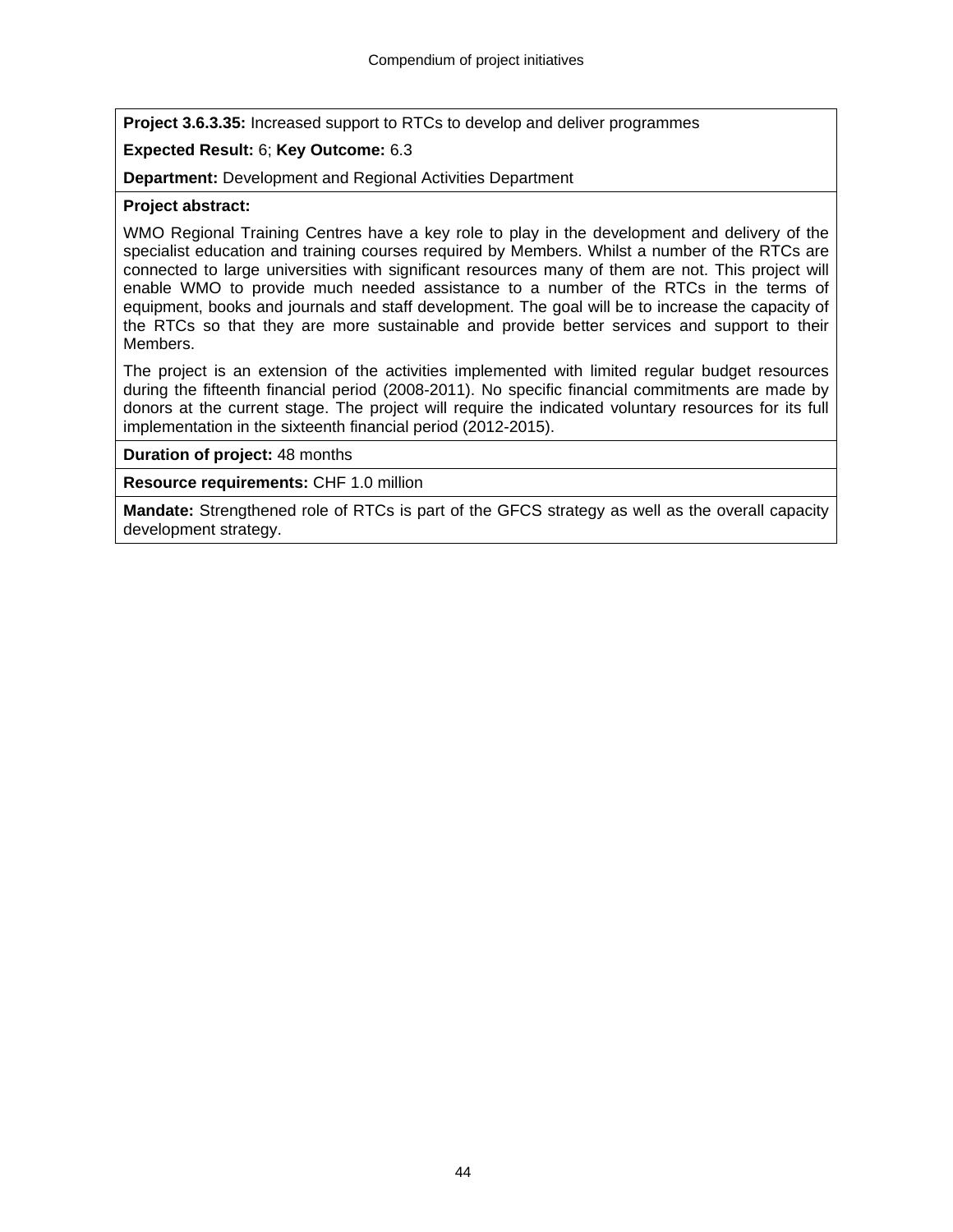**Project 3.6.3.35:** Increased support to RTCs to develop and deliver programmes

**Expected Result:** 6; **Key Outcome:** 6.3

**Department:** Development and Regional Activities Department

**Project abstract:**

WMO Regional Training Centres have a key role to play in the development and delivery of the specialist education and training courses required by Members. Whilst a number of the RTCs are connected to large universities with significant resources many of them are not. This project will enable WMO to provide much needed assistance to a number of the RTCs in the terms of equipment, books and journals and staff development. The goal will be to increase the capacity of the RTCs so that they are more sustainable and provide better services and support to their Members.

The project is an extension of the activities implemented with limited regular budget resources during the fifteenth financial period (2008-2011). No specific financial commitments are made by donors at the current stage. The project will require the indicated voluntary resources for its full implementation in the sixteenth financial period (2012-2015).

**Duration of project:** 48 months

**Resource requirements:** CHF 1.0 million

**Mandate:** Strengthened role of RTCs is part of the GFCS strategy as well as the overall capacity development strategy.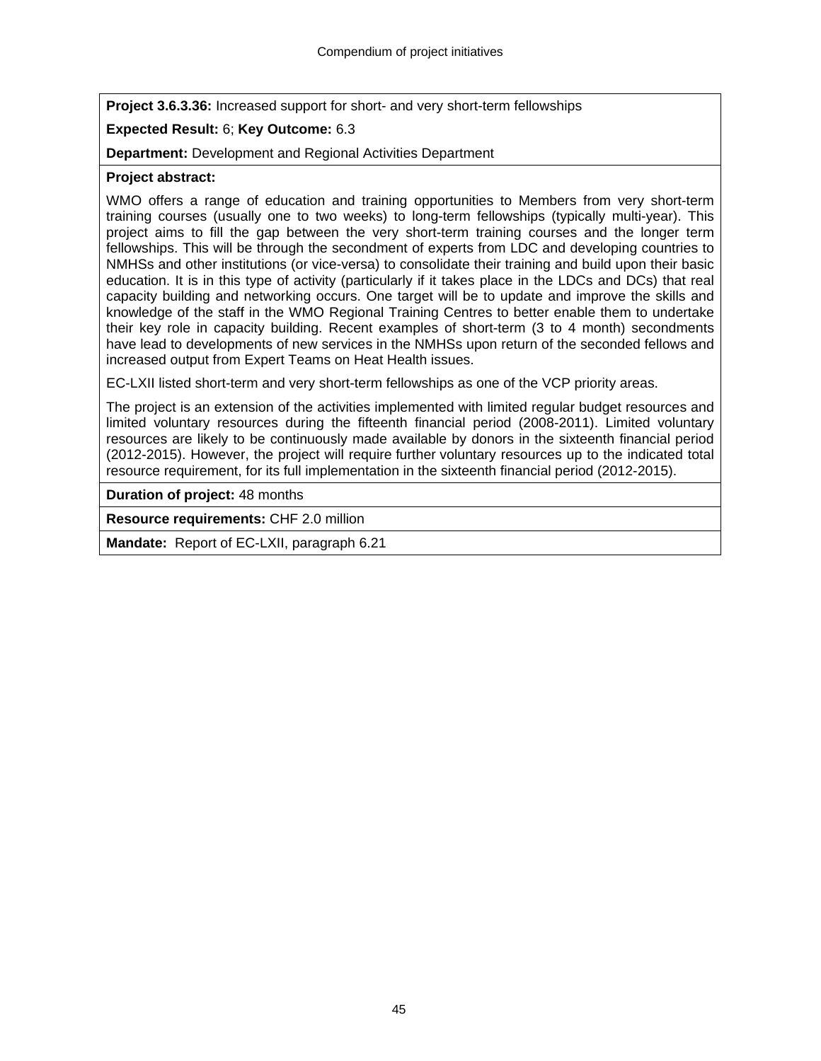**Project 3.6.3.36:** Increased support for short- and very short-term fellowships

**Expected Result:** 6; **Key Outcome:** 6.3

**Department:** Development and Regional Activities Department

**Project abstract:**

WMO offers a range of education and training opportunities to Members from very short-term training courses (usually one to two weeks) to long-term fellowships (typically multi-year). This project aims to fill the gap between the very short-term training courses and the longer term fellowships. This will be through the secondment of experts from LDC and developing countries to NMHSs and other institutions (or vice-versa) to consolidate their training and build upon their basic education. It is in this type of activity (particularly if it takes place in the LDCs and DCs) that real capacity building and networking occurs. One target will be to update and improve the skills and knowledge of the staff in the WMO Regional Training Centres to better enable them to undertake their key role in capacity building. Recent examples of short-term (3 to 4 month) secondments have lead to developments of new services in the NMHSs upon return of the seconded fellows and increased output from Expert Teams on Heat Health issues.

EC-LXII listed short-term and very short-term fellowships as one of the VCP priority areas.

The project is an extension of the activities implemented with limited regular budget resources and limited voluntary resources during the fifteenth financial period (2008-2011). Limited voluntary resources are likely to be continuously made available by donors in the sixteenth financial period (2012-2015). However, the project will require further voluntary resources up to the indicated total resource requirement, for its full implementation in the sixteenth financial period (2012-2015).

**Duration of project:** 48 months

**Resource requirements:** CHF 2.0 million

**Mandate:** Report of EC-LXII, paragraph 6.21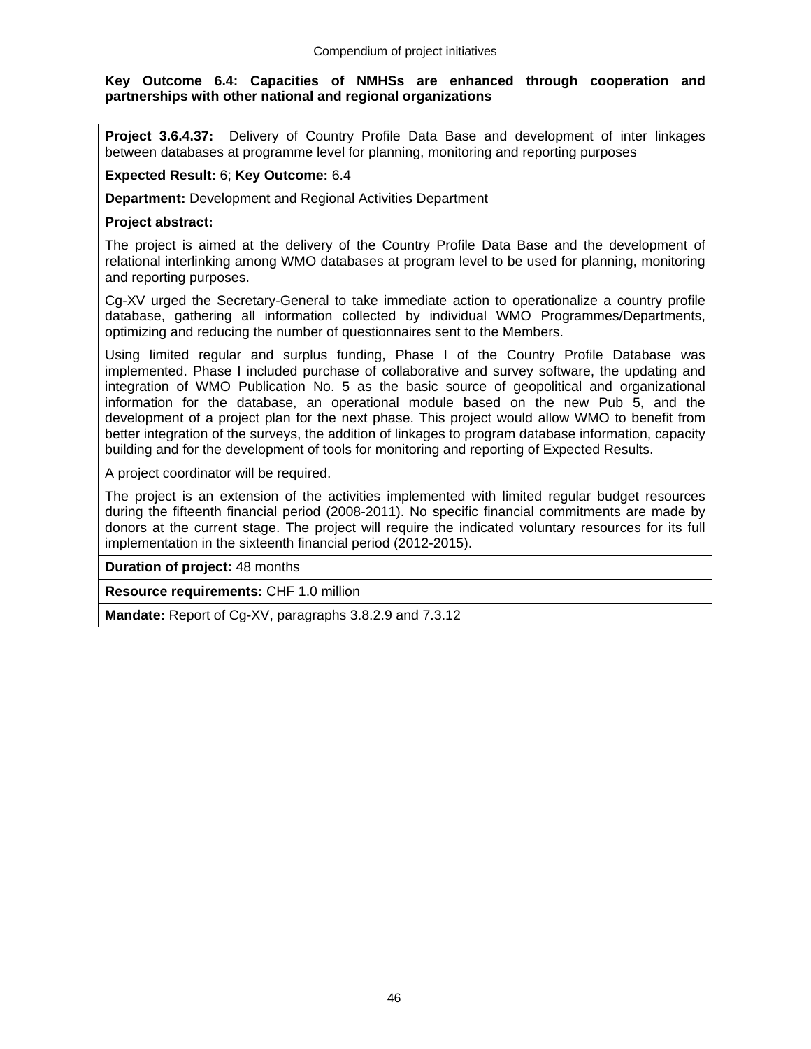**Key Outcome 6.4: Capacities of NMHSs are enhanced through cooperation and partnerships with other national and regional organizations**

**Project 3.6.4.37:** Delivery of Country Profile Data Base and development of inter linkages between databases at programme level for planning, monitoring and reporting purposes

**Expected Result:** 6; **Key Outcome:** 6.4

**Department:** Development and Regional Activities Department

**Project abstract:**

The project is aimed at the delivery of the Country Profile Data Base and the development of relational interlinking among WMO databases at program level to be used for planning, monitoring and reporting purposes.

Cg-XV urged the Secretary-General to take immediate action to operationalize a country profile database, gathering all information collected by individual WMO Programmes/Departments, optimizing and reducing the number of questionnaires sent to the Members.

Using limited regular and surplus funding, Phase I of the Country Profile Database was implemented. Phase I included purchase of collaborative and survey software, the updating and integration of WMO Publication No. 5 as the basic source of geopolitical and organizational information for the database, an operational module based on the new Pub 5, and the development of a project plan for the next phase. This project would allow WMO to benefit from better integration of the surveys, the addition of linkages to program database information, capacity building and for the development of tools for monitoring and reporting of Expected Results.

A project coordinator will be required.

The project is an extension of the activities implemented with limited regular budget resources during the fifteenth financial period (2008-2011). No specific financial commitments are made by donors at the current stage. The project will require the indicated voluntary resources for its full implementation in the sixteenth financial period (2012-2015).

**Duration of project:** 48 months

**Resource requirements:** CHF 1.0 million

**Mandate:** Report of Cg-XV, paragraphs 3.8.2.9 and 7.3.12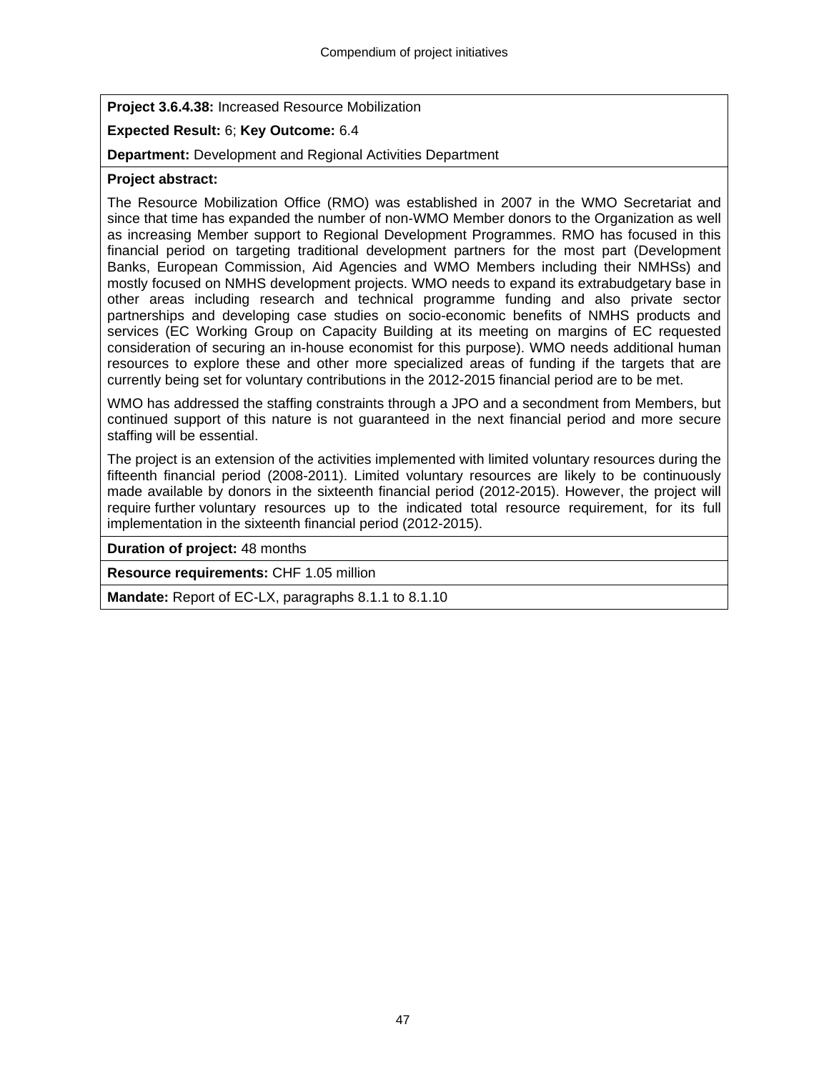**Project 3.6.4.38:** Increased Resource Mobilization

**Expected Result:** 6; **Key Outcome:** 6.4

**Department:** Development and Regional Activities Department

**Project abstract:**

The Resource Mobilization Office (RMO) was established in 2007 in the WMO Secretariat and since that time has expanded the number of non-WMO Member donors to the Organization as well as increasing Member support to Regional Development Programmes. RMO has focused in this financial period on targeting traditional development partners for the most part (Development Banks, European Commission, Aid Agencies and WMO Members including their NMHSs) and mostly focused on NMHS development projects. WMO needs to expand its extrabudgetary base in other areas including research and technical programme funding and also private sector partnerships and developing case studies on socio-economic benefits of NMHS products and services (EC Working Group on Capacity Building at its meeting on margins of EC requested consideration of securing an in-house economist for this purpose). WMO needs additional human resources to explore these and other more specialized areas of funding if the targets that are currently being set for voluntary contributions in the 2012-2015 financial period are to be met.

WMO has addressed the staffing constraints through a JPO and a secondment from Members, but continued support of this nature is not guaranteed in the next financial period and more secure staffing will be essential.

The project is an extension of the activities implemented with limited voluntary resources during the fifteenth financial period (2008-2011). Limited voluntary resources are likely to be continuously made available by donors in the sixteenth financial period (2012-2015). However, the project will require further voluntary resources up to the indicated total resource requirement, for its full implementation in the sixteenth financial period (2012-2015).

**Duration of project:** 48 months

**Resource requirements:** CHF 1.05 million

**Mandate:** Report of EC-LX, paragraphs 8.1.1 to 8.1.10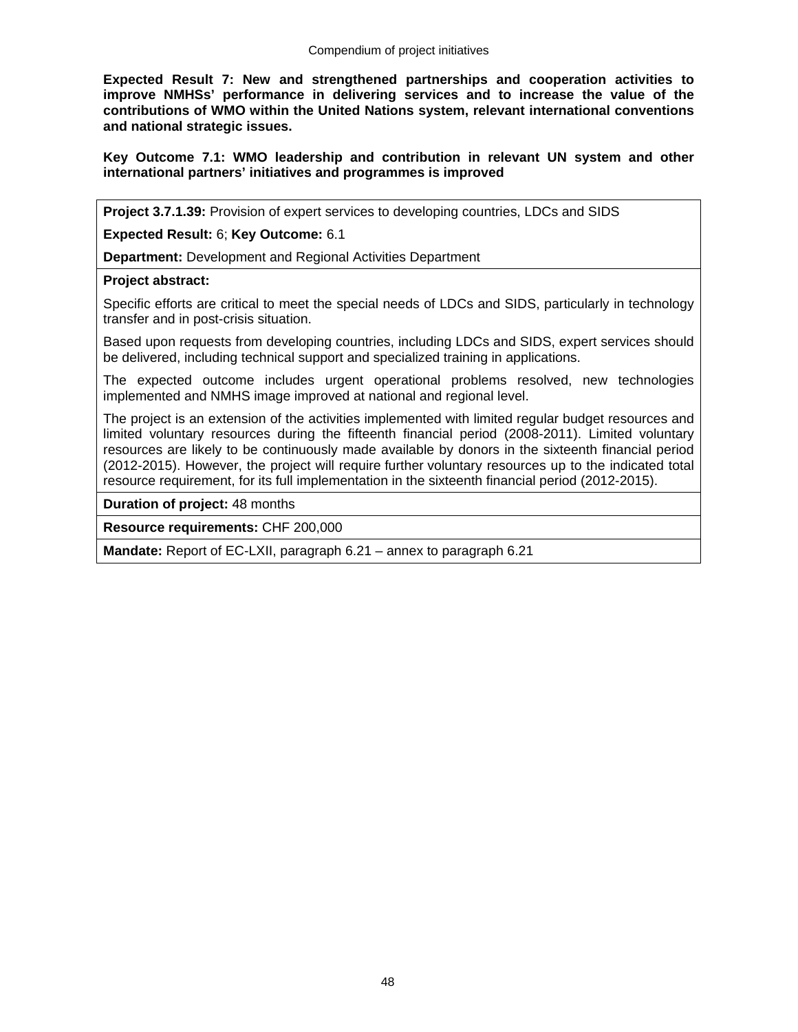**Expected Result 7: New and strengthened partnerships and cooperation activities to improve NMHSs' performance in delivering services and to increase the value of the contributions of WMO within the United Nations system, relevant international conventions and national strategic issues.**

**Key Outcome 7.1: WMO leadership and contribution in relevant UN system and other international partners' initiatives and programmes is improved**

**Project 3.7.1.39:** Provision of expert services to developing countries, LDCs and SIDS

**Expected Result:** 6; **Key Outcome:** 6.1

**Department:** Development and Regional Activities Department

**Project abstract:**

Specific efforts are critical to meet the special needs of LDCs and SIDS, particularly in technology transfer and in post-crisis situation.

Based upon requests from developing countries, including LDCs and SIDS, expert services should be delivered, including technical support and specialized training in applications.

The expected outcome includes urgent operational problems resolved, new technologies implemented and NMHS image improved at national and regional level.

The project is an extension of the activities implemented with limited regular budget resources and limited voluntary resources during the fifteenth financial period (2008-2011). Limited voluntary resources are likely to be continuously made available by donors in the sixteenth financial period (2012-2015). However, the project will require further voluntary resources up to the indicated total resource requirement, for its full implementation in the sixteenth financial period (2012-2015).

**Duration of project:** 48 months

**Resource requirements:** CHF 200,000

**Mandate:** Report of EC-LXII, paragraph 6.21 – annex to paragraph 6.21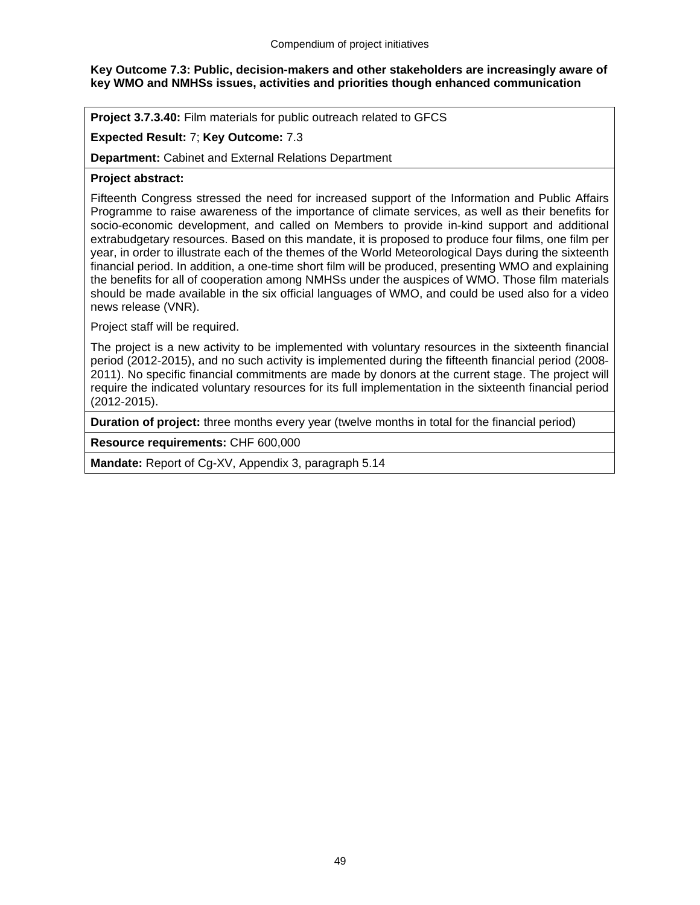**Key Outcome 7.3: Public, decision-makers and other stakeholders are increasingly aware of key WMO and NMHSs issues, activities and priorities though enhanced communication**

**Project 3.7.3.40:** Film materials for public outreach related to GFCS

**Expected Result:** 7; **Key Outcome:** 7.3

**Department:** Cabinet and External Relations Department

**Project abstract:**

Fifteenth Congress stressed the need for increased support of the Information and Public Affairs Programme to raise awareness of the importance of climate services, as well as their benefits for socio-economic development, and called on Members to provide in-kind support and additional extrabudgetary resources. Based on this mandate, it is proposed to produce four films, one film per year, in order to illustrate each of the themes of the World Meteorological Days during the sixteenth financial period. In addition, a one-time short film will be produced, presenting WMO and explaining the benefits for all of cooperation among NMHSs under the auspices of WMO. Those film materials should be made available in the six official languages of WMO, and could be used also for a video news release (VNR).

Project staff will be required.

The project is a new activity to be implemented with voluntary resources in the sixteenth financial period (2012-2015), and no such activity is implemented during the fifteenth financial period (2008-2011). No specific financial commitments are made by donors at the current stage. The project will require the indicated voluntary resources for its full implementation in the sixteenth financial period (2012-2015).

**Duration of project:** three months every year (twelve months in total for the financial period)

**Resource requirements:** CHF 600,000

**Mandate:** Report of Cg-XV, Appendix 3, paragraph 5.14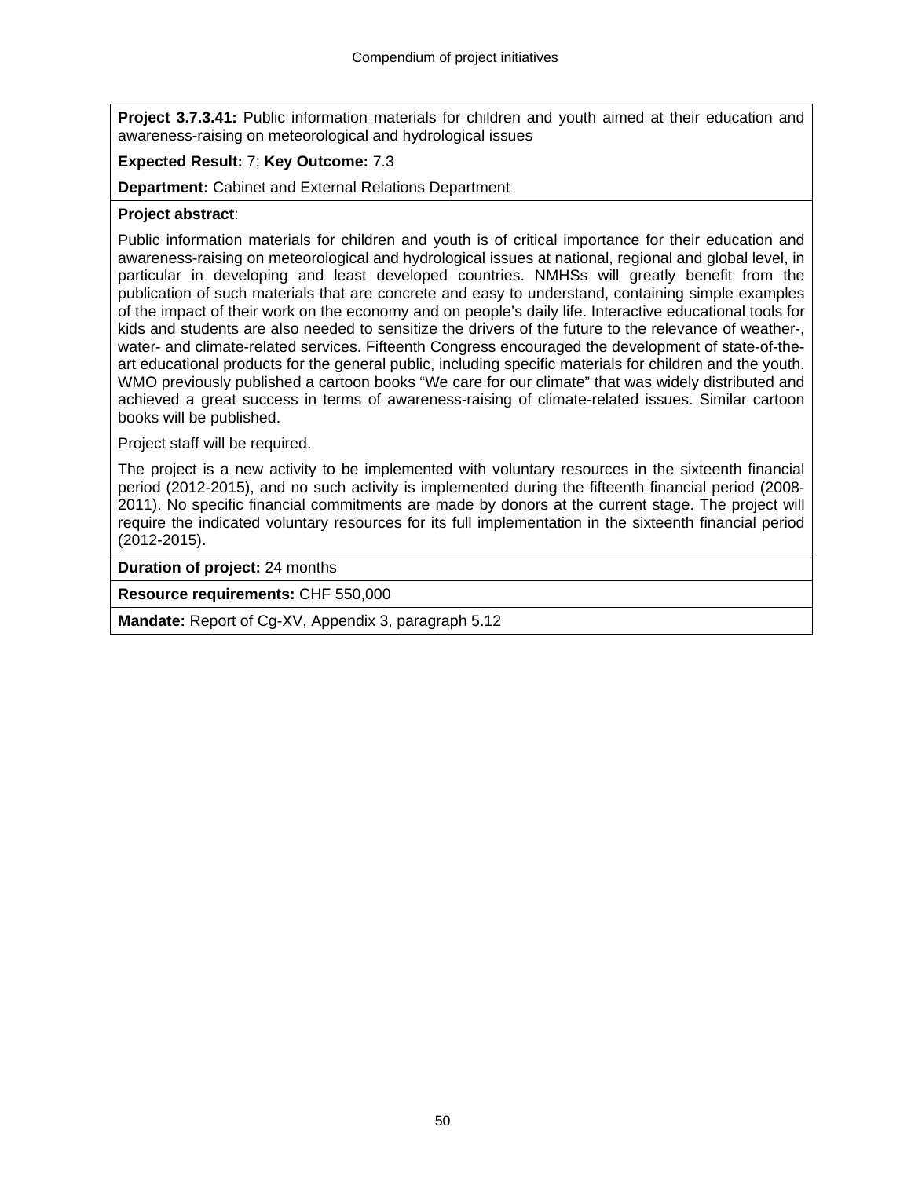**Project 3.7.3.41:** Public information materials for children and youth aimed at their education and awareness-raising on meteorological and hydrological issues

**Expected Result:** 7; **Key Outcome:** 7.3

**Department:** Cabinet and External Relations Department

**Project abstract**:

Public information materials for children and youth is of critical importance for their education and awareness-raising on meteorological and hydrological issues at national, regional and global level, in particular in developing and least developed countries. NMHSs will greatly benefit from the publication of such materials that are concrete and easy to understand, containing simple examples of the impact of their work on the economy and on people's daily life. Interactive educational tools for kids and students are also needed to sensitize the drivers of the future to the relevance of weather-, water- and climate-related services. Fifteenth Congress encouraged the development of state-of-the-art educational products for the general public, including specific materials for children and the youth. WMO previously published a cartoon books "We care for our climate" that was widely distributed and achieved a great success in terms of awareness-raising of climate-related issues. Similar cartoon books will be published.

Project staff will be required.

The project is a new activity to be implemented with voluntary resources in the sixteenth financial period (2012-2015), and no such activity is implemented during the fifteenth financial period (2008-2011). No specific financial commitments are made by donors at the current stage. The project will require the indicated voluntary resources for its full implementation in the sixteenth financial period (2012-2015).

**Duration of project:** 24 months

**Resource requirements:** CHF 550,000

**Mandate:** Report of Cg-XV, Appendix 3, paragraph 5.12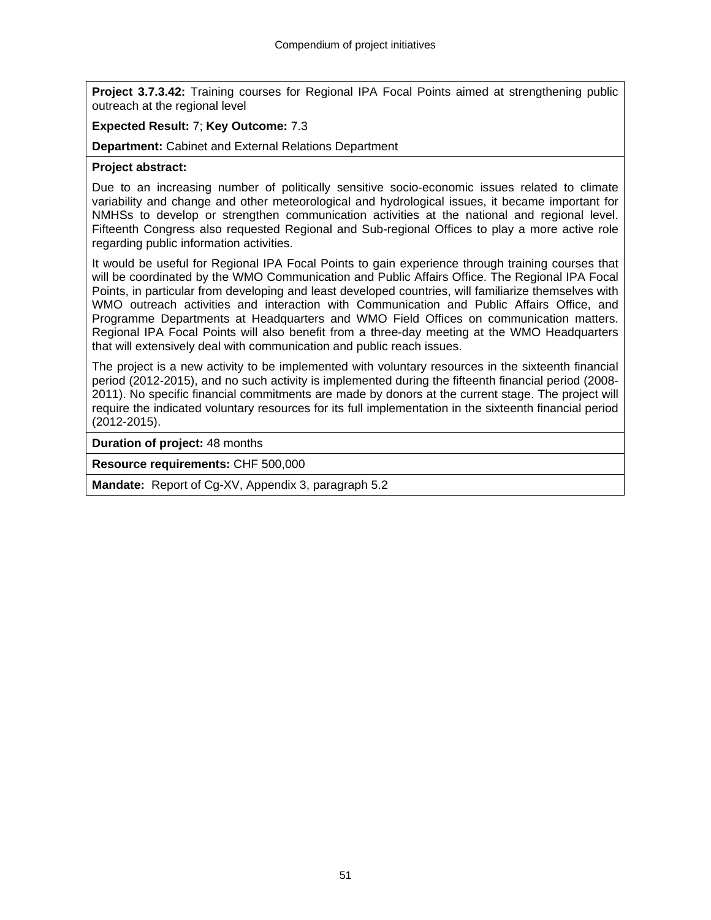**Project 3.7.3.42:** Training courses for Regional IPA Focal Points aimed at strengthening public outreach at the regional level

**Expected Result:** 7; **Key Outcome:** 7.3

**Department:** Cabinet and External Relations Department

**Project abstract:**

Due to an increasing number of politically sensitive socio-economic issues related to climate variability and change and other meteorological and hydrological issues, it became important for NMHSs to develop or strengthen communication activities at the national and regional level. Fifteenth Congress also requested Regional and Sub-regional Offices to play a more active role regarding public information activities.

It would be useful for Regional IPA Focal Points to gain experience through training courses that will be coordinated by the WMO Communication and Public Affairs Office. The Regional IPA Focal Points, in particular from developing and least developed countries, will familiarize themselves with WMO outreach activities and interaction with Communication and Public Affairs Office, and Programme Departments at Headquarters and WMO Field Offices on communication matters. Regional IPA Focal Points will also benefit from a three-day meeting at the WMO Headquarters that will extensively deal with communication and public reach issues.

The project is a new activity to be implemented with voluntary resources in the sixteenth financial period (2012-2015), and no such activity is implemented during the fifteenth financial period (2008-2011). No specific financial commitments are made by donors at the current stage. The project will require the indicated voluntary resources for its full implementation in the sixteenth financial period (2012-2015).

**Duration of project:** 48 months

**Resource requirements:** CHF 500,000

**Mandate:** Report of Cg-XV, Appendix 3, paragraph 5.2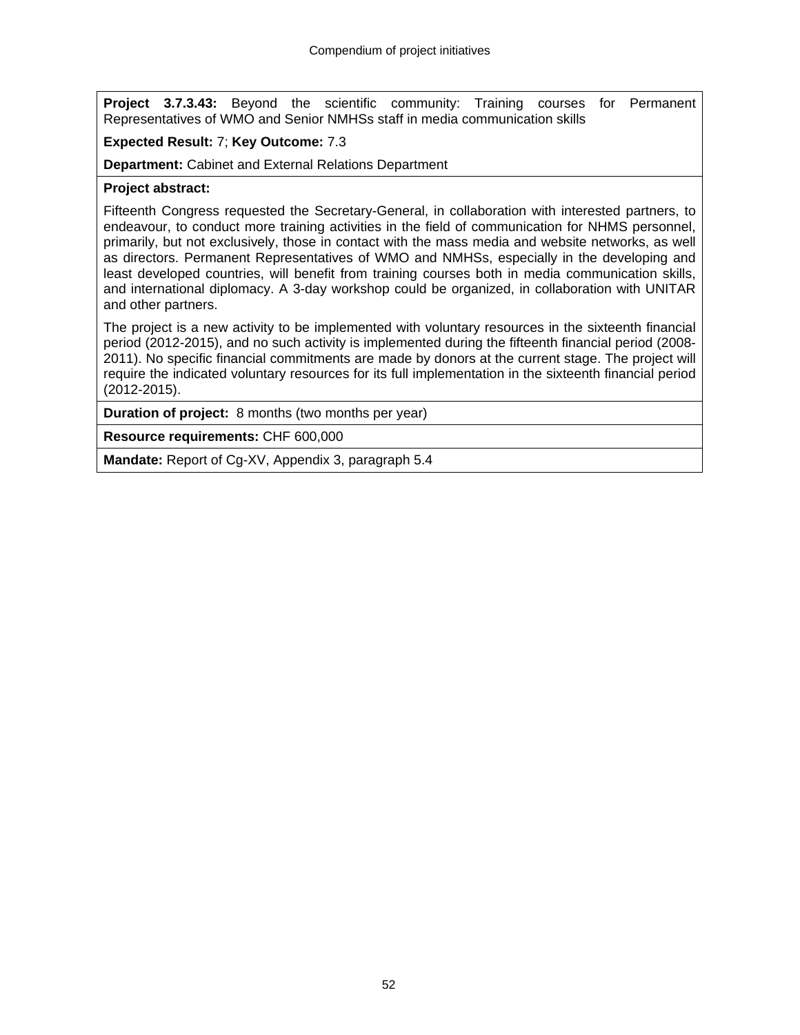**Project 3.7.3.43:** Beyond the scientific community: Training courses for Permanent Representatives of WMO and Senior NMHSs staff in media communication skills

**Expected Result:** 7; **Key Outcome:** 7.3

**Department:** Cabinet and External Relations Department

**Project abstract:**

Fifteenth Congress requested the Secretary-General, in collaboration with interested partners, to endeavour, to conduct more training activities in the field of communication for NHMS personnel, primarily, but not exclusively, those in contact with the mass media and website networks, as well as directors. Permanent Representatives of WMO and NMHSs, especially in the developing and least developed countries, will benefit from training courses both in media communication skills, and international diplomacy. A 3-day workshop could be organized, in collaboration with UNITAR and other partners.

The project is a new activity to be implemented with voluntary resources in the sixteenth financial period (2012-2015), and no such activity is implemented during the fifteenth financial period (2008-2011). No specific financial commitments are made by donors at the current stage. The project will require the indicated voluntary resources for its full implementation in the sixteenth financial period (2012-2015).

**Duration of project:** 8 months (two months per year)

**Resource requirements:** CHF 600,000

**Mandate:** Report of Cg-XV, Appendix 3, paragraph 5.4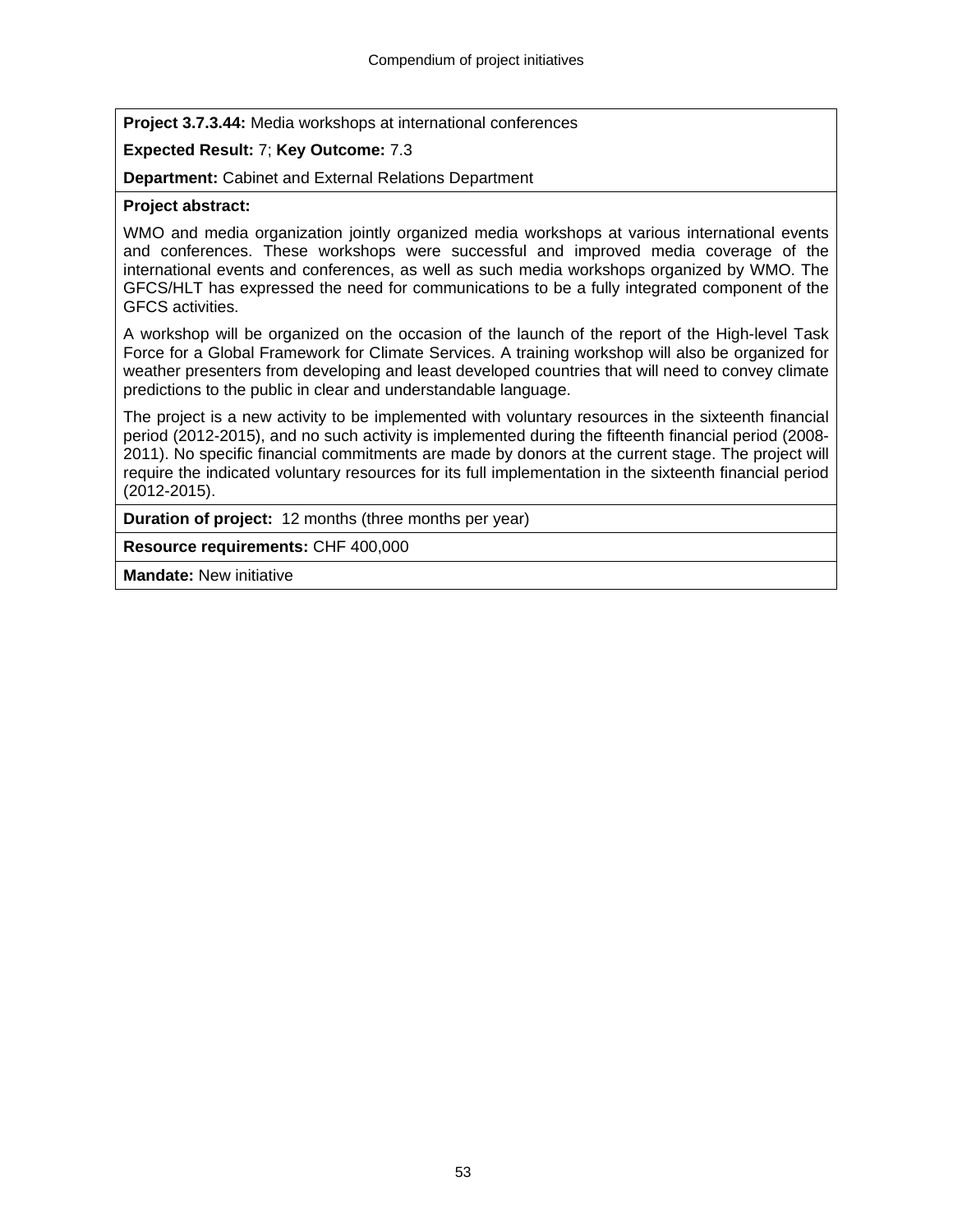**Project 3.7.3.44:** Media workshops at international conferences

**Expected Result:** 7; **Key Outcome:** 7.3

**Department:** Cabinet and External Relations Department

**Project abstract:**

WMO and media organization jointly organized media workshops at various international events and conferences. These workshops were successful and improved media coverage of the international events and conferences, as well as such media workshops organized by WMO. The GFCS/HLT has expressed the need for communications to be a fully integrated component of the GFCS activities.

A workshop will be organized on the occasion of the launch of the report of the High-level Task Force for a Global Framework for Climate Services. A training workshop will also be organized for weather presenters from developing and least developed countries that will need to convey climate predictions to the public in clear and understandable language.

The project is a new activity to be implemented with voluntary resources in the sixteenth financial period (2012-2015), and no such activity is implemented during the fifteenth financial period (2008-2011). No specific financial commitments are made by donors at the current stage. The project will require the indicated voluntary resources for its full implementation in the sixteenth financial period (2012-2015).

**Duration of project:** 12 months (three months per year)

**Resource requirements:** CHF 400,000

**Mandate:** New initiative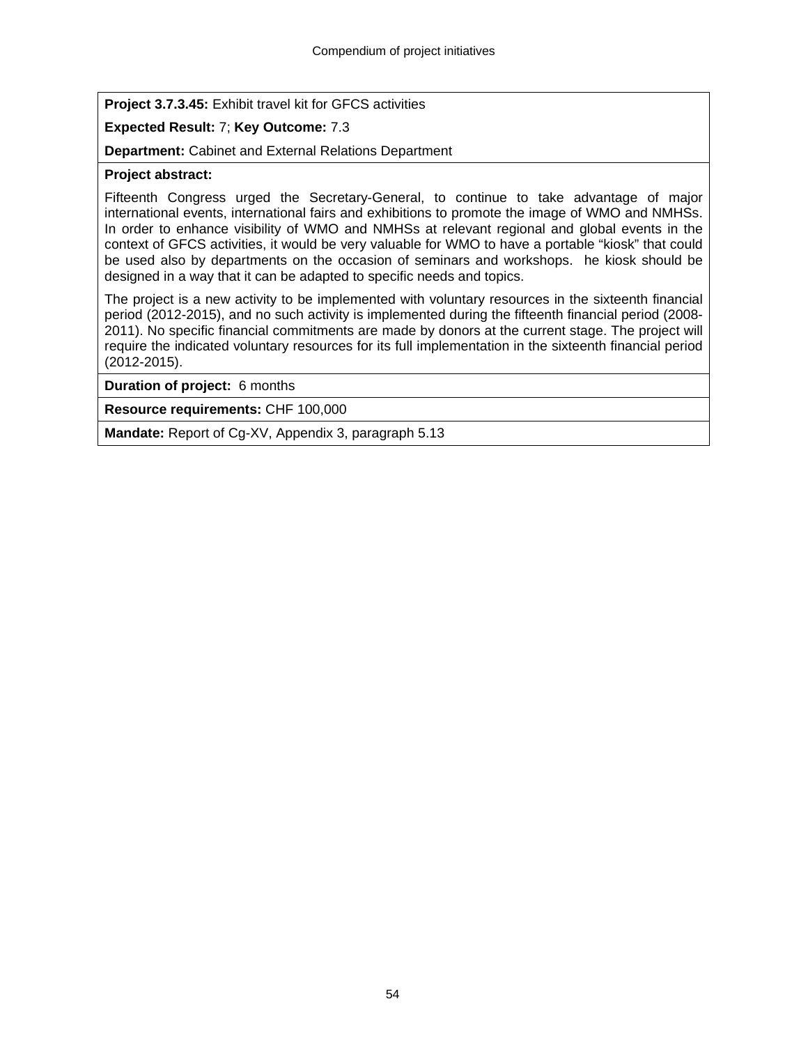**Project 3.7.3.45:** Exhibit travel kit for GFCS activities

**Expected Result:** 7; **Key Outcome:** 7.3

**Department:** Cabinet and External Relations Department

**Project abstract:**

Fifteenth Congress urged the Secretary-General, to continue to take advantage of major international events, international fairs and exhibitions to promote the image of WMO and NMHSs. In order to enhance visibility of WMO and NMHSs at relevant regional and global events in the context of GFCS activities, it would be very valuable for WMO to have a portable "kiosk" that could be used also by departments on the occasion of seminars and workshops.  he kiosk should be designed in a way that it can be adapted to specific needs and topics.

The project is a new activity to be implemented with voluntary resources in the sixteenth financial period (2012-2015), and no such activity is implemented during the fifteenth financial period (2008-2011). No specific financial commitments are made by donors at the current stage. The project will require the indicated voluntary resources for its full implementation in the sixteenth financial period (2012-2015).

**Duration of project:** 6 months

**Resource requirements:** CHF 100,000

**Mandate:** Report of Cg-XV, Appendix 3, paragraph 5.13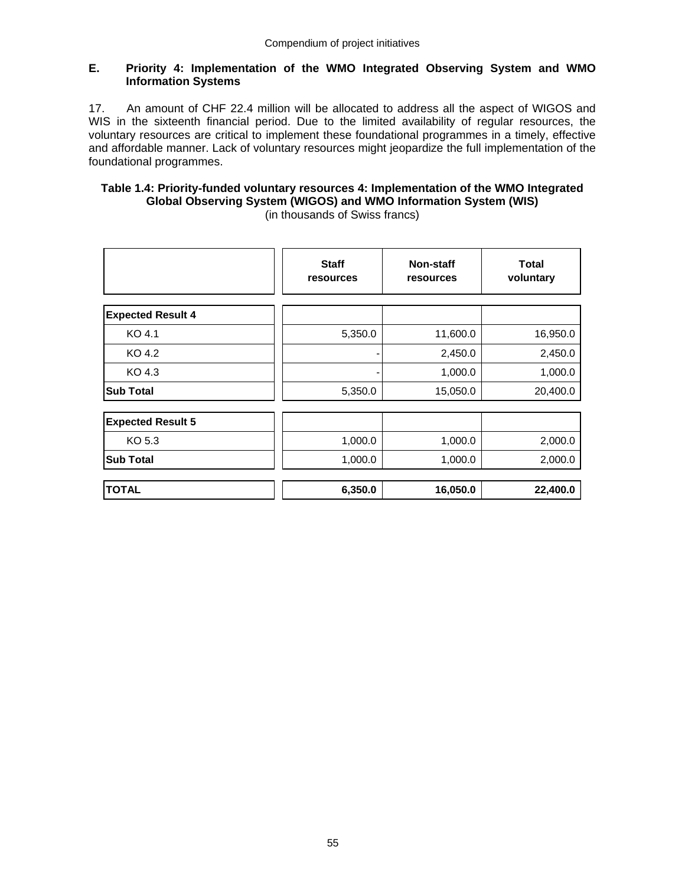## E. Priority 4: Implementation of the WMO Integrated Observing System and WMO Information Systems

17. An amount of CHF 22.4 million will be allocated to address all the aspect of WIGOS and WIS in the sixteenth financial period. Due to the limited availability of regular resources, the voluntary resources are critical to implement these foundational programmes in a timely, effective and affordable manner. Lack of voluntary resources might jeopardize the full implementation of the foundational programmes.

**Table 1.4: Priority-funded voluntary resources 4: Implementation of the WMO Integrated Global Observing System (WIGOS) and WMO Information System (WIS)**
(in thousands of Swiss francs)

| | Staff resources | Non-staff resources | Total voluntary |
|---|---|---|---|
| **Expected Result 4** | | | |
| KO 4.1 | 5,350.0 | 11,600.0 | 16,950.0 |
| KO 4.2 | - | 2,450.0 | 2,450.0 |
| KO 4.3 | - | 1,000.0 | 1,000.0 |
| **Sub Total** | 5,350.0 | 15,050.0 | 20,400.0 |
| **Expected Result 5** | | | |
| KO 5.3 | 1,000.0 | 1,000.0 | 2,000.0 |
| **Sub Total** | 1,000.0 | 1,000.0 | 2,000.0 |
| **TOTAL** | **6,350.0** | **16,050.0** | **22,400.0** |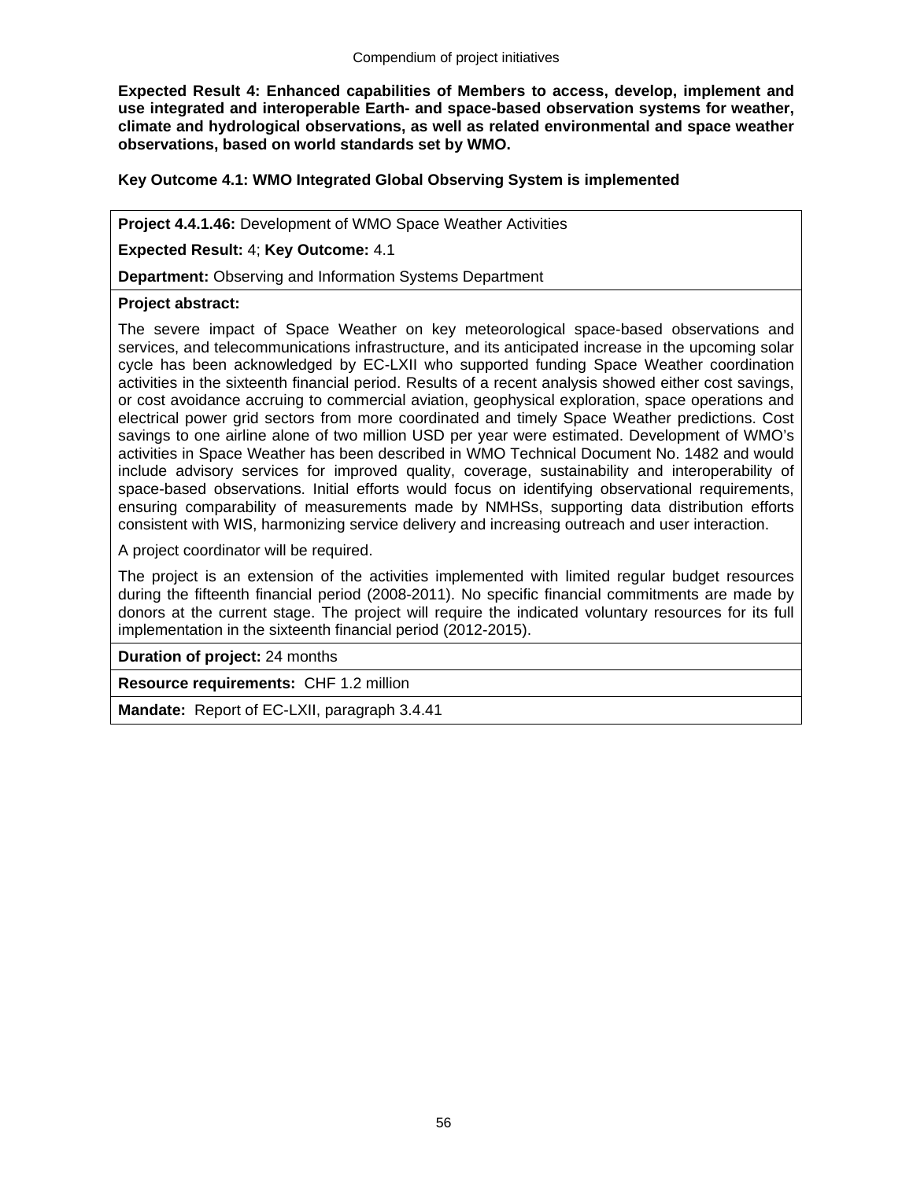**Expected Result 4: Enhanced capabilities of Members to access, develop, implement and use integrated and interoperable Earth- and space-based observation systems for weather, climate and hydrological observations, as well as related environmental and space weather observations, based on world standards set by WMO.**

**Key Outcome 4.1: WMO Integrated Global Observing System is implemented**

**Project 4.4.1.46:** Development of WMO Space Weather Activities

**Expected Result:** 4; **Key Outcome:** 4.1

**Department:** Observing and Information Systems Department

**Project abstract:**

The severe impact of Space Weather on key meteorological space-based observations and services, and telecommunications infrastructure, and its anticipated increase in the upcoming solar cycle has been acknowledged by EC-LXII who supported funding Space Weather coordination activities in the sixteenth financial period. Results of a recent analysis showed either cost savings, or cost avoidance accruing to commercial aviation, geophysical exploration, space operations and electrical power grid sectors from more coordinated and timely Space Weather predictions. Cost savings to one airline alone of two million USD per year were estimated. Development of WMO's activities in Space Weather has been described in WMO Technical Document No. 1482 and would include advisory services for improved quality, coverage, sustainability and interoperability of space-based observations. Initial efforts would focus on identifying observational requirements, ensuring comparability of measurements made by NMHSs, supporting data distribution efforts consistent with WIS, harmonizing service delivery and increasing outreach and user interaction.

A project coordinator will be required.

The project is an extension of the activities implemented with limited regular budget resources during the fifteenth financial period (2008-2011). No specific financial commitments are made by donors at the current stage. The project will require the indicated voluntary resources for its full implementation in the sixteenth financial period (2012-2015).

**Duration of project:** 24 months

**Resource requirements:** CHF 1.2 million

**Mandate:** Report of EC-LXII, paragraph 3.4.41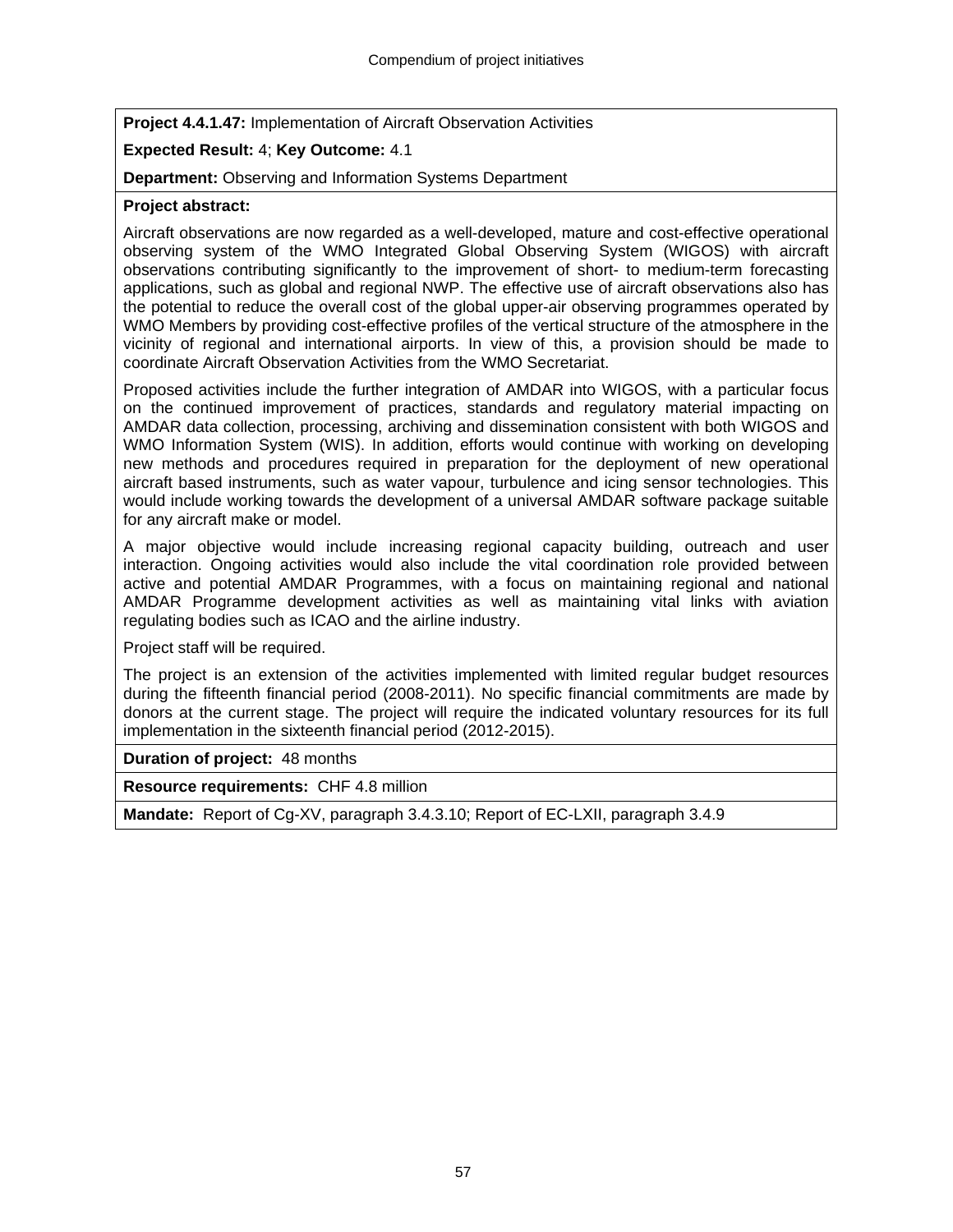**Project 4.4.1.47:** Implementation of Aircraft Observation Activities

**Expected Result:** 4; **Key Outcome:** 4.1

**Department:** Observing and Information Systems Department

**Project abstract:**

Aircraft observations are now regarded as a well-developed, mature and cost-effective operational observing system of the WMO Integrated Global Observing System (WIGOS) with aircraft observations contributing significantly to the improvement of short- to medium-term forecasting applications, such as global and regional NWP. The effective use of aircraft observations also has the potential to reduce the overall cost of the global upper-air observing programmes operated by WMO Members by providing cost-effective profiles of the vertical structure of the atmosphere in the vicinity of regional and international airports. In view of this, a provision should be made to coordinate Aircraft Observation Activities from the WMO Secretariat.

Proposed activities include the further integration of AMDAR into WIGOS, with a particular focus on the continued improvement of practices, standards and regulatory material impacting on AMDAR data collection, processing, archiving and dissemination consistent with both WIGOS and WMO Information System (WIS). In addition, efforts would continue with working on developing new methods and procedures required in preparation for the deployment of new operational aircraft based instruments, such as water vapour, turbulence and icing sensor technologies. This would include working towards the development of a universal AMDAR software package suitable for any aircraft make or model.

A major objective would include increasing regional capacity building, outreach and user interaction. Ongoing activities would also include the vital coordination role provided between active and potential AMDAR Programmes, with a focus on maintaining regional and national AMDAR Programme development activities as well as maintaining vital links with aviation regulating bodies such as ICAO and the airline industry.

Project staff will be required.

The project is an extension of the activities implemented with limited regular budget resources during the fifteenth financial period (2008-2011). No specific financial commitments are made by donors at the current stage. The project will require the indicated voluntary resources for its full implementation in the sixteenth financial period (2012-2015).

**Duration of project:** 48 months

**Resource requirements:** CHF 4.8 million

**Mandate:** Report of Cg-XV, paragraph 3.4.3.10; Report of EC-LXII, paragraph 3.4.9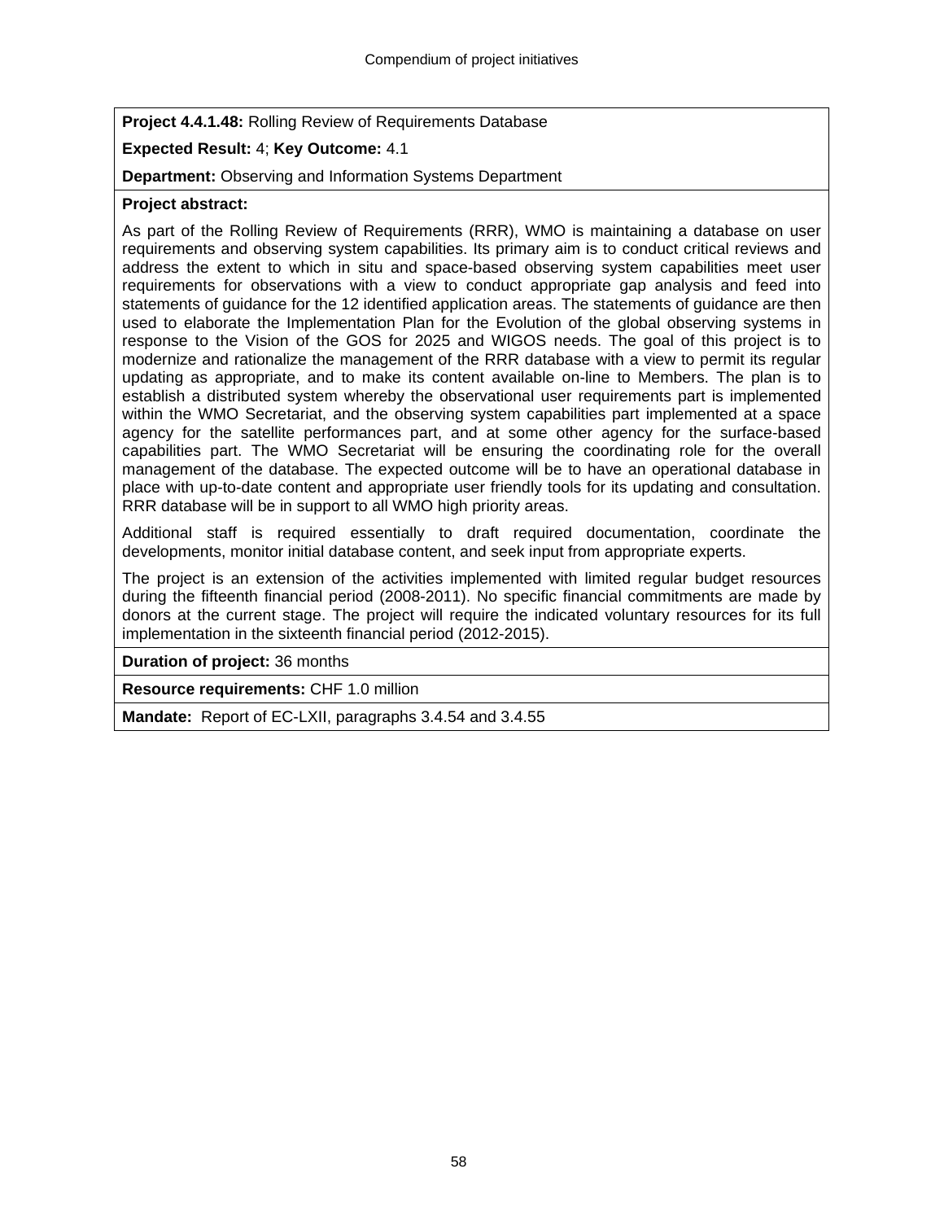**Project 4.4.1.48:** Rolling Review of Requirements Database

**Expected Result:** 4; **Key Outcome:** 4.1

**Department:** Observing and Information Systems Department

**Project abstract:**

As part of the Rolling Review of Requirements (RRR), WMO is maintaining a database on user requirements and observing system capabilities. Its primary aim is to conduct critical reviews and address the extent to which in situ and space-based observing system capabilities meet user requirements for observations with a view to conduct appropriate gap analysis and feed into statements of guidance for the 12 identified application areas. The statements of guidance are then used to elaborate the Implementation Plan for the Evolution of the global observing systems in response to the Vision of the GOS for 2025 and WIGOS needs. The goal of this project is to modernize and rationalize the management of the RRR database with a view to permit its regular updating as appropriate, and to make its content available on-line to Members. The plan is to establish a distributed system whereby the observational user requirements part is implemented within the WMO Secretariat, and the observing system capabilities part implemented at a space agency for the satellite performances part, and at some other agency for the surface-based capabilities part. The WMO Secretariat will be ensuring the coordinating role for the overall management of the database. The expected outcome will be to have an operational database in place with up-to-date content and appropriate user friendly tools for its updating and consultation. RRR database will be in support to all WMO high priority areas.

Additional staff is required essentially to draft required documentation, coordinate the developments, monitor initial database content, and seek input from appropriate experts.

The project is an extension of the activities implemented with limited regular budget resources during the fifteenth financial period (2008-2011). No specific financial commitments are made by donors at the current stage. The project will require the indicated voluntary resources for its full implementation in the sixteenth financial period (2012-2015).

**Duration of project:** 36 months

**Resource requirements:** CHF 1.0 million

**Mandate:** Report of EC-LXII, paragraphs 3.4.54 and 3.4.55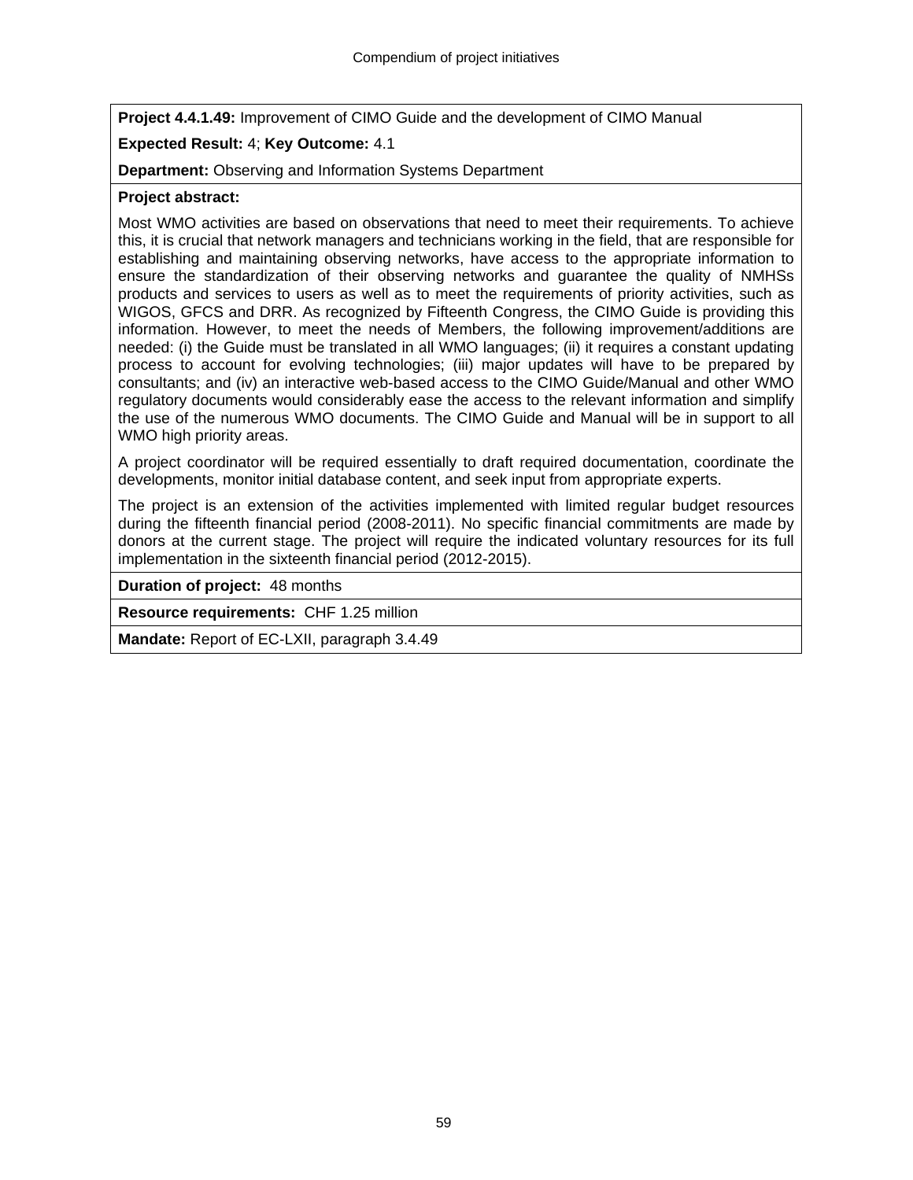**Project 4.4.1.49:** Improvement of CIMO Guide and the development of CIMO Manual

**Expected Result:** 4; **Key Outcome:** 4.1

**Department:** Observing and Information Systems Department

**Project abstract:**

Most WMO activities are based on observations that need to meet their requirements. To achieve this, it is crucial that network managers and technicians working in the field, that are responsible for establishing and maintaining observing networks, have access to the appropriate information to ensure the standardization of their observing networks and guarantee the quality of NMHSs products and services to users as well as to meet the requirements of priority activities, such as WIGOS, GFCS and DRR. As recognized by Fifteenth Congress, the CIMO Guide is providing this information. However, to meet the needs of Members, the following improvement/additions are needed: (i) the Guide must be translated in all WMO languages; (ii) it requires a constant updating process to account for evolving technologies; (iii) major updates will have to be prepared by consultants; and (iv) an interactive web-based access to the CIMO Guide/Manual and other WMO regulatory documents would considerably ease the access to the relevant information and simplify the use of the numerous WMO documents. The CIMO Guide and Manual will be in support to all WMO high priority areas.

A project coordinator will be required essentially to draft required documentation, coordinate the developments, monitor initial database content, and seek input from appropriate experts.

The project is an extension of the activities implemented with limited regular budget resources during the fifteenth financial period (2008-2011). No specific financial commitments are made by donors at the current stage. The project will require the indicated voluntary resources for its full implementation in the sixteenth financial period (2012-2015).

**Duration of project:** 48 months

**Resource requirements:** CHF 1.25 million

**Mandate:** Report of EC-LXII, paragraph 3.4.49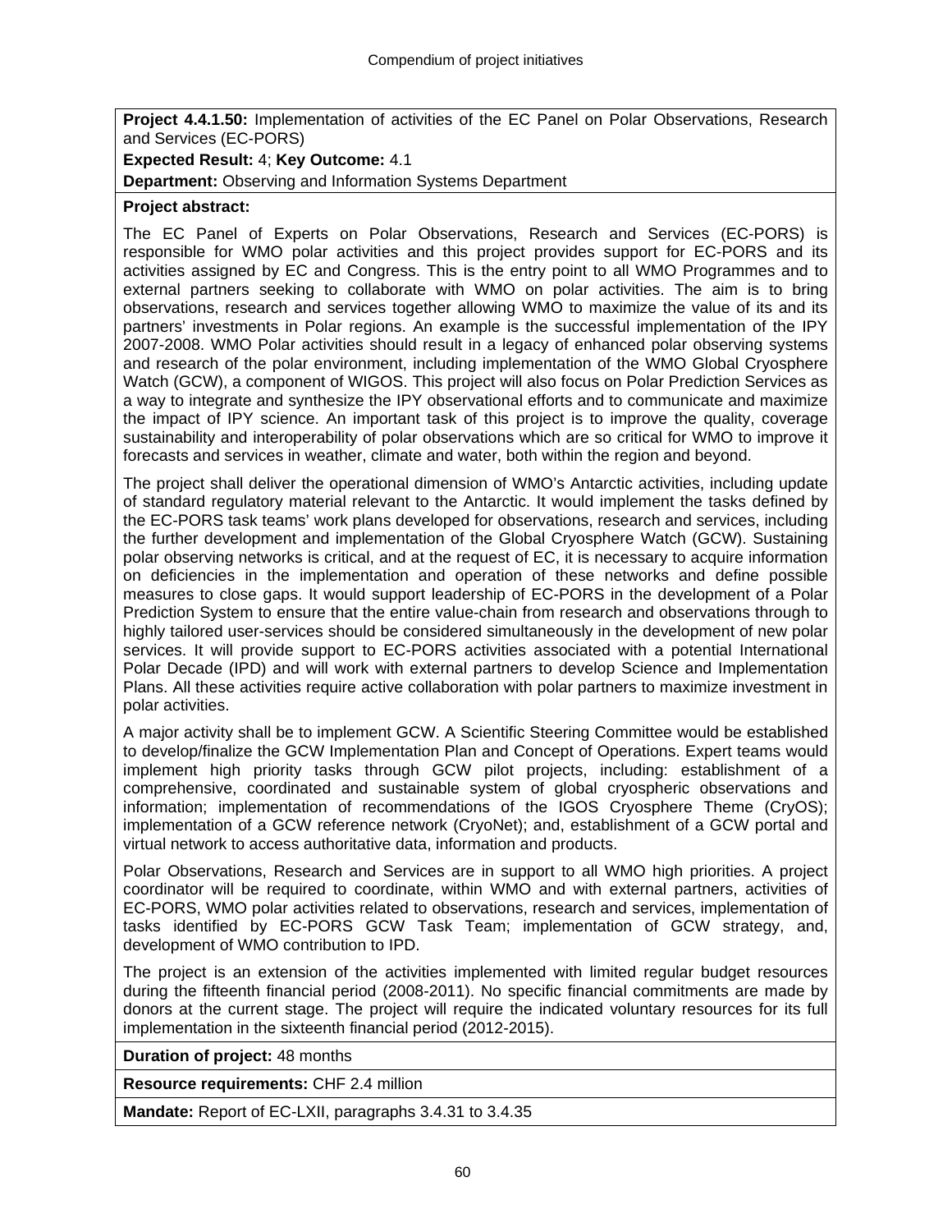**Project 4.4.1.50:** Implementation of activities of the EC Panel on Polar Observations, Research and Services (EC-PORS)

**Expected Result:** 4; **Key Outcome:** 4.1

**Department:** Observing and Information Systems Department

**Project abstract:**

The EC Panel of Experts on Polar Observations, Research and Services (EC-PORS) is responsible for WMO polar activities and this project provides support for EC-PORS and its activities assigned by EC and Congress. This is the entry point to all WMO Programmes and to external partners seeking to collaborate with WMO on polar activities. The aim is to bring observations, research and services together allowing WMO to maximize the value of its and its partners' investments in Polar regions. An example is the successful implementation of the IPY 2007-2008. WMO Polar activities should result in a legacy of enhanced polar observing systems and research of the polar environment, including implementation of the WMO Global Cryosphere Watch (GCW), a component of WIGOS. This project will also focus on Polar Prediction Services as a way to integrate and synthesize the IPY observational efforts and to communicate and maximize the impact of IPY science. An important task of this project is to improve the quality, coverage sustainability and interoperability of polar observations which are so critical for WMO to improve it forecasts and services in weather, climate and water, both within the region and beyond.

The project shall deliver the operational dimension of WMO's Antarctic activities, including update of standard regulatory material relevant to the Antarctic. It would implement the tasks defined by the EC-PORS task teams' work plans developed for observations, research and services, including the further development and implementation of the Global Cryosphere Watch (GCW). Sustaining polar observing networks is critical, and at the request of EC, it is necessary to acquire information on deficiencies in the implementation and operation of these networks and define possible measures to close gaps. It would support leadership of EC-PORS in the development of a Polar Prediction System to ensure that the entire value-chain from research and observations through to highly tailored user-services should be considered simultaneously in the development of new polar services. It will provide support to EC-PORS activities associated with a potential International Polar Decade (IPD) and will work with external partners to develop Science and Implementation Plans. All these activities require active collaboration with polar partners to maximize investment in polar activities.

A major activity shall be to implement GCW. A Scientific Steering Committee would be established to develop/finalize the GCW Implementation Plan and Concept of Operations. Expert teams would implement high priority tasks through GCW pilot projects, including: establishment of a comprehensive, coordinated and sustainable system of global cryospheric observations and information; implementation of recommendations of the IGOS Cryosphere Theme (CryOS); implementation of a GCW reference network (CryoNet); and, establishment of a GCW portal and virtual network to access authoritative data, information and products.

Polar Observations, Research and Services are in support to all WMO high priorities. A project coordinator will be required to coordinate, within WMO and with external partners, activities of EC-PORS, WMO polar activities related to observations, research and services, implementation of tasks identified by EC-PORS GCW Task Team; implementation of GCW strategy, and, development of WMO contribution to IPD.

The project is an extension of the activities implemented with limited regular budget resources during the fifteenth financial period (2008-2011). No specific financial commitments are made by donors at the current stage. The project will require the indicated voluntary resources for its full implementation in the sixteenth financial period (2012-2015).

**Duration of project:** 48 months

**Resource requirements:** CHF 2.4 million

**Mandate:** Report of EC-LXII, paragraphs 3.4.31 to 3.4.35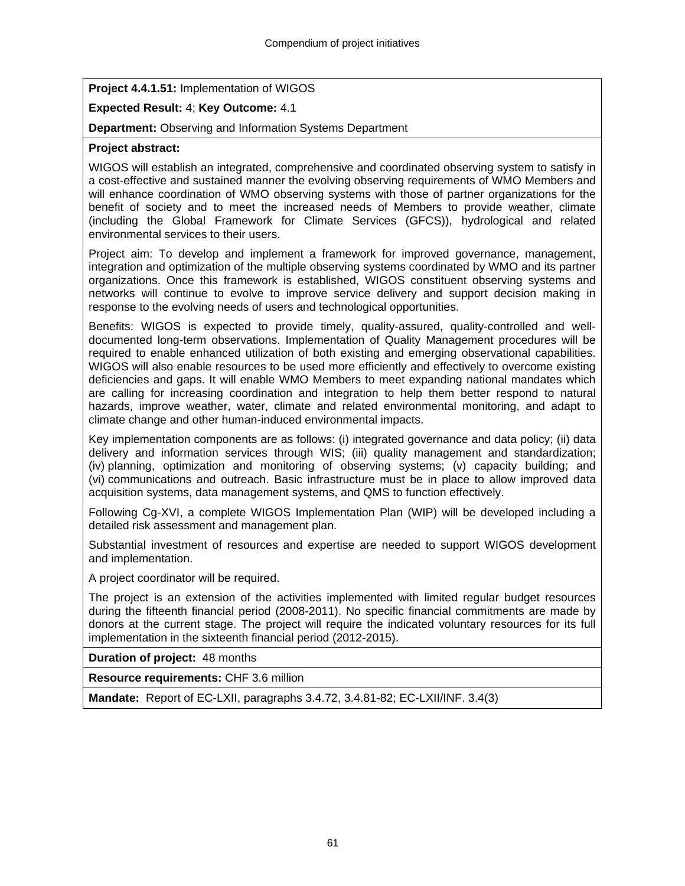**Project 4.4.1.51:** Implementation of WIGOS

**Expected Result:** 4; **Key Outcome:** 4.1

**Department:** Observing and Information Systems Department

**Project abstract:**

WIGOS will establish an integrated, comprehensive and coordinated observing system to satisfy in a cost-effective and sustained manner the evolving observing requirements of WMO Members and will enhance coordination of WMO observing systems with those of partner organizations for the benefit of society and to meet the increased needs of Members to provide weather, climate (including the Global Framework for Climate Services (GFCS)), hydrological and related environmental services to their users.

Project aim: To develop and implement a framework for improved governance, management, integration and optimization of the multiple observing systems coordinated by WMO and its partner organizations. Once this framework is established, WIGOS constituent observing systems and networks will continue to evolve to improve service delivery and support decision making in response to the evolving needs of users and technological opportunities.

Benefits: WIGOS is expected to provide timely, quality-assured, quality-controlled and well-documented long-term observations. Implementation of Quality Management procedures will be required to enable enhanced utilization of both existing and emerging observational capabilities. WIGOS will also enable resources to be used more efficiently and effectively to overcome existing deficiencies and gaps. It will enable WMO Members to meet expanding national mandates which are calling for increasing coordination and integration to help them better respond to natural hazards, improve weather, water, climate and related environmental monitoring, and adapt to climate change and other human-induced environmental impacts.

Key implementation components are as follows: (i) integrated governance and data policy; (ii) data delivery and information services through WIS; (iii) quality management and standardization; (iv) planning, optimization and monitoring of observing systems; (v) capacity building; and (vi) communications and outreach. Basic infrastructure must be in place to allow improved data acquisition systems, data management systems, and QMS to function effectively.

Following Cg-XVI, a complete WIGOS Implementation Plan (WIP) will be developed including a detailed risk assessment and management plan.

Substantial investment of resources and expertise are needed to support WIGOS development and implementation.

A project coordinator will be required.

The project is an extension of the activities implemented with limited regular budget resources during the fifteenth financial period (2008-2011). No specific financial commitments are made by donors at the current stage. The project will require the indicated voluntary resources for its full implementation in the sixteenth financial period (2012-2015).

**Duration of project:** 48 months

**Resource requirements:** CHF 3.6 million

**Mandate:** Report of EC-LXII, paragraphs 3.4.72, 3.4.81-82; EC-LXII/INF. 3.4(3)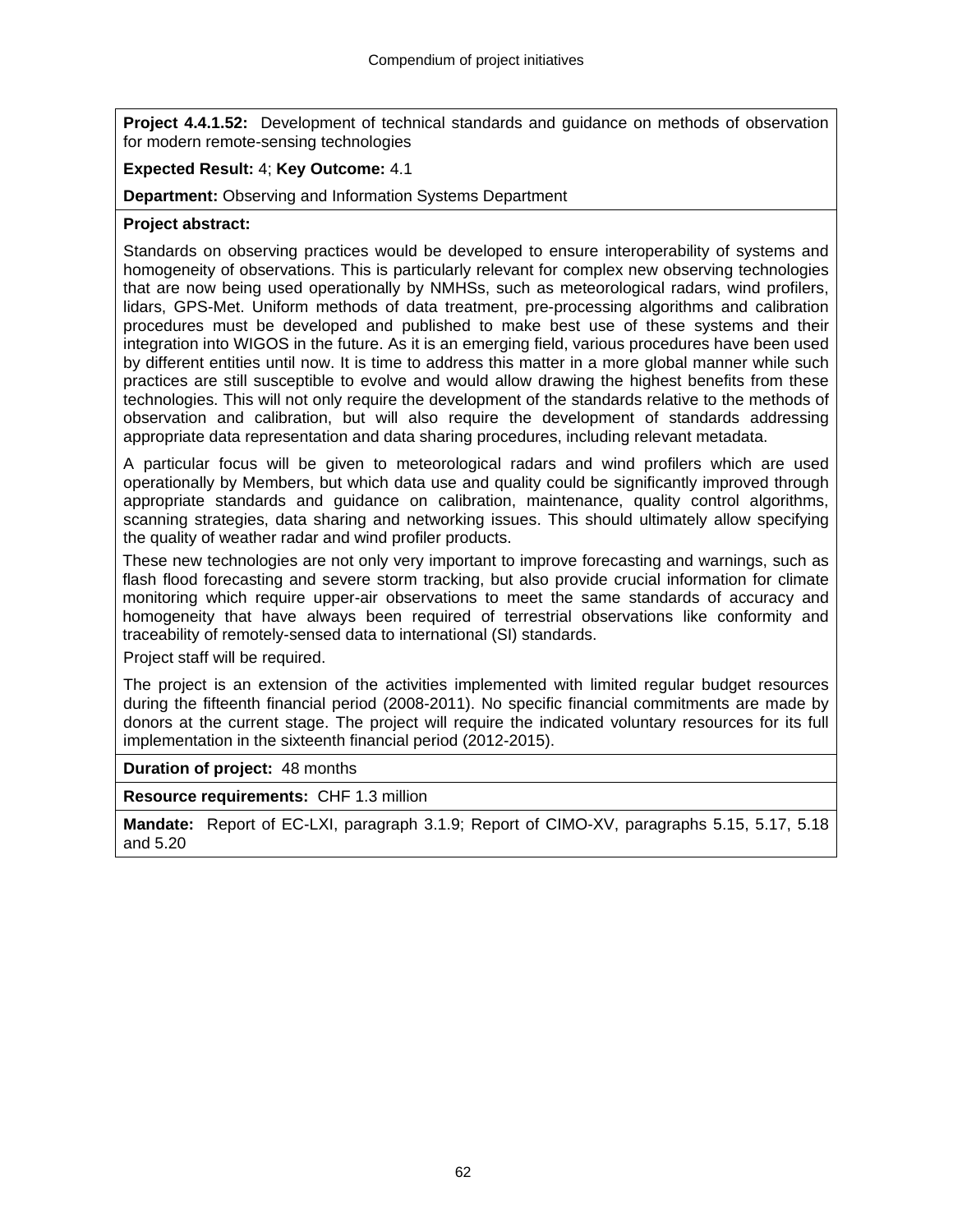**Project 4.4.1.52:** Development of technical standards and guidance on methods of observation for modern remote-sensing technologies

**Expected Result:** 4; **Key Outcome:** 4.1

**Department:** Observing and Information Systems Department

**Project abstract:**

Standards on observing practices would be developed to ensure interoperability of systems and homogeneity of observations. This is particularly relevant for complex new observing technologies that are now being used operationally by NMHSs, such as meteorological radars, wind profilers, lidars, GPS-Met. Uniform methods of data treatment, pre-processing algorithms and calibration procedures must be developed and published to make best use of these systems and their integration into WIGOS in the future. As it is an emerging field, various procedures have been used by different entities until now. It is time to address this matter in a more global manner while such practices are still susceptible to evolve and would allow drawing the highest benefits from these technologies. This will not only require the development of the standards relative to the methods of observation and calibration, but will also require the development of standards addressing appropriate data representation and data sharing procedures, including relevant metadata.

A particular focus will be given to meteorological radars and wind profilers which are used operationally by Members, but which data use and quality could be significantly improved through appropriate standards and guidance on calibration, maintenance, quality control algorithms, scanning strategies, data sharing and networking issues. This should ultimately allow specifying the quality of weather radar and wind profiler products.

These new technologies are not only very important to improve forecasting and warnings, such as flash flood forecasting and severe storm tracking, but also provide crucial information for climate monitoring which require upper-air observations to meet the same standards of accuracy and homogeneity that have always been required of terrestrial observations like conformity and traceability of remotely-sensed data to international (SI) standards.

Project staff will be required.

The project is an extension of the activities implemented with limited regular budget resources during the fifteenth financial period (2008-2011). No specific financial commitments are made by donors at the current stage. The project will require the indicated voluntary resources for its full implementation in the sixteenth financial period (2012-2015).

**Duration of project:** 48 months

**Resource requirements:** CHF 1.3 million

**Mandate:** Report of EC-LXI, paragraph 3.1.9; Report of CIMO-XV, paragraphs 5.15, 5.17, 5.18 and 5.20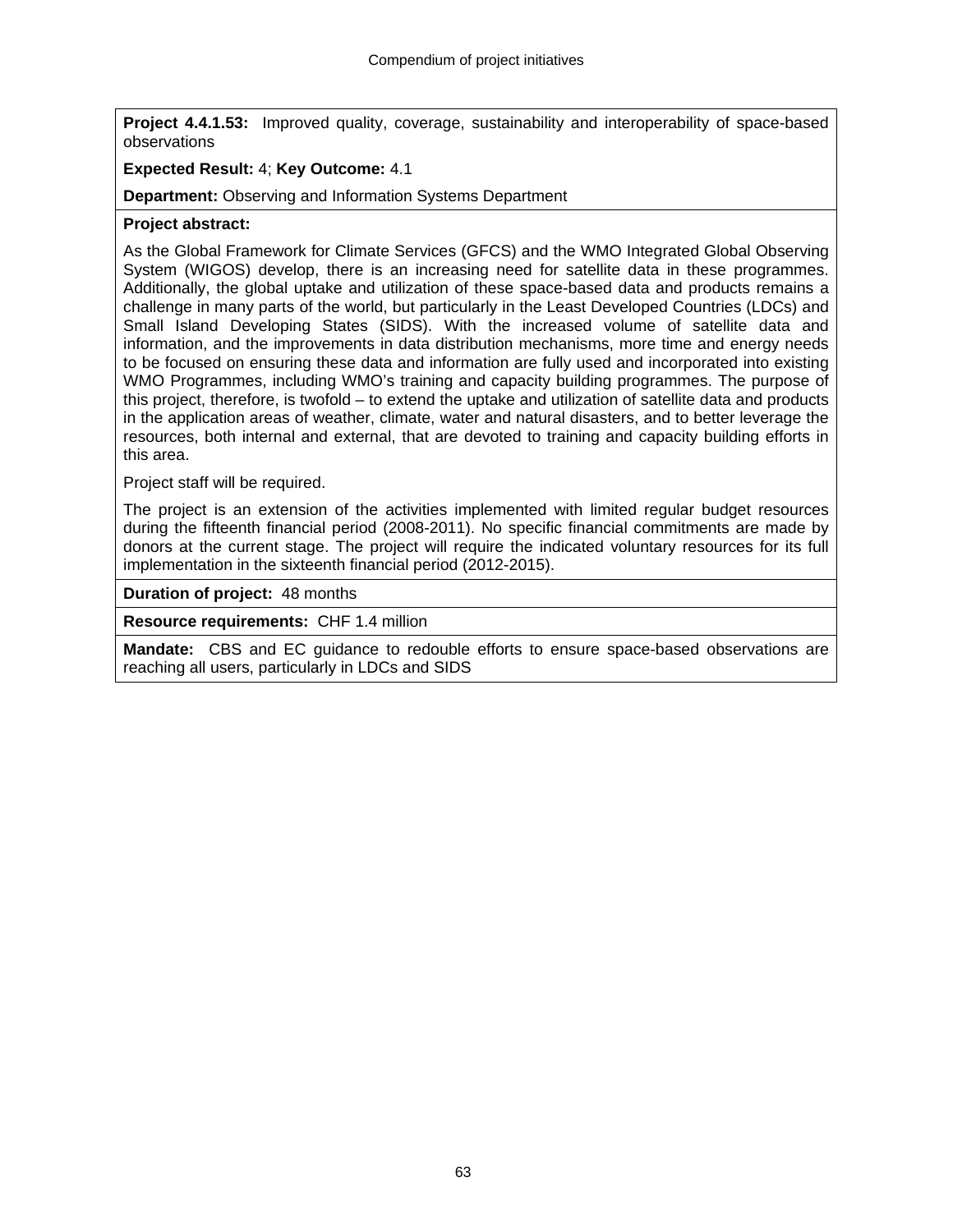**Project 4.4.1.53:** Improved quality, coverage, sustainability and interoperability of space-based observations

**Expected Result:** 4; **Key Outcome:** 4.1

**Department:** Observing and Information Systems Department

**Project abstract:**

As the Global Framework for Climate Services (GFCS) and the WMO Integrated Global Observing System (WIGOS) develop, there is an increasing need for satellite data in these programmes. Additionally, the global uptake and utilization of these space-based data and products remains a challenge in many parts of the world, but particularly in the Least Developed Countries (LDCs) and Small Island Developing States (SIDS). With the increased volume of satellite data and information, and the improvements in data distribution mechanisms, more time and energy needs to be focused on ensuring these data and information are fully used and incorporated into existing WMO Programmes, including WMO's training and capacity building programmes. The purpose of this project, therefore, is twofold – to extend the uptake and utilization of satellite data and products in the application areas of weather, climate, water and natural disasters, and to better leverage the resources, both internal and external, that are devoted to training and capacity building efforts in this area.

Project staff will be required.

The project is an extension of the activities implemented with limited regular budget resources during the fifteenth financial period (2008-2011). No specific financial commitments are made by donors at the current stage. The project will require the indicated voluntary resources for its full implementation in the sixteenth financial period (2012-2015).

**Duration of project:** 48 months

**Resource requirements:** CHF 1.4 million

**Mandate:** CBS and EC guidance to redouble efforts to ensure space-based observations are reaching all users, particularly in LDCs and SIDS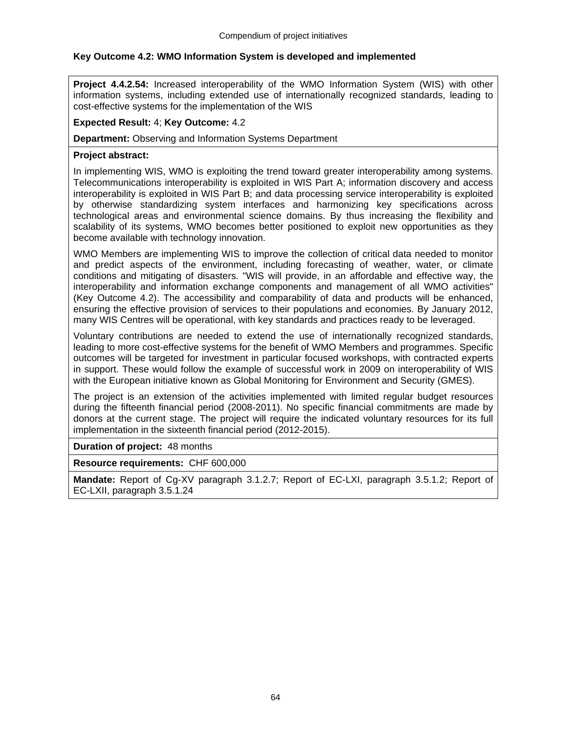**Key Outcome 4.2: WMO Information System is developed and implemented**

**Project 4.4.2.54:** Increased interoperability of the WMO Information System (WIS) with other information systems, including extended use of internationally recognized standards, leading to cost-effective systems for the implementation of the WIS

**Expected Result:** 4; **Key Outcome:** 4.2

**Department:** Observing and Information Systems Department

**Project abstract:**

In implementing WIS, WMO is exploiting the trend toward greater interoperability among systems. Telecommunications interoperability is exploited in WIS Part A; information discovery and access interoperability is exploited in WIS Part B; and data processing service interoperability is exploited by otherwise standardizing system interfaces and harmonizing key specifications across technological areas and environmental science domains. By thus increasing the flexibility and scalability of its systems, WMO becomes better positioned to exploit new opportunities as they become available with technology innovation.

WMO Members are implementing WIS to improve the collection of critical data needed to monitor and predict aspects of the environment, including forecasting of weather, water, or climate conditions and mitigating of disasters. "WIS will provide, in an affordable and effective way, the interoperability and information exchange components and management of all WMO activities" (Key Outcome 4.2). The accessibility and comparability of data and products will be enhanced, ensuring the effective provision of services to their populations and economies. By January 2012, many WIS Centres will be operational, with key standards and practices ready to be leveraged.

Voluntary contributions are needed to extend the use of internationally recognized standards, leading to more cost-effective systems for the benefit of WMO Members and programmes. Specific outcomes will be targeted for investment in particular focused workshops, with contracted experts in support. These would follow the example of successful work in 2009 on interoperability of WIS with the European initiative known as Global Monitoring for Environment and Security (GMES).

The project is an extension of the activities implemented with limited regular budget resources during the fifteenth financial period (2008-2011). No specific financial commitments are made by donors at the current stage. The project will require the indicated voluntary resources for its full implementation in the sixteenth financial period (2012-2015).

**Duration of project:** 48 months

**Resource requirements:** CHF 600,000

**Mandate:** Report of Cg-XV paragraph 3.1.2.7; Report of EC-LXI, paragraph 3.5.1.2; Report of EC-LXII, paragraph 3.5.1.24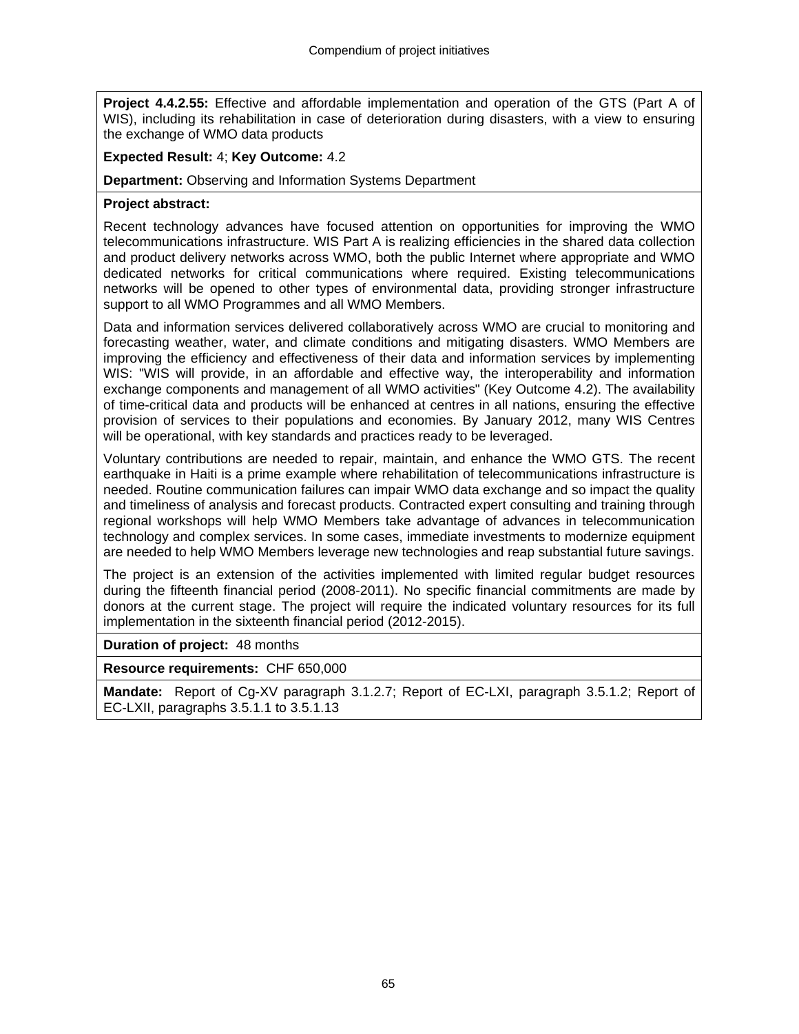**Project 4.4.2.55:** Effective and affordable implementation and operation of the GTS (Part A of WIS), including its rehabilitation in case of deterioration during disasters, with a view to ensuring the exchange of WMO data products

**Expected Result:** 4; **Key Outcome:** 4.2

**Department:** Observing and Information Systems Department

**Project abstract:**

Recent technology advances have focused attention on opportunities for improving the WMO telecommunications infrastructure. WIS Part A is realizing efficiencies in the shared data collection and product delivery networks across WMO, both the public Internet where appropriate and WMO dedicated networks for critical communications where required. Existing telecommunications networks will be opened to other types of environmental data, providing stronger infrastructure support to all WMO Programmes and all WMO Members.

Data and information services delivered collaboratively across WMO are crucial to monitoring and forecasting weather, water, and climate conditions and mitigating disasters. WMO Members are improving the efficiency and effectiveness of their data and information services by implementing WIS: "WIS will provide, in an affordable and effective way, the interoperability and information exchange components and management of all WMO activities" (Key Outcome 4.2). The availability of time-critical data and products will be enhanced at centres in all nations, ensuring the effective provision of services to their populations and economies. By January 2012, many WIS Centres will be operational, with key standards and practices ready to be leveraged.

Voluntary contributions are needed to repair, maintain, and enhance the WMO GTS. The recent earthquake in Haiti is a prime example where rehabilitation of telecommunications infrastructure is needed. Routine communication failures can impair WMO data exchange and so impact the quality and timeliness of analysis and forecast products. Contracted expert consulting and training through regional workshops will help WMO Members take advantage of advances in telecommunication technology and complex services. In some cases, immediate investments to modernize equipment are needed to help WMO Members leverage new technologies and reap substantial future savings.

The project is an extension of the activities implemented with limited regular budget resources during the fifteenth financial period (2008-2011). No specific financial commitments are made by donors at the current stage. The project will require the indicated voluntary resources for its full implementation in the sixteenth financial period (2012-2015).

**Duration of project:** 48 months

**Resource requirements:** CHF 650,000

**Mandate:** Report of Cg-XV paragraph 3.1.2.7; Report of EC-LXI, paragraph 3.5.1.2; Report of EC-LXII, paragraphs 3.5.1.1 to 3.5.1.13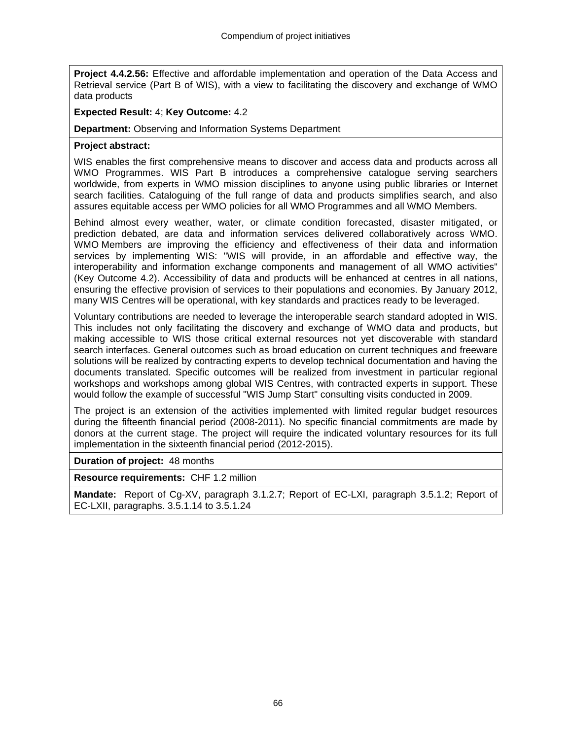**Project 4.4.2.56:** Effective and affordable implementation and operation of the Data Access and Retrieval service (Part B of WIS), with a view to facilitating the discovery and exchange of WMO data products

**Expected Result:** 4; **Key Outcome:** 4.2

**Department:** Observing and Information Systems Department

**Project abstract:**

WIS enables the first comprehensive means to discover and access data and products across all WMO Programmes. WIS Part B introduces a comprehensive catalogue serving searchers worldwide, from experts in WMO mission disciplines to anyone using public libraries or Internet search facilities. Cataloguing of the full range of data and products simplifies search, and also assures equitable access per WMO policies for all WMO Programmes and all WMO Members.

Behind almost every weather, water, or climate condition forecasted, disaster mitigated, or prediction debated, are data and information services delivered collaboratively across WMO. WMO Members are improving the efficiency and effectiveness of their data and information services by implementing WIS: "WIS will provide, in an affordable and effective way, the interoperability and information exchange components and management of all WMO activities" (Key Outcome 4.2). Accessibility of data and products will be enhanced at centres in all nations, ensuring the effective provision of services to their populations and economies. By January 2012, many WIS Centres will be operational, with key standards and practices ready to be leveraged.

Voluntary contributions are needed to leverage the interoperable search standard adopted in WIS. This includes not only facilitating the discovery and exchange of WMO data and products, but making accessible to WIS those critical external resources not yet discoverable with standard search interfaces. General outcomes such as broad education on current techniques and freeware solutions will be realized by contracting experts to develop technical documentation and having the documents translated. Specific outcomes will be realized from investment in particular regional workshops and workshops among global WIS Centres, with contracted experts in support. These would follow the example of successful "WIS Jump Start" consulting visits conducted in 2009.

The project is an extension of the activities implemented with limited regular budget resources during the fifteenth financial period (2008-2011). No specific financial commitments are made by donors at the current stage. The project will require the indicated voluntary resources for its full implementation in the sixteenth financial period (2012-2015).

**Duration of project:** 48 months

**Resource requirements:** CHF 1.2 million

**Mandate:** Report of Cg-XV, paragraph 3.1.2.7; Report of EC-LXI, paragraph 3.5.1.2; Report of EC-LXII, paragraphs. 3.5.1.14 to 3.5.1.24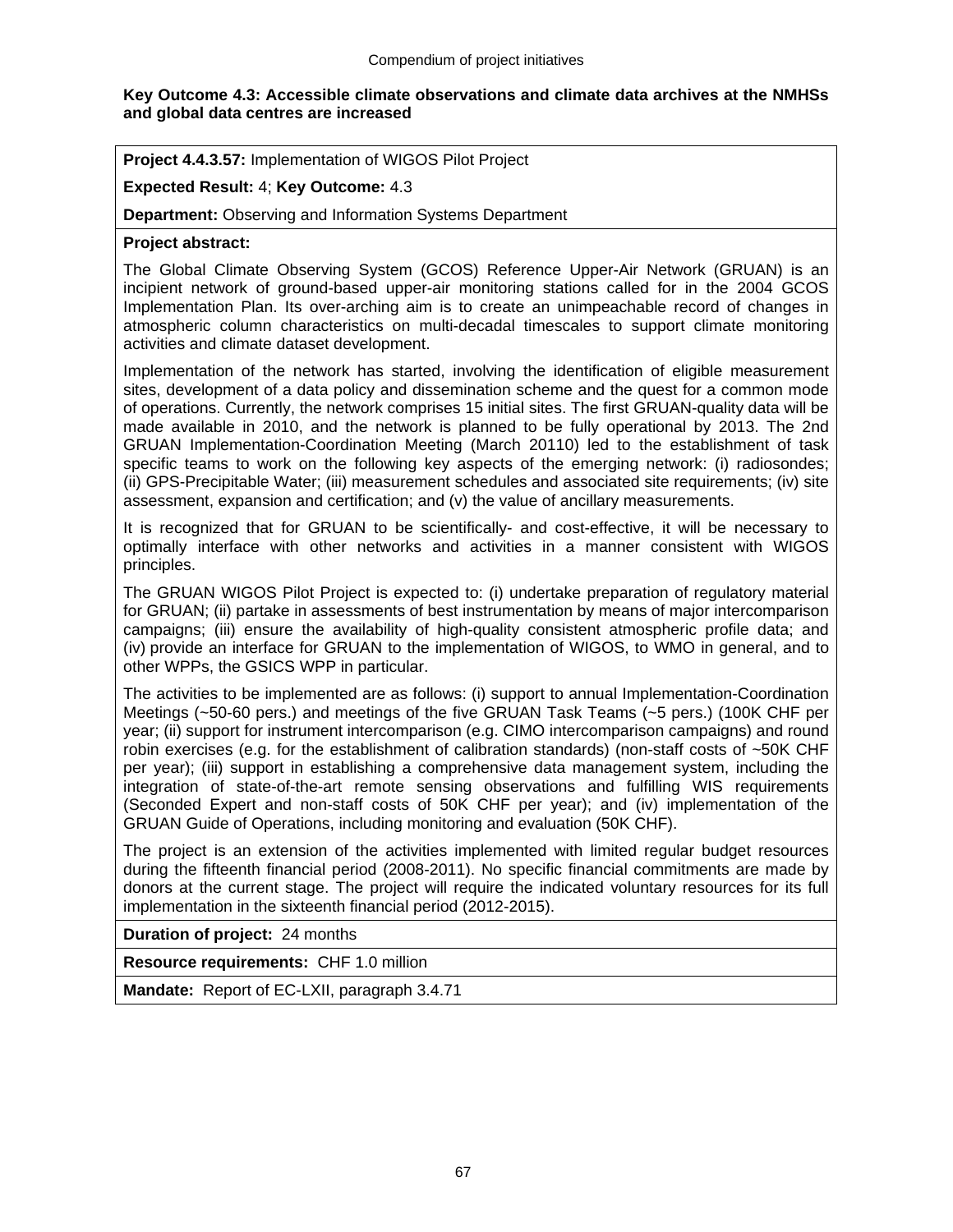**Key Outcome 4.3: Accessible climate observations and climate data archives at the NMHSs and global data centres are increased**

**Project 4.4.3.57:** Implementation of WIGOS Pilot Project

**Expected Result:** 4; **Key Outcome:** 4.3

**Department:** Observing and Information Systems Department

**Project abstract:**

The Global Climate Observing System (GCOS) Reference Upper-Air Network (GRUAN) is an incipient network of ground-based upper-air monitoring stations called for in the 2004 GCOS Implementation Plan. Its over-arching aim is to create an unimpeachable record of changes in atmospheric column characteristics on multi-decadal timescales to support climate monitoring activities and climate dataset development.

Implementation of the network has started, involving the identification of eligible measurement sites, development of a data policy and dissemination scheme and the quest for a common mode of operations. Currently, the network comprises 15 initial sites. The first GRUAN-quality data will be made available in 2010, and the network is planned to be fully operational by 2013. The 2nd GRUAN Implementation-Coordination Meeting (March 20110) led to the establishment of task specific teams to work on the following key aspects of the emerging network: (i) radiosondes; (ii) GPS-Precipitable Water; (iii) measurement schedules and associated site requirements; (iv) site assessment, expansion and certification; and (v) the value of ancillary measurements.

It is recognized that for GRUAN to be scientifically- and cost-effective, it will be necessary to optimally interface with other networks and activities in a manner consistent with WIGOS principles.

The GRUAN WIGOS Pilot Project is expected to: (i) undertake preparation of regulatory material for GRUAN; (ii) partake in assessments of best instrumentation by means of major intercomparison campaigns; (iii) ensure the availability of high-quality consistent atmospheric profile data; and (iv) provide an interface for GRUAN to the implementation of WIGOS, to WMO in general, and to other WPPs, the GSICS WPP in particular.

The activities to be implemented are as follows: (i) support to annual Implementation-Coordination Meetings (~50-60 pers.) and meetings of the five GRUAN Task Teams (~5 pers.) (100K CHF per year; (ii) support for instrument intercomparison (e.g. CIMO intercomparison campaigns) and round robin exercises (e.g. for the establishment of calibration standards) (non-staff costs of ~50K CHF per year); (iii) support in establishing a comprehensive data management system, including the integration of state-of-the-art remote sensing observations and fulfilling WIS requirements (Seconded Expert and non-staff costs of 50K CHF per year); and (iv) implementation of the GRUAN Guide of Operations, including monitoring and evaluation (50K CHF).

The project is an extension of the activities implemented with limited regular budget resources during the fifteenth financial period (2008-2011). No specific financial commitments are made by donors at the current stage. The project will require the indicated voluntary resources for its full implementation in the sixteenth financial period (2012-2015).

**Duration of project:** 24 months

**Resource requirements:** CHF 1.0 million

**Mandate:** Report of EC-LXII, paragraph 3.4.71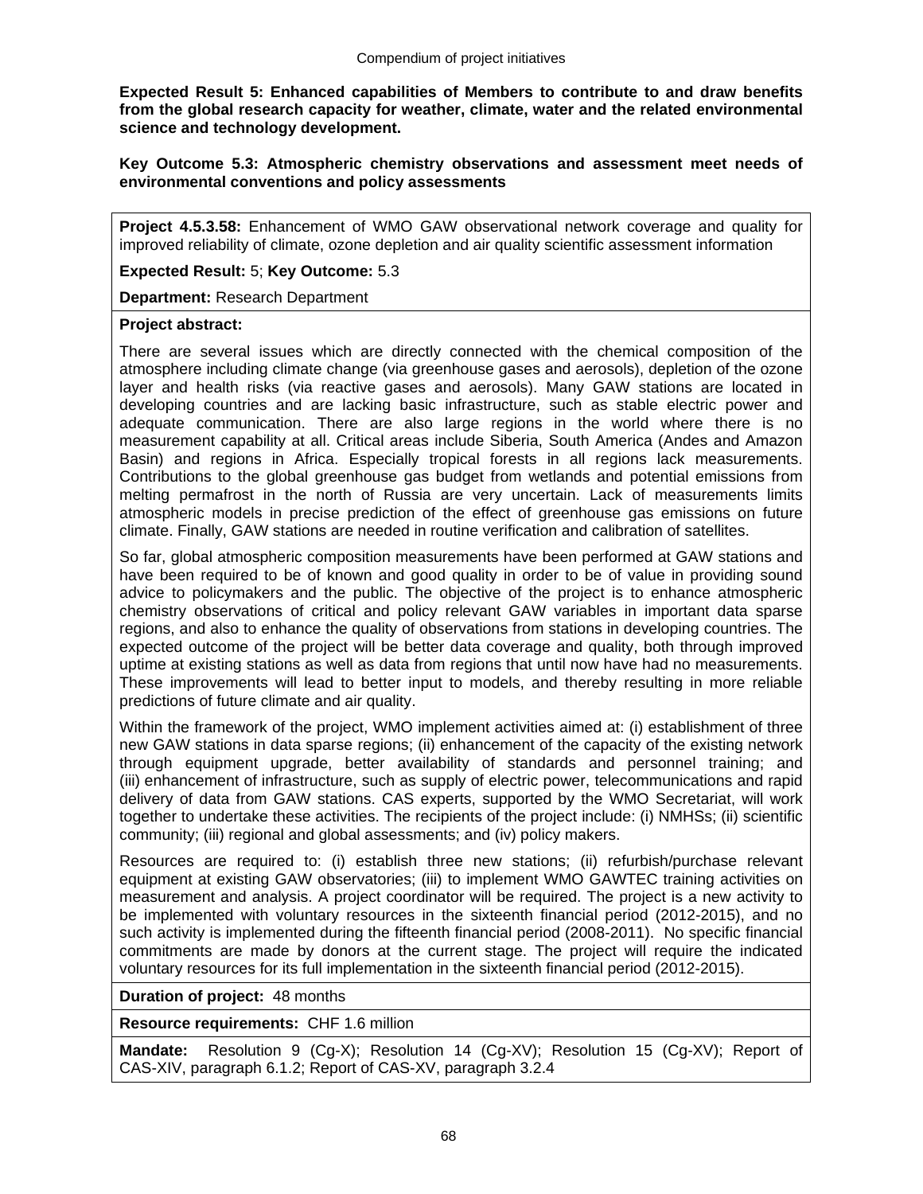**Expected Result 5: Enhanced capabilities of Members to contribute to and draw benefits from the global research capacity for weather, climate, water and the related environmental science and technology development.**

**Key Outcome 5.3: Atmospheric chemistry observations and assessment meet needs of environmental conventions and policy assessments**

**Project 4.5.3.58:** Enhancement of WMO GAW observational network coverage and quality for improved reliability of climate, ozone depletion and air quality scientific assessment information

**Expected Result:** 5; **Key Outcome:** 5.3

**Department:** Research Department

**Project abstract:**

There are several issues which are directly connected with the chemical composition of the atmosphere including climate change (via greenhouse gases and aerosols), depletion of the ozone layer and health risks (via reactive gases and aerosols). Many GAW stations are located in developing countries and are lacking basic infrastructure, such as stable electric power and adequate communication. There are also large regions in the world where there is no measurement capability at all. Critical areas include Siberia, South America (Andes and Amazon Basin) and regions in Africa. Especially tropical forests in all regions lack measurements. Contributions to the global greenhouse gas budget from wetlands and potential emissions from melting permafrost in the north of Russia are very uncertain. Lack of measurements limits atmospheric models in precise prediction of the effect of greenhouse gas emissions on future climate. Finally, GAW stations are needed in routine verification and calibration of satellites.

So far, global atmospheric composition measurements have been performed at GAW stations and have been required to be of known and good quality in order to be of value in providing sound advice to policymakers and the public. The objective of the project is to enhance atmospheric chemistry observations of critical and policy relevant GAW variables in important data sparse regions, and also to enhance the quality of observations from stations in developing countries. The expected outcome of the project will be better data coverage and quality, both through improved uptime at existing stations as well as data from regions that until now have had no measurements. These improvements will lead to better input to models, and thereby resulting in more reliable predictions of future climate and air quality.

Within the framework of the project, WMO implement activities aimed at: (i) establishment of three new GAW stations in data sparse regions; (ii) enhancement of the capacity of the existing network through equipment upgrade, better availability of standards and personnel training; and (iii) enhancement of infrastructure, such as supply of electric power, telecommunications and rapid delivery of data from GAW stations. CAS experts, supported by the WMO Secretariat, will work together to undertake these activities. The recipients of the project include: (i) NMHSs; (ii) scientific community; (iii) regional and global assessments; and (iv) policy makers.

Resources are required to: (i) establish three new stations; (ii) refurbish/purchase relevant equipment at existing GAW observatories; (iii) to implement WMO GAWTEC training activities on measurement and analysis. A project coordinator will be required. The project is a new activity to be implemented with voluntary resources in the sixteenth financial period (2012-2015), and no such activity is implemented during the fifteenth financial period (2008-2011). No specific financial commitments are made by donors at the current stage. The project will require the indicated voluntary resources for its full implementation in the sixteenth financial period (2012-2015).

**Duration of project:** 48 months

**Resource requirements:** CHF 1.6 million

**Mandate:** Resolution 9 (Cg-X); Resolution 14 (Cg-XV); Resolution 15 (Cg-XV); Report of CAS-XIV, paragraph 6.1.2; Report of CAS-XV, paragraph 3.2.4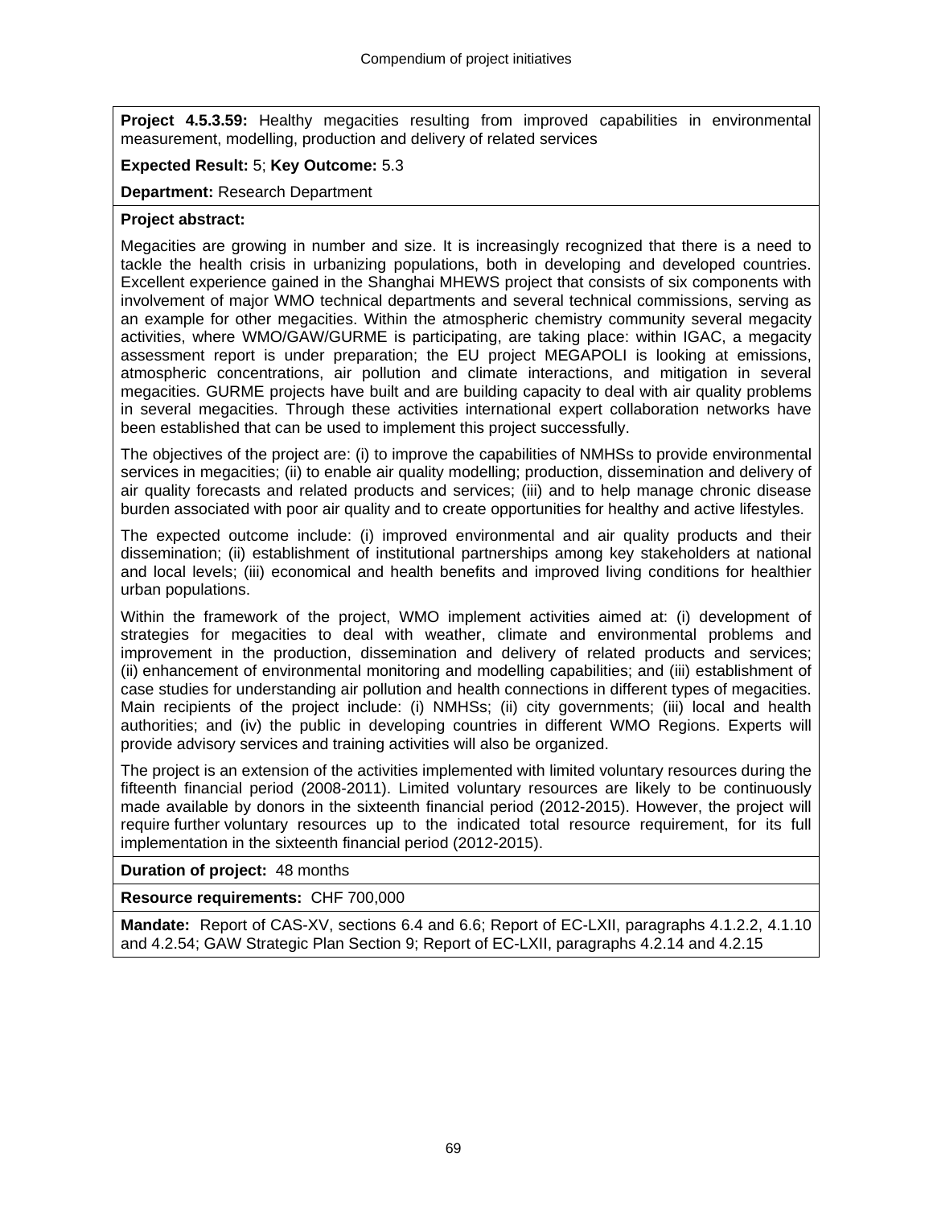**Project 4.5.3.59:** Healthy megacities resulting from improved capabilities in environmental measurement, modelling, production and delivery of related services

**Expected Result:** 5; **Key Outcome:** 5.3

**Department:** Research Department

**Project abstract:**

Megacities are growing in number and size. It is increasingly recognized that there is a need to tackle the health crisis in urbanizing populations, both in developing and developed countries. Excellent experience gained in the Shanghai MHEWS project that consists of six components with involvement of major WMO technical departments and several technical commissions, serving as an example for other megacities. Within the atmospheric chemistry community several megacity activities, where WMO/GAW/GURME is participating, are taking place: within IGAC, a megacity assessment report is under preparation; the EU project MEGAPOLI is looking at emissions, atmospheric concentrations, air pollution and climate interactions, and mitigation in several megacities. GURME projects have built and are building capacity to deal with air quality problems in several megacities. Through these activities international expert collaboration networks have been established that can be used to implement this project successfully.

The objectives of the project are: (i) to improve the capabilities of NMHSs to provide environmental services in megacities; (ii) to enable air quality modelling; production, dissemination and delivery of air quality forecasts and related products and services; (iii) and to help manage chronic disease burden associated with poor air quality and to create opportunities for healthy and active lifestyles.

The expected outcome include: (i) improved environmental and air quality products and their dissemination; (ii) establishment of institutional partnerships among key stakeholders at national and local levels; (iii) economical and health benefits and improved living conditions for healthier urban populations.

Within the framework of the project, WMO implement activities aimed at: (i) development of strategies for megacities to deal with weather, climate and environmental problems and improvement in the production, dissemination and delivery of related products and services; (ii) enhancement of environmental monitoring and modelling capabilities; and (iii) establishment of case studies for understanding air pollution and health connections in different types of megacities. Main recipients of the project include: (i) NMHSs; (ii) city governments; (iii) local and health authorities; and (iv) the public in developing countries in different WMO Regions. Experts will provide advisory services and training activities will also be organized.

The project is an extension of the activities implemented with limited voluntary resources during the fifteenth financial period (2008-2011). Limited voluntary resources are likely to be continuously made available by donors in the sixteenth financial period (2012-2015). However, the project will require further voluntary resources up to the indicated total resource requirement, for its full implementation in the sixteenth financial period (2012-2015).

**Duration of project:** 48 months

**Resource requirements:** CHF 700,000

**Mandate:** Report of CAS-XV, sections 6.4 and 6.6; Report of EC-LXII, paragraphs 4.1.2.2, 4.1.10 and 4.2.54; GAW Strategic Plan Section 9; Report of EC-LXII, paragraphs 4.2.14 and 4.2.15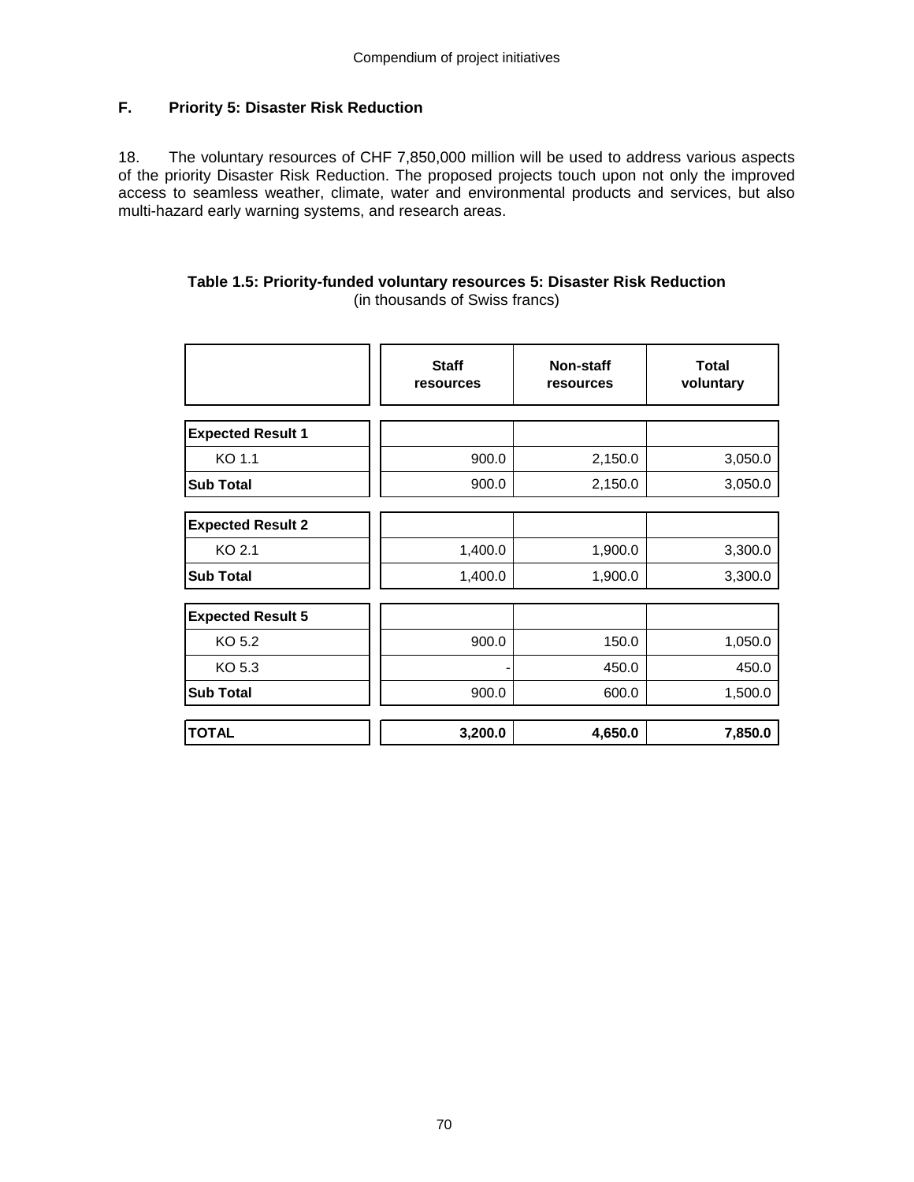## F. Priority 5: Disaster Risk Reduction

18. The voluntary resources of CHF 7,850,000 million will be used to address various aspects of the priority Disaster Risk Reduction. The proposed projects touch upon not only the improved access to seamless weather, climate, water and environmental products and services, but also multi-hazard early warning systems, and research areas.

**Table 1.5: Priority-funded voluntary resources 5: Disaster Risk Reduction**
(in thousands of Swiss francs)

| | Staff resources | Non-staff resources | Total voluntary |
|---|---|---|---|
| **Expected Result 1** | | | |
| KO 1.1 | 900.0 | 2,150.0 | 3,050.0 |
| **Sub Total** | 900.0 | 2,150.0 | 3,050.0 |
| **Expected Result 2** | | | |
| KO 2.1 | 1,400.0 | 1,900.0 | 3,300.0 |
| **Sub Total** | 1,400.0 | 1,900.0 | 3,300.0 |
| **Expected Result 5** | | | |
| KO 5.2 | 900.0 | 150.0 | 1,050.0 |
| KO 5.3 | - | 450.0 | 450.0 |
| **Sub Total** | 900.0 | 600.0 | 1,500.0 |
| **TOTAL** | **3,200.0** | **4,650.0** | **7,850.0** |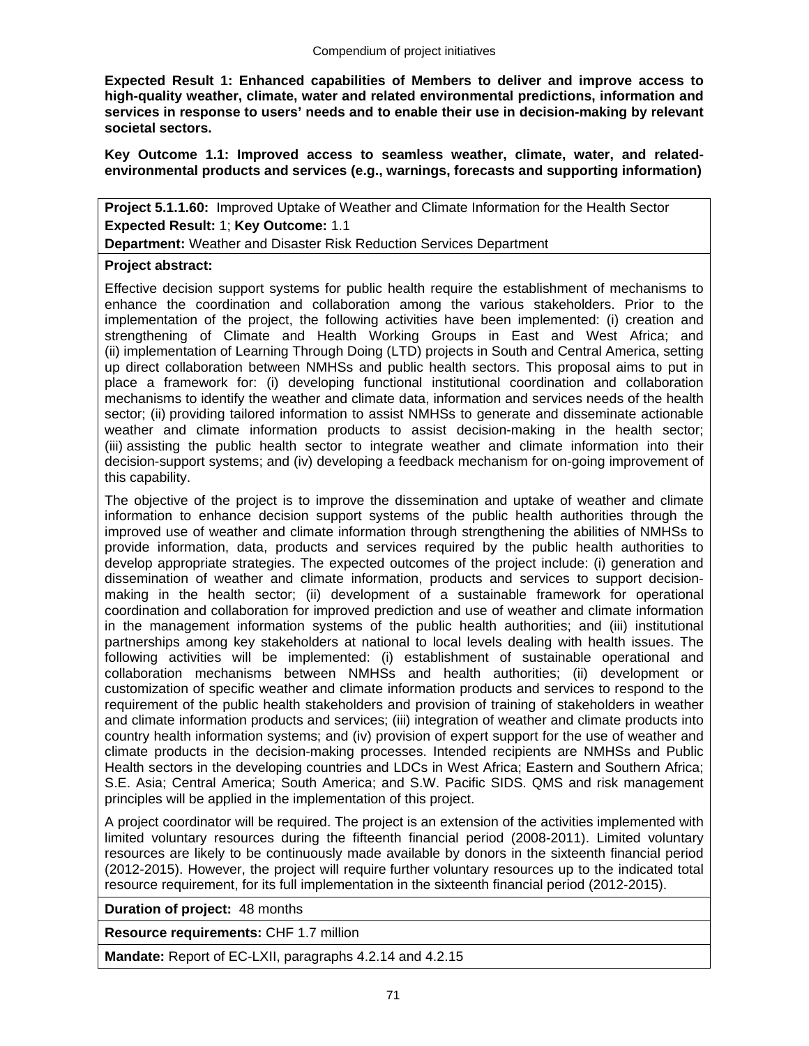**Expected Result 1: Enhanced capabilities of Members to deliver and improve access to high-quality weather, climate, water and related environmental predictions, information and services in response to users' needs and to enable their use in decision-making by relevant societal sectors.**

**Key Outcome 1.1: Improved access to seamless weather, climate, water, and related-environmental products and services (e.g., warnings, forecasts and supporting information)**

**Project 5.1.1.60:** Improved Uptake of Weather and Climate Information for the Health Sector
**Expected Result:** 1; **Key Outcome:** 1.1
**Department:** Weather and Disaster Risk Reduction Services Department

**Project abstract:**

Effective decision support systems for public health require the establishment of mechanisms to enhance the coordination and collaboration among the various stakeholders. Prior to the implementation of the project, the following activities have been implemented: (i) creation and strengthening of Climate and Health Working Groups in East and West Africa; and (ii) implementation of Learning Through Doing (LTD) projects in South and Central America, setting up direct collaboration between NMHSs and public health sectors. This proposal aims to put in place a framework for: (i) developing functional institutional coordination and collaboration mechanisms to identify the weather and climate data, information and services needs of the health sector; (ii) providing tailored information to assist NMHSs to generate and disseminate actionable weather and climate information products to assist decision-making in the health sector; (iii) assisting the public health sector to integrate weather and climate information into their decision-support systems; and (iv) developing a feedback mechanism for on-going improvement of this capability.

The objective of the project is to improve the dissemination and uptake of weather and climate information to enhance decision support systems of the public health authorities through the improved use of weather and climate information through strengthening the abilities of NMHSs to provide information, data, products and services required by the public health authorities to develop appropriate strategies. The expected outcomes of the project include: (i) generation and dissemination of weather and climate information, products and services to support decision-making in the health sector; (ii) development of a sustainable framework for operational coordination and collaboration for improved prediction and use of weather and climate information in the management information systems of the public health authorities; and (iii) institutional partnerships among key stakeholders at national to local levels dealing with health issues. The following activities will be implemented: (i) establishment of sustainable operational and collaboration mechanisms between NMHSs and health authorities; (ii) development or customization of specific weather and climate information products and services to respond to the requirement of the public health stakeholders and provision of training of stakeholders in weather and climate information products and services; (iii) integration of weather and climate products into country health information systems; and (iv) provision of expert support for the use of weather and climate products in the decision-making processes. Intended recipients are NMHSs and Public Health sectors in the developing countries and LDCs in West Africa; Eastern and Southern Africa; S.E. Asia; Central America; South America; and S.W. Pacific SIDS. QMS and risk management principles will be applied in the implementation of this project.

A project coordinator will be required. The project is an extension of the activities implemented with limited voluntary resources during the fifteenth financial period (2008-2011). Limited voluntary resources are likely to be continuously made available by donors in the sixteenth financial period (2012-2015). However, the project will require further voluntary resources up to the indicated total resource requirement, for its full implementation in the sixteenth financial period (2012-2015).

**Duration of project:** 48 months

**Resource requirements:** CHF 1.7 million

**Mandate:** Report of EC-LXII, paragraphs 4.2.14 and 4.2.15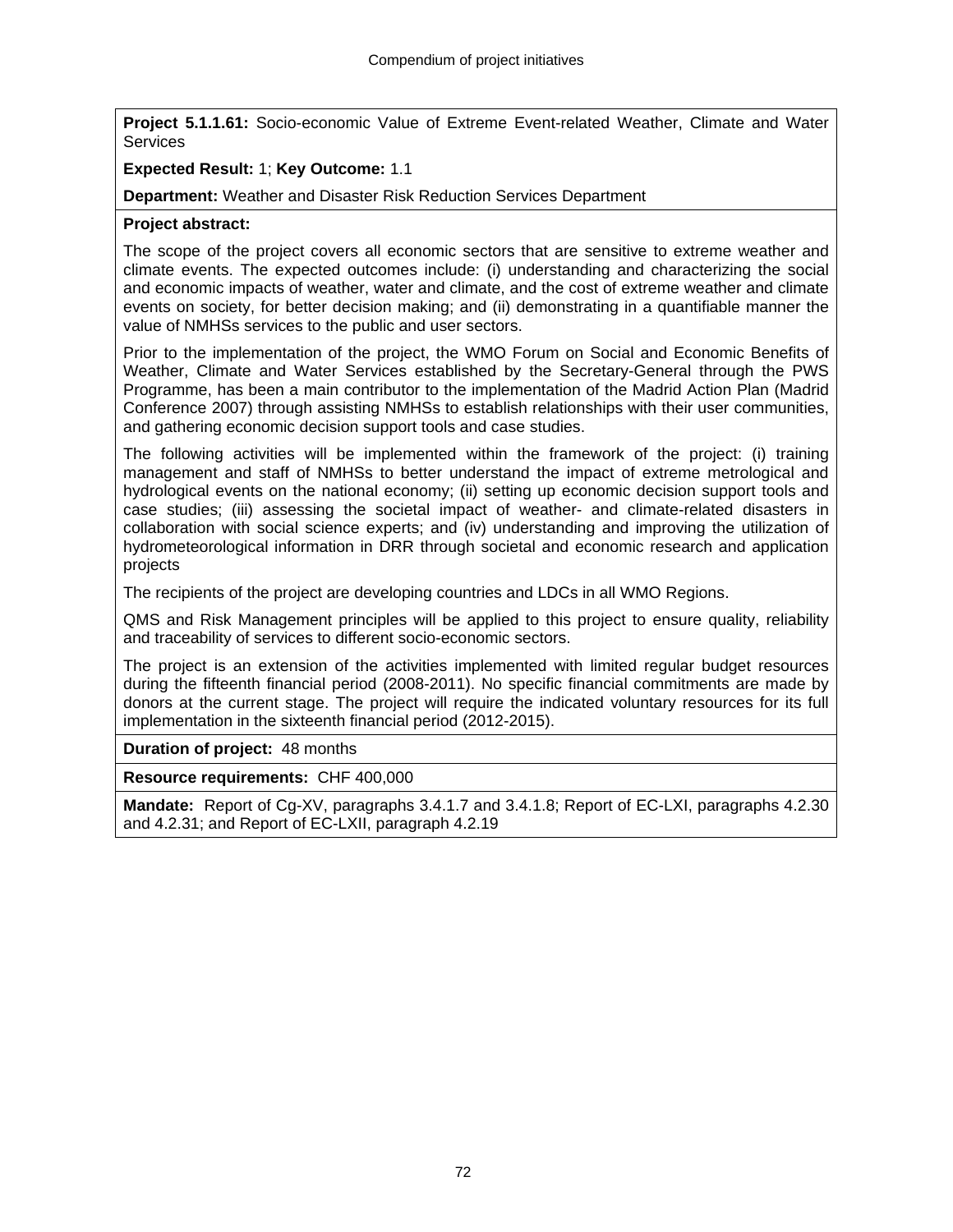**Project 5.1.1.61:** Socio-economic Value of Extreme Event-related Weather, Climate and Water Services

**Expected Result:** 1; **Key Outcome:** 1.1

**Department:** Weather and Disaster Risk Reduction Services Department

**Project abstract:**

The scope of the project covers all economic sectors that are sensitive to extreme weather and climate events. The expected outcomes include: (i) understanding and characterizing the social and economic impacts of weather, water and climate, and the cost of extreme weather and climate events on society, for better decision making; and (ii) demonstrating in a quantifiable manner the value of NMHSs services to the public and user sectors.

Prior to the implementation of the project, the WMO Forum on Social and Economic Benefits of Weather, Climate and Water Services established by the Secretary-General through the PWS Programme, has been a main contributor to the implementation of the Madrid Action Plan (Madrid Conference 2007) through assisting NMHSs to establish relationships with their user communities, and gathering economic decision support tools and case studies.

The following activities will be implemented within the framework of the project: (i) training management and staff of NMHSs to better understand the impact of extreme metrological and hydrological events on the national economy; (ii) setting up economic decision support tools and case studies; (iii) assessing the societal impact of weather- and climate-related disasters in collaboration with social science experts; and (iv) understanding and improving the utilization of hydrometeorological information in DRR through societal and economic research and application projects

The recipients of the project are developing countries and LDCs in all WMO Regions.

QMS and Risk Management principles will be applied to this project to ensure quality, reliability and traceability of services to different socio-economic sectors.

The project is an extension of the activities implemented with limited regular budget resources during the fifteenth financial period (2008-2011). No specific financial commitments are made by donors at the current stage. The project will require the indicated voluntary resources for its full implementation in the sixteenth financial period (2012-2015).

**Duration of project:** 48 months

**Resource requirements:** CHF 400,000

**Mandate:** Report of Cg-XV, paragraphs 3.4.1.7 and 3.4.1.8; Report of EC-LXI, paragraphs 4.2.30 and 4.2.31; and Report of EC-LXII, paragraph 4.2.19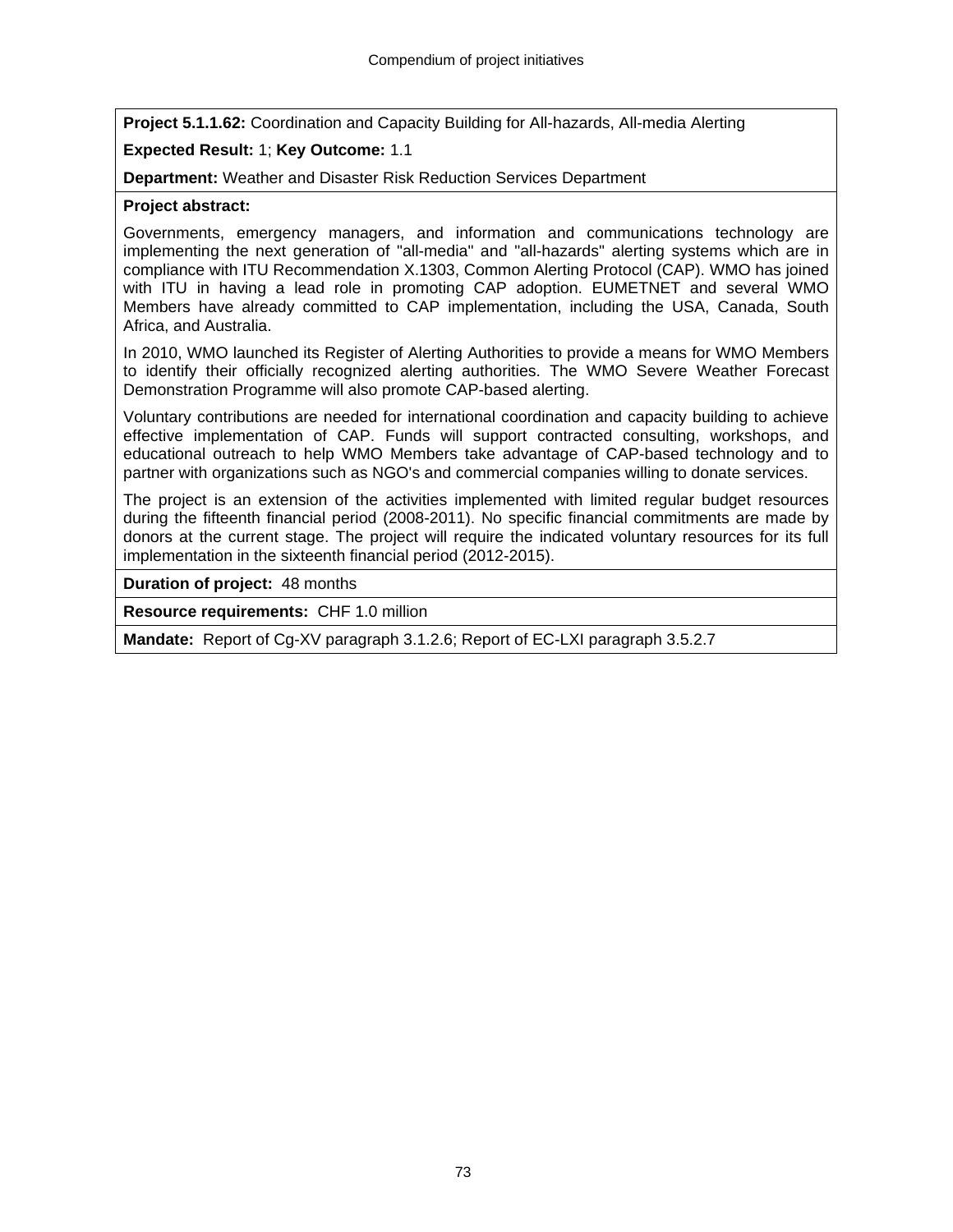**Project 5.1.1.62:** Coordination and Capacity Building for All-hazards, All-media Alerting

**Expected Result:** 1; **Key Outcome:** 1.1

**Department:** Weather and Disaster Risk Reduction Services Department

**Project abstract:**

Governments, emergency managers, and information and communications technology are implementing the next generation of "all-media" and "all-hazards" alerting systems which are in compliance with ITU Recommendation X.1303, Common Alerting Protocol (CAP). WMO has joined with ITU in having a lead role in promoting CAP adoption. EUMETNET and several WMO Members have already committed to CAP implementation, including the USA, Canada, South Africa, and Australia.

In 2010, WMO launched its Register of Alerting Authorities to provide a means for WMO Members to identify their officially recognized alerting authorities. The WMO Severe Weather Forecast Demonstration Programme will also promote CAP-based alerting.

Voluntary contributions are needed for international coordination and capacity building to achieve effective implementation of CAP. Funds will support contracted consulting, workshops, and educational outreach to help WMO Members take advantage of CAP-based technology and to partner with organizations such as NGO's and commercial companies willing to donate services.

The project is an extension of the activities implemented with limited regular budget resources during the fifteenth financial period (2008-2011). No specific financial commitments are made by donors at the current stage. The project will require the indicated voluntary resources for its full implementation in the sixteenth financial period (2012-2015).

**Duration of project:** 48 months

**Resource requirements:** CHF 1.0 million

**Mandate:** Report of Cg-XV paragraph 3.1.2.6; Report of EC-LXI paragraph 3.5.2.7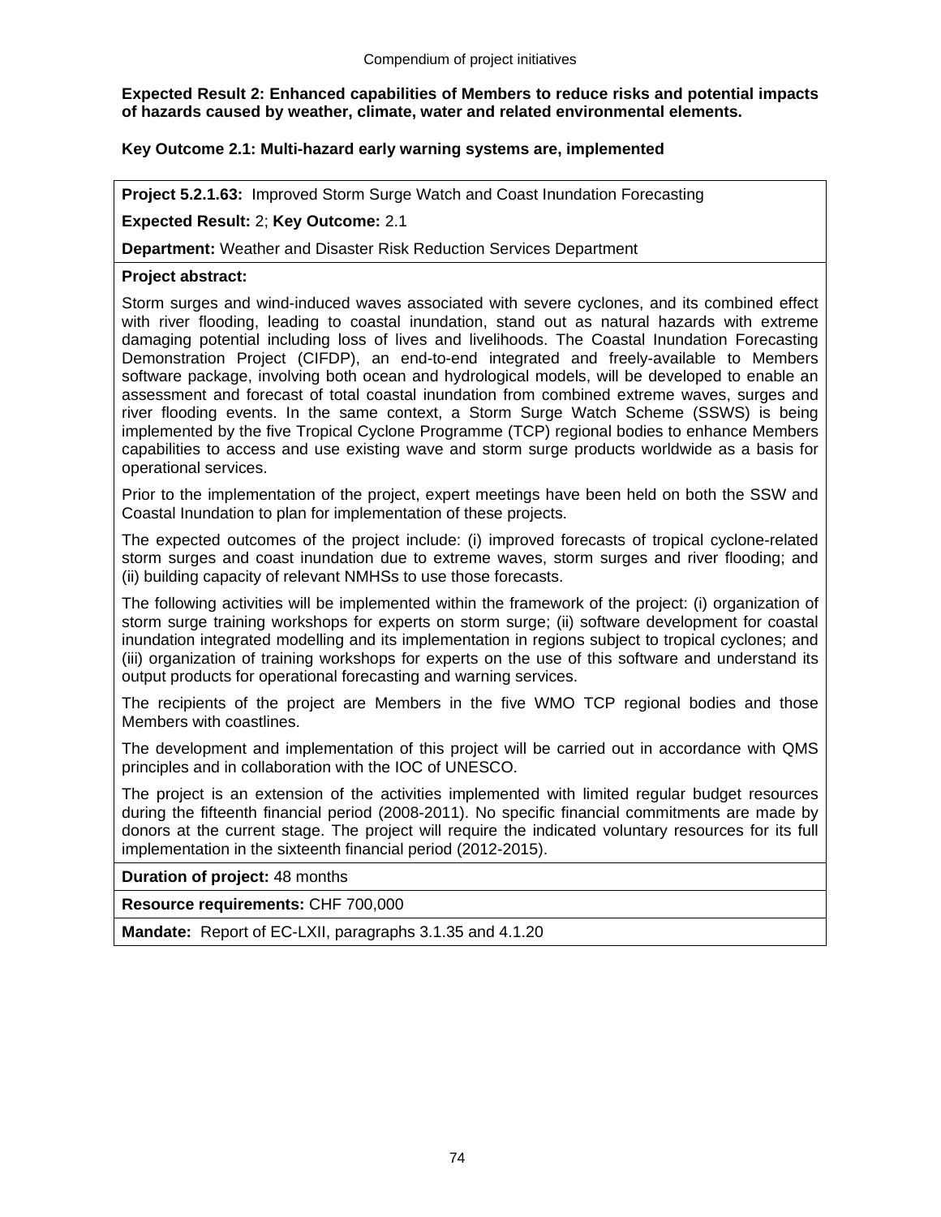**Expected Result 2: Enhanced capabilities of Members to reduce risks and potential impacts of hazards caused by weather, climate, water and related environmental elements.**

**Key Outcome 2.1: Multi-hazard early warning systems are, implemented**

**Project 5.2.1.63:** Improved Storm Surge Watch and Coast Inundation Forecasting

**Expected Result:** 2; **Key Outcome:** 2.1

**Department:** Weather and Disaster Risk Reduction Services Department

**Project abstract:**

Storm surges and wind-induced waves associated with severe cyclones, and its combined effect with river flooding, leading to coastal inundation, stand out as natural hazards with extreme damaging potential including loss of lives and livelihoods. The Coastal Inundation Forecasting Demonstration Project (CIFDP), an end-to-end integrated and freely-available to Members software package, involving both ocean and hydrological models, will be developed to enable an assessment and forecast of total coastal inundation from combined extreme waves, surges and river flooding events. In the same context, a Storm Surge Watch Scheme (SSWS) is being implemented by the five Tropical Cyclone Programme (TCP) regional bodies to enhance Members capabilities to access and use existing wave and storm surge products worldwide as a basis for operational services.

Prior to the implementation of the project, expert meetings have been held on both the SSW and Coastal Inundation to plan for implementation of these projects.

The expected outcomes of the project include: (i) improved forecasts of tropical cyclone-related storm surges and coast inundation due to extreme waves, storm surges and river flooding; and (ii) building capacity of relevant NMHSs to use those forecasts.

The following activities will be implemented within the framework of the project: (i) organization of storm surge training workshops for experts on storm surge; (ii) software development for coastal inundation integrated modelling and its implementation in regions subject to tropical cyclones; and (iii) organization of training workshops for experts on the use of this software and understand its output products for operational forecasting and warning services.

The recipients of the project are Members in the five WMO TCP regional bodies and those Members with coastlines.

The development and implementation of this project will be carried out in accordance with QMS principles and in collaboration with the IOC of UNESCO.

The project is an extension of the activities implemented with limited regular budget resources during the fifteenth financial period (2008-2011). No specific financial commitments are made by donors at the current stage. The project will require the indicated voluntary resources for its full implementation in the sixteenth financial period (2012-2015).

**Duration of project:** 48 months

**Resource requirements:** CHF 700,000

**Mandate:** Report of EC-LXII, paragraphs 3.1.35 and 4.1.20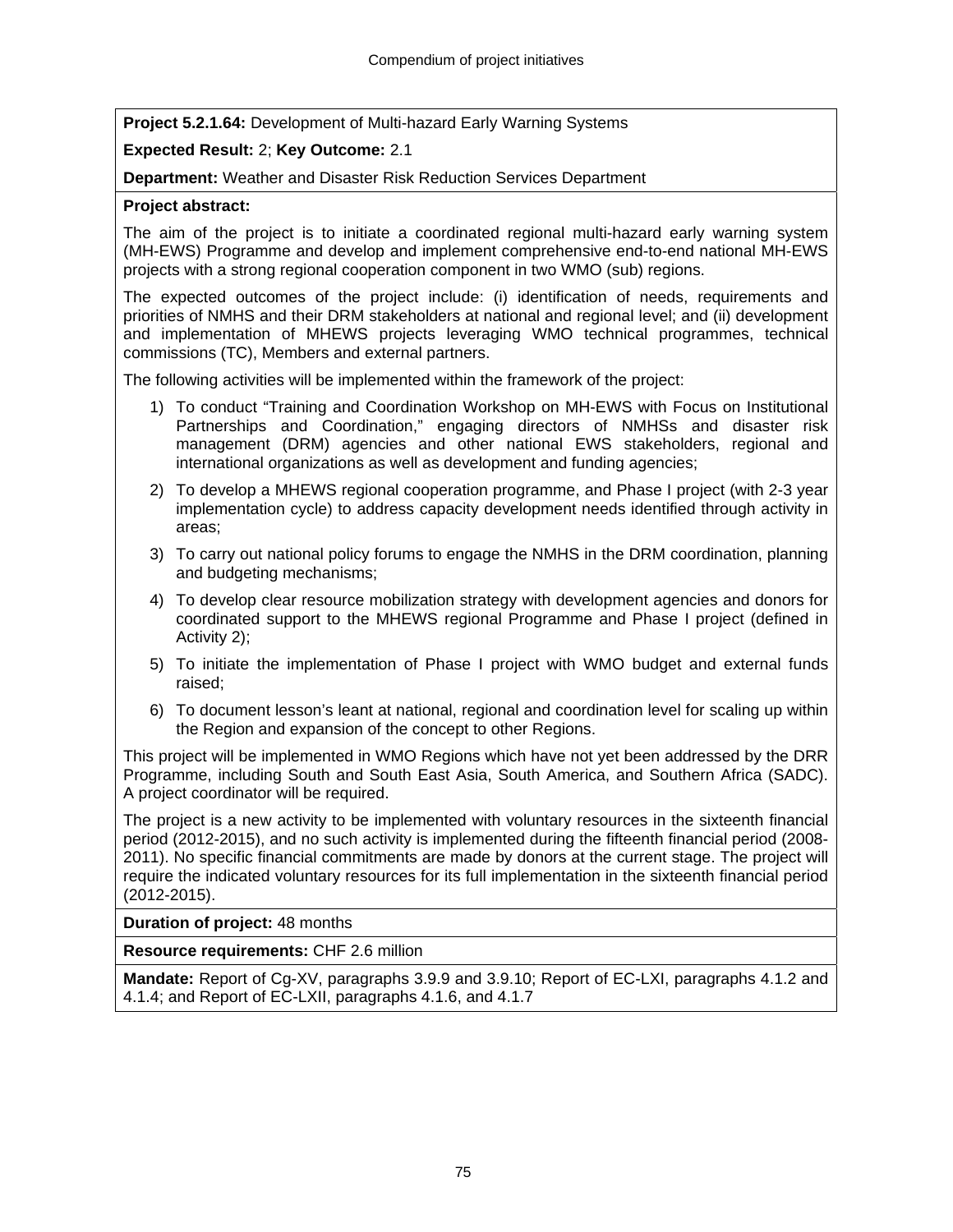**Project 5.2.1.64:** Development of Multi-hazard Early Warning Systems

**Expected Result:** 2; **Key Outcome:** 2.1

**Department:** Weather and Disaster Risk Reduction Services Department

**Project abstract:**

The aim of the project is to initiate a coordinated regional multi-hazard early warning system (MH-EWS) Programme and develop and implement comprehensive end-to-end national MH-EWS projects with a strong regional cooperation component in two WMO (sub) regions.

The expected outcomes of the project include: (i) identification of needs, requirements and priorities of NMHS and their DRM stakeholders at national and regional level; and (ii) development and implementation of MHEWS projects leveraging WMO technical programmes, technical commissions (TC), Members and external partners.

The following activities will be implemented within the framework of the project:

1) To conduct "Training and Coordination Workshop on MH-EWS with Focus on Institutional Partnerships and Coordination," engaging directors of NMHSs and disaster risk management (DRM) agencies and other national EWS stakeholders, regional and international organizations as well as development and funding agencies;
2) To develop a MHEWS regional cooperation programme, and Phase I project (with 2-3 year implementation cycle) to address capacity development needs identified through activity in areas;
3) To carry out national policy forums to engage the NMHS in the DRM coordination, planning and budgeting mechanisms;
4) To develop clear resource mobilization strategy with development agencies and donors for coordinated support to the MHEWS regional Programme and Phase I project (defined in Activity 2);
5) To initiate the implementation of Phase I project with WMO budget and external funds raised;
6) To document lesson's leant at national, regional and coordination level for scaling up within the Region and expansion of the concept to other Regions.

This project will be implemented in WMO Regions which have not yet been addressed by the DRR Programme, including South and South East Asia, South America, and Southern Africa (SADC). A project coordinator will be required.

The project is a new activity to be implemented with voluntary resources in the sixteenth financial period (2012-2015), and no such activity is implemented during the fifteenth financial period (2008-2011). No specific financial commitments are made by donors at the current stage. The project will require the indicated voluntary resources for its full implementation in the sixteenth financial period (2012-2015).

**Duration of project:** 48 months

**Resource requirements:** CHF 2.6 million

**Mandate:** Report of Cg-XV, paragraphs 3.9.9 and 3.9.10; Report of EC-LXI, paragraphs 4.1.2 and 4.1.4; and Report of EC-LXII, paragraphs 4.1.6, and 4.1.7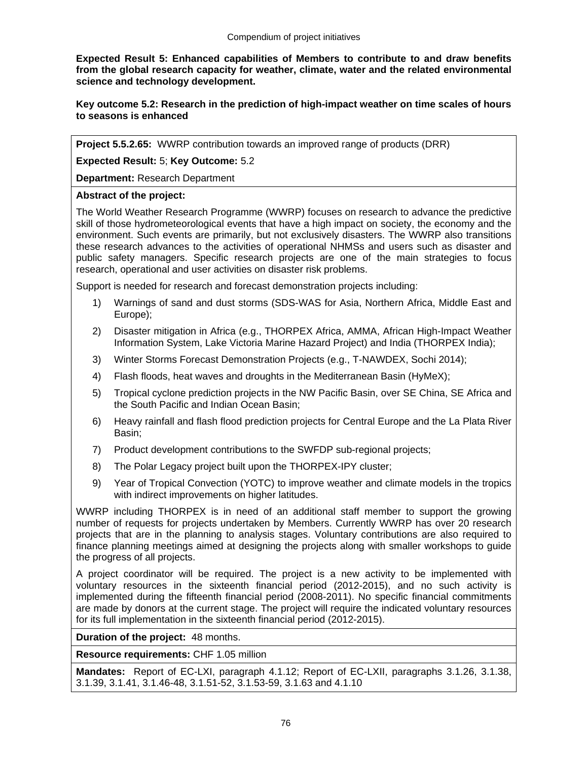**Expected Result 5: Enhanced capabilities of Members to contribute to and draw benefits from the global research capacity for weather, climate, water and the related environmental science and technology development.**

**Key outcome 5.2: Research in the prediction of high-impact weather on time scales of hours to seasons is enhanced**

**Project 5.5.2.65:** WWRP contribution towards an improved range of products (DRR)

**Expected Result:** 5; **Key Outcome:** 5.2

**Department:** Research Department

**Abstract of the project:**

The World Weather Research Programme (WWRP) focuses on research to advance the predictive skill of those hydrometeorological events that have a high impact on society, the economy and the environment. Such events are primarily, but not exclusively disasters. The WWRP also transitions these research advances to the activities of operational NHMSs and users such as disaster and public safety managers. Specific research projects are one of the main strategies to focus research, operational and user activities on disaster risk problems.

Support is needed for research and forecast demonstration projects including:

1) Warnings of sand and dust storms (SDS-WAS for Asia, Northern Africa, Middle East and Europe);
2) Disaster mitigation in Africa (e.g., THORPEX Africa, AMMA, African High-Impact Weather Information System, Lake Victoria Marine Hazard Project) and India (THORPEX India);
3) Winter Storms Forecast Demonstration Projects (e.g., T-NAWDEX, Sochi 2014);
4) Flash floods, heat waves and droughts in the Mediterranean Basin (HyMeX);
5) Tropical cyclone prediction projects in the NW Pacific Basin, over SE China, SE Africa and the South Pacific and Indian Ocean Basin;
6) Heavy rainfall and flash flood prediction projects for Central Europe and the La Plata River Basin;
7) Product development contributions to the SWFDP sub-regional projects;
8) The Polar Legacy project built upon the THORPEX-IPY cluster;
9) Year of Tropical Convection (YOTC) to improve weather and climate models in the tropics with indirect improvements on higher latitudes.

WWRP including THORPEX is in need of an additional staff member to support the growing number of requests for projects undertaken by Members. Currently WWRP has over 20 research projects that are in the planning to analysis stages. Voluntary contributions are also required to finance planning meetings aimed at designing the projects along with smaller workshops to guide the progress of all projects.

A project coordinator will be required. The project is a new activity to be implemented with voluntary resources in the sixteenth financial period (2012-2015), and no such activity is implemented during the fifteenth financial period (2008-2011). No specific financial commitments are made by donors at the current stage. The project will require the indicated voluntary resources for its full implementation in the sixteenth financial period (2012-2015).

**Duration of the project:** 48 months.

**Resource requirements:** CHF 1.05 million

**Mandates:** Report of EC-LXI, paragraph 4.1.12; Report of EC-LXII, paragraphs 3.1.26, 3.1.38, 3.1.39, 3.1.41, 3.1.46-48, 3.1.51-52, 3.1.53-59, 3.1.63 and 4.1.10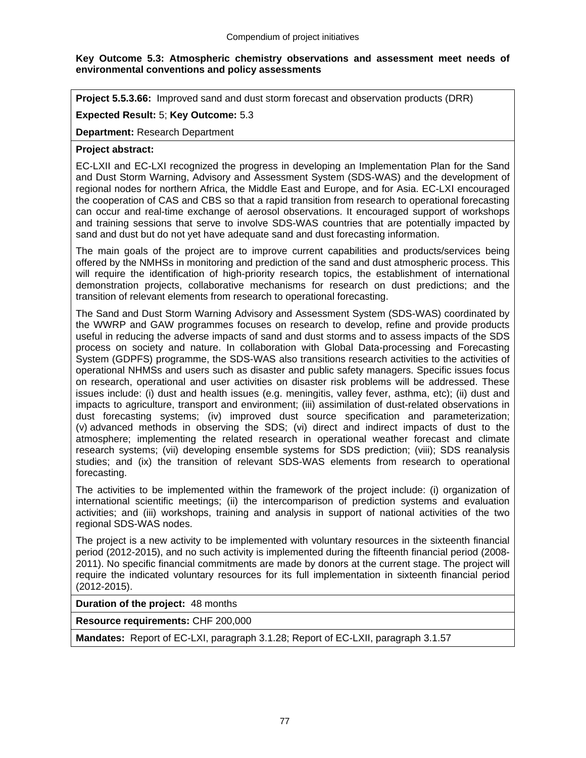**Key Outcome 5.3: Atmospheric chemistry observations and assessment meet needs of environmental conventions and policy assessments**

**Project 5.5.3.66:** Improved sand and dust storm forecast and observation products (DRR)

**Expected Result:** 5; **Key Outcome:** 5.3

**Department:** Research Department

**Project abstract:**

EC-LXII and EC-LXI recognized the progress in developing an Implementation Plan for the Sand and Dust Storm Warning, Advisory and Assessment System (SDS-WAS) and the development of regional nodes for northern Africa, the Middle East and Europe, and for Asia. EC-LXI encouraged the cooperation of CAS and CBS so that a rapid transition from research to operational forecasting can occur and real-time exchange of aerosol observations. It encouraged support of workshops and training sessions that serve to involve SDS-WAS countries that are potentially impacted by sand and dust but do not yet have adequate sand and dust forecasting information.

The main goals of the project are to improve current capabilities and products/services being offered by the NMHSs in monitoring and prediction of the sand and dust atmospheric process. This will require the identification of high-priority research topics, the establishment of international demonstration projects, collaborative mechanisms for research on dust predictions; and the transition of relevant elements from research to operational forecasting.

The Sand and Dust Storm Warning Advisory and Assessment System (SDS-WAS) coordinated by the WWRP and GAW programmes focuses on research to develop, refine and provide products useful in reducing the adverse impacts of sand and dust storms and to assess impacts of the SDS process on society and nature. In collaboration with Global Data-processing and Forecasting System (GDPFS) programme, the SDS-WAS also transitions research activities to the activities of operational NHMSs and users such as disaster and public safety managers. Specific issues focus on research, operational and user activities on disaster risk problems will be addressed. These issues include: (i) dust and health issues (e.g. meningitis, valley fever, asthma, etc); (ii) dust and impacts to agriculture, transport and environment; (iii) assimilation of dust-related observations in dust forecasting systems; (iv) improved dust source specification and parameterization; (v) advanced methods in observing the SDS; (vi) direct and indirect impacts of dust to the atmosphere; implementing the related research in operational weather forecast and climate research systems; (vii) developing ensemble systems for SDS prediction; (viii); SDS reanalysis studies; and (ix) the transition of relevant SDS-WAS elements from research to operational forecasting.

The activities to be implemented within the framework of the project include: (i) organization of international scientific meetings; (ii) the intercomparison of prediction systems and evaluation activities; and (iii) workshops, training and analysis in support of national activities of the two regional SDS-WAS nodes.

The project is a new activity to be implemented with voluntary resources in the sixteenth financial period (2012-2015), and no such activity is implemented during the fifteenth financial period (2008-2011). No specific financial commitments are made by donors at the current stage. The project will require the indicated voluntary resources for its full implementation in sixteenth financial period (2012-2015).

**Duration of the project:** 48 months

**Resource requirements:** CHF 200,000

**Mandates:** Report of EC-LXI, paragraph 3.1.28; Report of EC-LXII, paragraph 3.1.57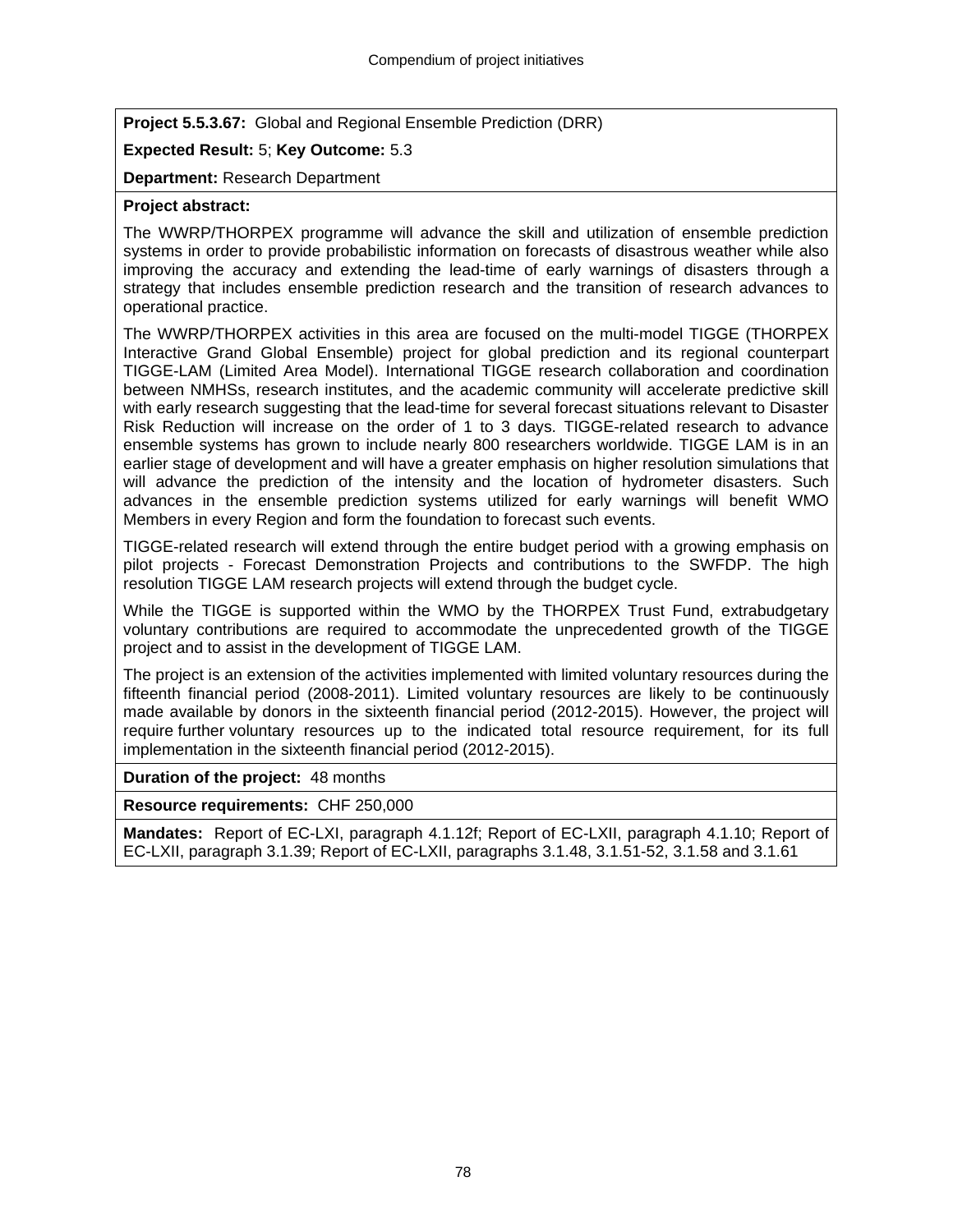**Project 5.5.3.67:** Global and Regional Ensemble Prediction (DRR)

**Expected Result:** 5; **Key Outcome:** 5.3

**Department:** Research Department

**Project abstract:**

The WWRP/THORPEX programme will advance the skill and utilization of ensemble prediction systems in order to provide probabilistic information on forecasts of disastrous weather while also improving the accuracy and extending the lead-time of early warnings of disasters through a strategy that includes ensemble prediction research and the transition of research advances to operational practice.

The WWRP/THORPEX activities in this area are focused on the multi-model TIGGE (THORPEX Interactive Grand Global Ensemble) project for global prediction and its regional counterpart TIGGE-LAM (Limited Area Model). International TIGGE research collaboration and coordination between NMHSs, research institutes, and the academic community will accelerate predictive skill with early research suggesting that the lead-time for several forecast situations relevant to Disaster Risk Reduction will increase on the order of 1 to 3 days. TIGGE-related research to advance ensemble systems has grown to include nearly 800 researchers worldwide. TIGGE LAM is in an earlier stage of development and will have a greater emphasis on higher resolution simulations that will advance the prediction of the intensity and the location of hydrometer disasters. Such advances in the ensemble prediction systems utilized for early warnings will benefit WMO Members in every Region and form the foundation to forecast such events.

TIGGE-related research will extend through the entire budget period with a growing emphasis on pilot projects - Forecast Demonstration Projects and contributions to the SWFDP. The high resolution TIGGE LAM research projects will extend through the budget cycle.

While the TIGGE is supported within the WMO by the THORPEX Trust Fund, extrabudgetary voluntary contributions are required to accommodate the unprecedented growth of the TIGGE project and to assist in the development of TIGGE LAM.

The project is an extension of the activities implemented with limited voluntary resources during the fifteenth financial period (2008-2011). Limited voluntary resources are likely to be continuously made available by donors in the sixteenth financial period (2012-2015). However, the project will require further voluntary resources up to the indicated total resource requirement, for its full implementation in the sixteenth financial period (2012-2015).

**Duration of the project:** 48 months

**Resource requirements:** CHF 250,000

**Mandates:** Report of EC-LXI, paragraph 4.1.12f; Report of EC-LXII, paragraph 4.1.10; Report of EC-LXII, paragraph 3.1.39; Report of EC-LXII, paragraphs 3.1.48, 3.1.51-52, 3.1.58 and 3.1.61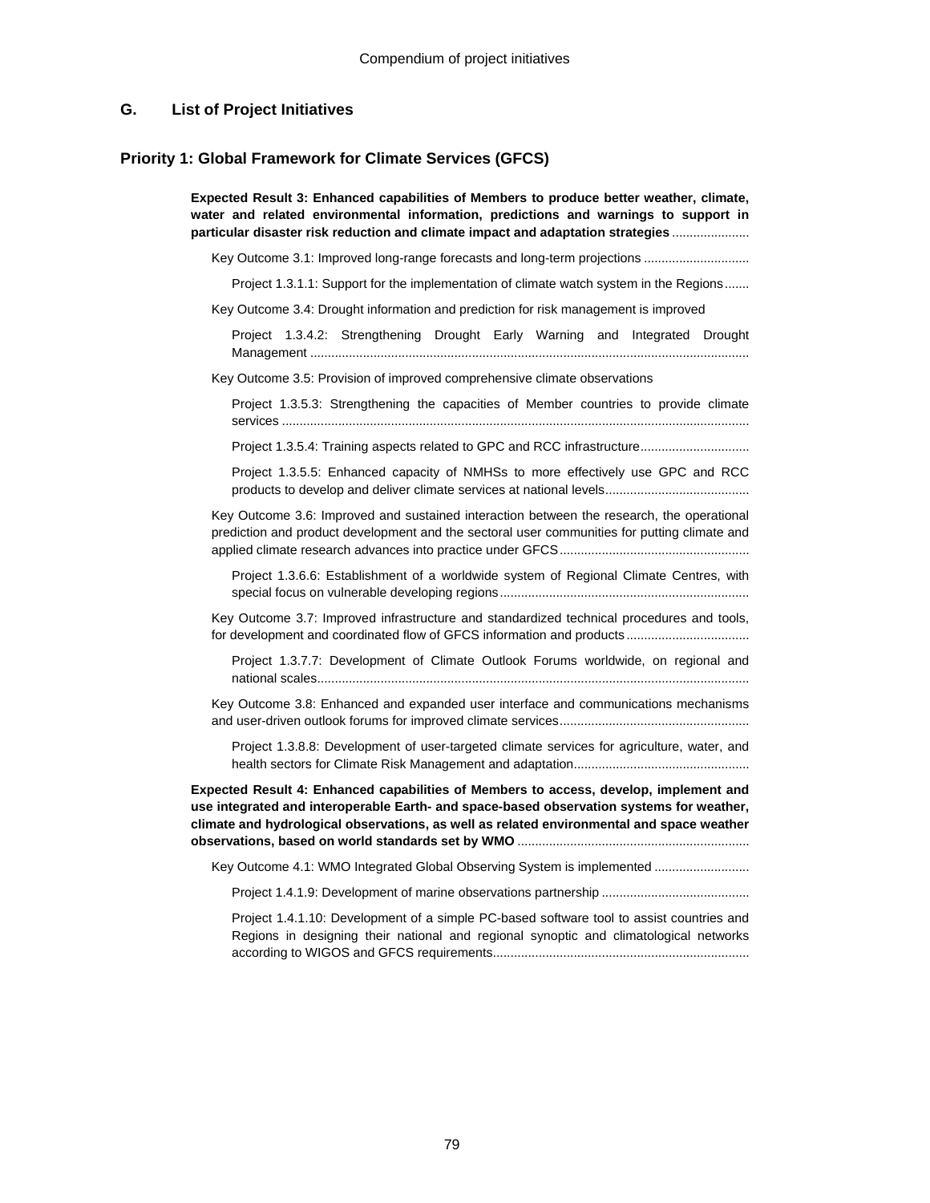## G. List of Project Initiatives

### Priority 1: Global Framework for Climate Services (GFCS)

**Expected Result 3: Enhanced capabilities of Members to produce better weather, climate, water and related environmental information, predictions and warnings to support in particular disaster risk reduction and climate impact and adaptation strategies** ......................

Key Outcome 3.1: Improved long-range forecasts and long-term projections ..............................

Project 1.3.1.1: Support for the implementation of climate watch system in the Regions.......

Key Outcome 3.4: Drought information and prediction for risk management is improved

Project 1.3.4.2: Strengthening Drought Early Warning and Integrated Drought Management ..............................................................................................................................

Key Outcome 3.5: Provision of improved comprehensive climate observations

Project 1.3.5.3: Strengthening the capacities of Member countries to provide climate services .....................................................................................................................................

Project 1.3.5.4: Training aspects related to GPC and RCC infrastructure...............................

Project 1.3.5.5: Enhanced capacity of NMHSs to more effectively use GPC and RCC products to develop and deliver climate services at national levels.........................................

Key Outcome 3.6: Improved and sustained interaction between the research, the operational prediction and product development and the sectoral user communities for putting climate and applied climate research advances into practice under GFCS......................................................

Project 1.3.6.6: Establishment of a worldwide system of Regional Climate Centres, with special focus on vulnerable developing regions.......................................................................

Key Outcome 3.7: Improved infrastructure and standardized technical procedures and tools, for development and coordinated flow of GFCS information and products...................................

Project 1.3.7.7: Development of Climate Outlook Forums worldwide, on regional and national scales............................................................................................................................

Key Outcome 3.8: Enhanced and expanded user interface and communications mechanisms and user-driven outlook forums for improved climate services......................................................

Project 1.3.8.8: Development of user-targeted climate services for agriculture, water, and health sectors for Climate Risk Management and adaptation..................................................

**Expected Result 4: Enhanced capabilities of Members to access, develop, implement and use integrated and interoperable Earth- and space-based observation systems for weather, climate and hydrological observations, as well as related environmental and space weather observations, based on world standards set by WMO** .................................................................

Key Outcome 4.1: WMO Integrated Global Observing System is implemented ...........................

Project 1.4.1.9: Development of marine observations partnership ..........................................

Project 1.4.1.10: Development of a simple PC-based software tool to assist countries and Regions in designing their national and regional synoptic and climatological networks according to WIGOS and GFCS requirements.........................................................................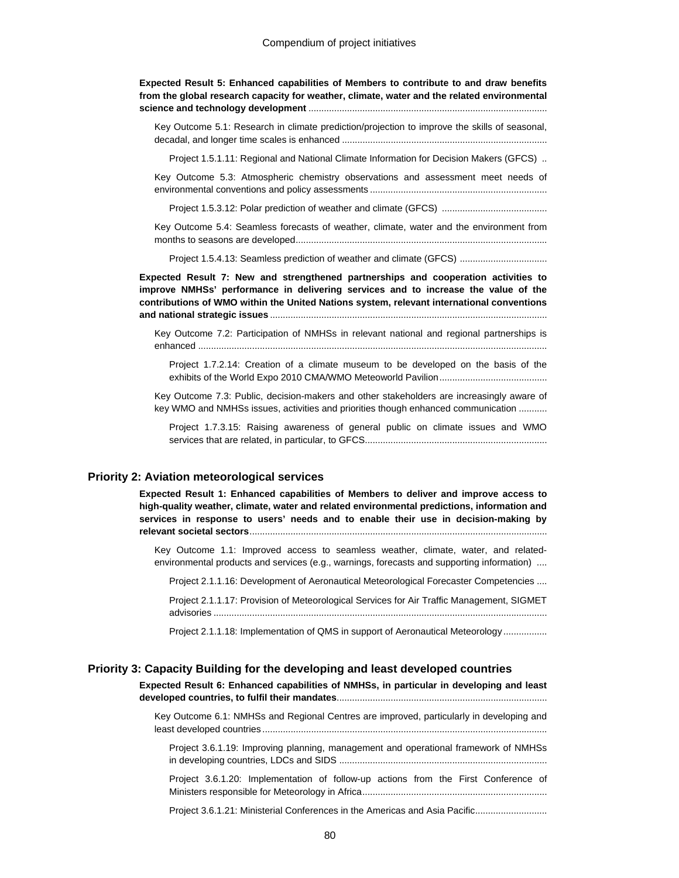**Expected Result 5: Enhanced capabilities of Members to contribute to and draw benefits from the global research capacity for weather, climate, water and the related environmental science and technology development** ...........................................................................................

Key Outcome 5.1: Research in climate prediction/projection to improve the skills of seasonal, decadal, and longer time scales is enhanced ...............................................................................

Project 1.5.1.11: Regional and National Climate Information for Decision Makers (GFCS) ..

Key Outcome 5.3: Atmospheric chemistry observations and assessment meet needs of environmental conventions and policy assessments ....................................................................

Project 1.5.3.12: Polar prediction of weather and climate (GFCS) .........................................

Key Outcome 5.4: Seamless forecasts of weather, climate, water and the environment from months to seasons are developed.................................................................................................

Project 1.5.4.13: Seamless prediction of weather and climate (GFCS) ..................................

**Expected Result 7: New and strengthened partnerships and cooperation activities to improve NMHSs' performance in delivering services and to increase the value of the contributions of WMO within the United Nations system, relevant international conventions and national strategic issues** ...........................................................................................................

Key Outcome 7.2: Participation of NMHSs in relevant national and regional partnerships is enhanced ........................................................................................................................................

Project 1.7.2.14: Creation of a climate museum to be developed on the basis of the exhibits of the World Expo 2010 CMA/WMO Meteoworld Pavilion..........................................

Key Outcome 7.3: Public, decision-makers and other stakeholders are increasingly aware of key WMO and NMHSs issues, activities and priorities though enhanced communication ...........

Project 1.7.3.15: Raising awareness of general public on climate issues and WMO services that are related, in particular, to GFCS......................................................................

## Priority 2: Aviation meteorological services

**Expected Result 1: Enhanced capabilities of Members to deliver and improve access to high-quality weather, climate, water and related environmental predictions, information and services in response to users' needs and to enable their use in decision-making by relevant societal sectors**...................................................................................................................

Key Outcome 1.1: Improved access to seamless weather, climate, water, and related-environmental products and services (e.g., warnings, forecasts and supporting information) ....

Project 2.1.1.16: Development of Aeronautical Meteorological Forecaster Competencies ....

Project 2.1.1.17: Provision of Meteorological Services for Air Traffic Management, SIGMET advisories ..................................................................................................................................

Project 2.1.1.18: Implementation of QMS in support of Aeronautical Meteorology.................

## Priority 3: Capacity Building for the developing and least developed countries

**Expected Result 6: Enhanced capabilities of NMHSs, in particular in developing and least developed countries, to fulfil their mandates**.................................................................................

Key Outcome 6.1: NMHSs and Regional Centres are improved, particularly in developing and least developed countries ..............................................................................................................

Project 3.6.1.19: Improving planning, management and operational framework of NMHSs in developing countries, LDCs and SIDS .................................................................................

Project 3.6.1.20: Implementation of follow-up actions from the First Conference of Ministers responsible for Meteorology in Africa........................................................................

Project 3.6.1.21: Ministerial Conferences in the Americas and Asia Pacific...........................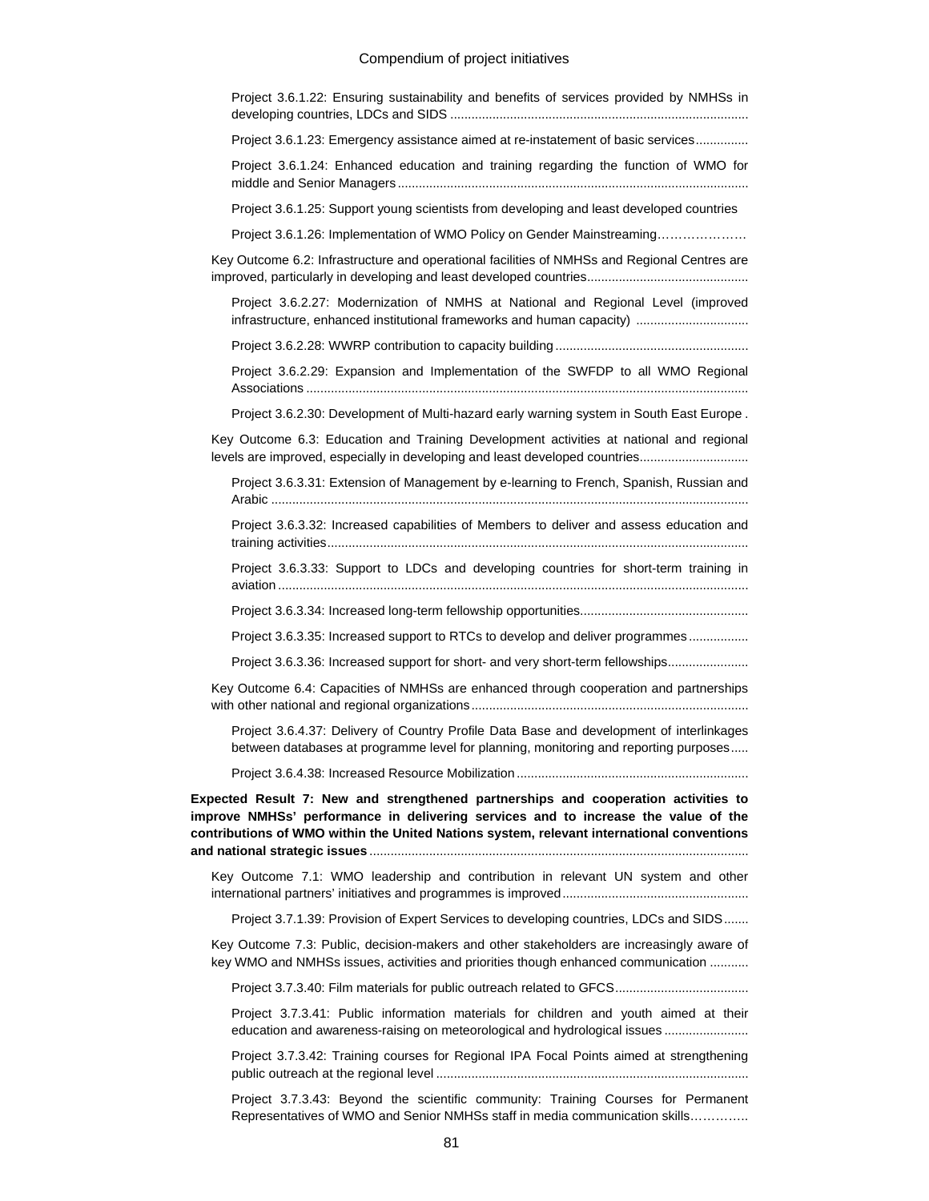Project 3.6.1.22: Ensuring sustainability and benefits of services provided by NMHSs in developing countries, LDCs and SIDS ....................................................................................

Project 3.6.1.23: Emergency assistance aimed at re-instatement of basic services...............

Project 3.6.1.24: Enhanced education and training regarding the function of WMO for middle and Senior Managers ...................................................................................................

Project 3.6.1.25: Support young scientists from developing and least developed countries

Project 3.6.1.26: Implementation of WMO Policy on Gender Mainstreaming…………………

Key Outcome 6.2: Infrastructure and operational facilities of NMHSs and Regional Centres are improved, particularly in developing and least developed countries.............................................

Project 3.6.2.27: Modernization of NMHS at National and Regional Level (improved infrastructure, enhanced institutional frameworks and human capacity) ................................

Project 3.6.2.28: WWRP contribution to capacity building ......................................................

Project 3.6.2.29: Expansion and Implementation of the SWFDP to all WMO Regional Associations ...............................................................................................................................

Project 3.6.2.30: Development of Multi-hazard early warning system in South East Europe .

Key Outcome 6.3: Education and Training Development activities at national and regional levels are improved, especially in developing and least developed countries...............................

Project 3.6.3.31: Extension of Management by e-learning to French, Spanish, Russian and Arabic .........................................................................................................................................

Project 3.6.3.32: Increased capabilities of Members to deliver and assess education and training activities.........................................................................................................................

Project 3.6.3.33: Support to LDCs and developing countries for short-term training in aviation .......................................................................................................................................

Project 3.6.3.34: Increased long-term fellowship opportunities................................................

Project 3.6.3.35: Increased support to RTCs to develop and deliver programmes .................

Project 3.6.3.36: Increased support for short- and very short-term fellowships.......................

Key Outcome 6.4: Capacities of NMHSs are enhanced through cooperation and partnerships with other national and regional organizations ..............................................................................

Project 3.6.4.37: Delivery of Country Profile Data Base and development of interlinkages between databases at programme level for planning, monitoring and reporting purposes.....

Project 3.6.4.38: Increased Resource Mobilization .................................................................

**Expected Result 7: New and strengthened partnerships and cooperation activities to improve NMHSs' performance in delivering services and to increase the value of the contributions of WMO within the United Nations system, relevant international conventions and national strategic issues** ...........................................................................................................

Key Outcome 7.1: WMO leadership and contribution in relevant UN system and other international partners' initiatives and programmes is improved ....................................................

Project 3.7.1.39: Provision of Expert Services to developing countries, LDCs and SIDS .......

Key Outcome 7.3: Public, decision-makers and other stakeholders are increasingly aware of key WMO and NMHSs issues, activities and priorities though enhanced communication ...........

Project 3.7.3.40: Film materials for public outreach related to GFCS.....................................

Project 3.7.3.41: Public information materials for children and youth aimed at their education and awareness-raising on meteorological and hydrological issues ........................

Project 3.7.3.42: Training courses for Regional IPA Focal Points aimed at strengthening public outreach at the regional level .........................................................................................

Project 3.7.3.43: Beyond the scientific community: Training Courses for Permanent Representatives of WMO and Senior NMHSs staff in media communication skills…………..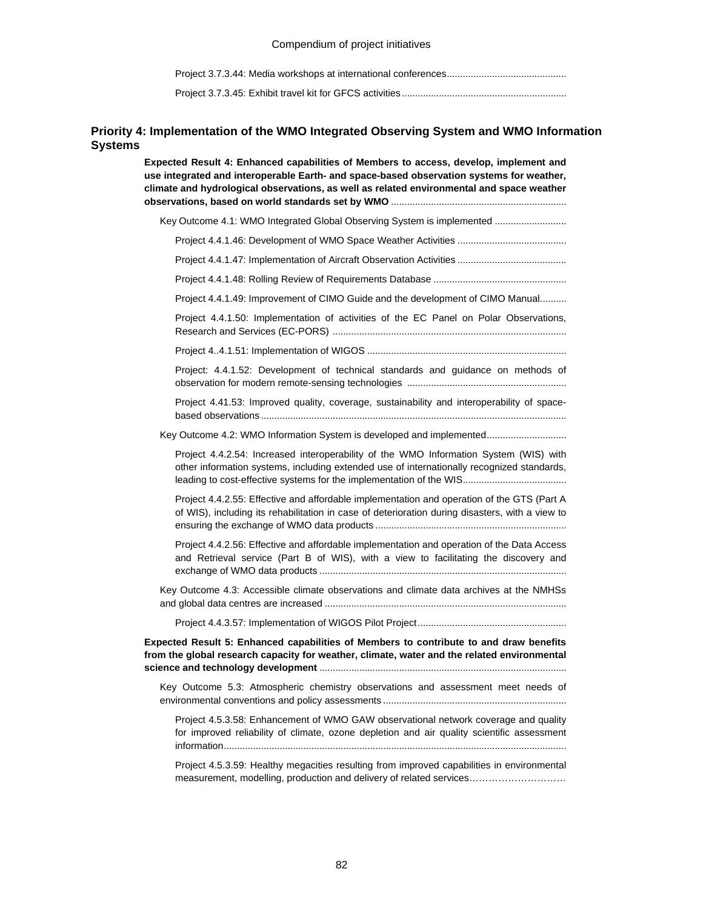Project 3.7.3.44: Media workshops at international conferences............................................

Project 3.7.3.45: Exhibit travel kit for GFCS activities.............................................................

## Priority 4: Implementation of the WMO Integrated Observing System and WMO Information Systems

**Expected Result 4: Enhanced capabilities of Members to access, develop, implement and use integrated and interoperable Earth- and space-based observation systems for weather, climate and hydrological observations, as well as related environmental and space weather observations, based on world standards set by WMO** .................................................................

Key Outcome 4.1: WMO Integrated Global Observing System is implemented ...........................

Project 4.4.1.46: Development of WMO Space Weather Activities .........................................

Project 4.4.1.47: Implementation of Aircraft Observation Activities .........................................

Project 4.4.1.48: Rolling Review of Requirements Database .................................................

Project 4.4.1.49: Improvement of CIMO Guide and the development of CIMO Manual..........

Project 4.4.1.50: Implementation of activities of the EC Panel on Polar Observations, Research and Services (EC-PORS) .......................................................................................

Project 4..4.1.51: Implementation of WIGOS ..........................................................................

Project: 4.4.1.52: Development of technical standards and guidance on methods of observation for modern remote-sensing technologies ...........................................................

Project 4.41.53: Improved quality, coverage, sustainability and interoperability of space-based observations..................................................................................................................

Key Outcome 4.2: WMO Information System is developed and implemented.............................

Project 4.4.2.54: Increased interoperability of the WMO Information System (WIS) with other information systems, including extended use of internationally recognized standards, leading to cost-effective systems for the implementation of the WIS.......................................

Project 4.4.2.55: Effective and affordable implementation and operation of the GTS (Part A of WIS), including its rehabilitation in case of deterioration during disasters, with a view to ensuring the exchange of WMO data products.......................................................................

Project 4.4.2.56: Effective and affordable implementation and operation of the Data Access and Retrieval service (Part B of WIS), with a view to facilitating the discovery and exchange of WMO data products ............................................................................................

Key Outcome 4.3: Accessible climate observations and climate data archives at the NMHSs and global data centres are increased ..........................................................................................

Project 4.4.3.57: Implementation of WIGOS Pilot Project........................................................

**Expected Result 5: Enhanced capabilities of Members to contribute to and draw benefits from the global research capacity for weather, climate, water and the related environmental science and technology development** ............................................................................................

Key Outcome 5.3: Atmospheric chemistry observations and assessment meet needs of environmental conventions and policy assessments ....................................................................

Project 4.5.3.58: Enhancement of WMO GAW observational network coverage and quality for improved reliability of climate, ozone depletion and air quality scientific assessment information................................................................................................................................

Project 4.5.3.59: Healthy megacities resulting from improved capabilities in environmental measurement, modelling, production and delivery of related services…………………………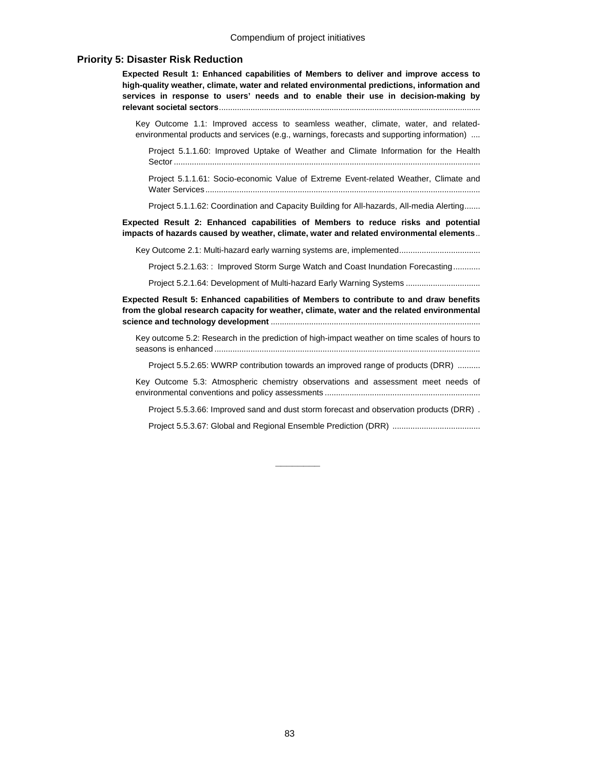## Priority 5: Disaster Risk Reduction

**Expected Result 1: Enhanced capabilities of Members to deliver and improve access to high-quality weather, climate, water and related environmental predictions, information and services in response to users' needs and to enable their use in decision-making by relevant societal sectors**

Key Outcome 1.1: Improved access to seamless weather, climate, water, and related-environmental products and services (e.g., warnings, forecasts and supporting information)

Project 5.1.1.60: Improved Uptake of Weather and Climate Information for the Health Sector

Project 5.1.1.61: Socio-economic Value of Extreme Event-related Weather, Climate and Water Services

Project 5.1.1.62: Coordination and Capacity Building for All-hazards, All-media Alerting

**Expected Result 2: Enhanced capabilities of Members to reduce risks and potential impacts of hazards caused by weather, climate, water and related environmental elements**

Key Outcome 2.1: Multi-hazard early warning systems are, implemented

Project 5.2.1.63: : Improved Storm Surge Watch and Coast Inundation Forecasting

Project 5.2.1.64: Development of Multi-hazard Early Warning Systems

**Expected Result 5: Enhanced capabilities of Members to contribute to and draw benefits from the global research capacity for weather, climate, water and the related environmental science and technology development**

Key outcome 5.2: Research in the prediction of high-impact weather on time scales of hours to seasons is enhanced

Project 5.5.2.65: WWRP contribution towards an improved range of products (DRR)

Key Outcome 5.3: Atmospheric chemistry observations and assessment meet needs of environmental conventions and policy assessments

Project 5.5.3.66: Improved sand and dust storm forecast and observation products (DRR)

Project 5.5.3.67: Global and Regional Ensemble Prediction (DRR)

---